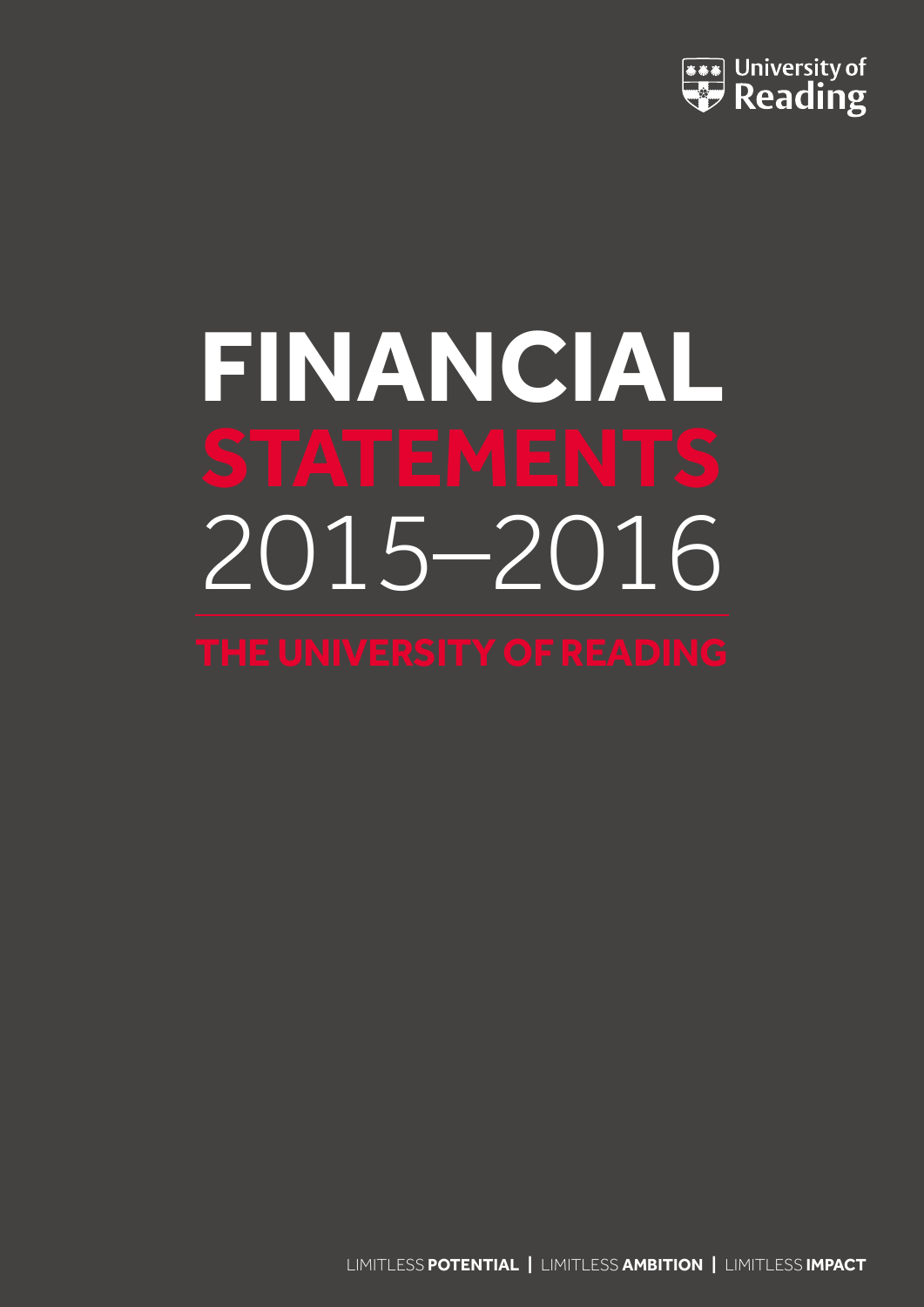University of Reading

# FINANCIAL STATEMENTS 2015–2016

## THE UNIVERSITY OF READING

LIMITLESS **POTENTIAL** | LIMITLESS **AMBITION** | LIMITLESS **IMPACT**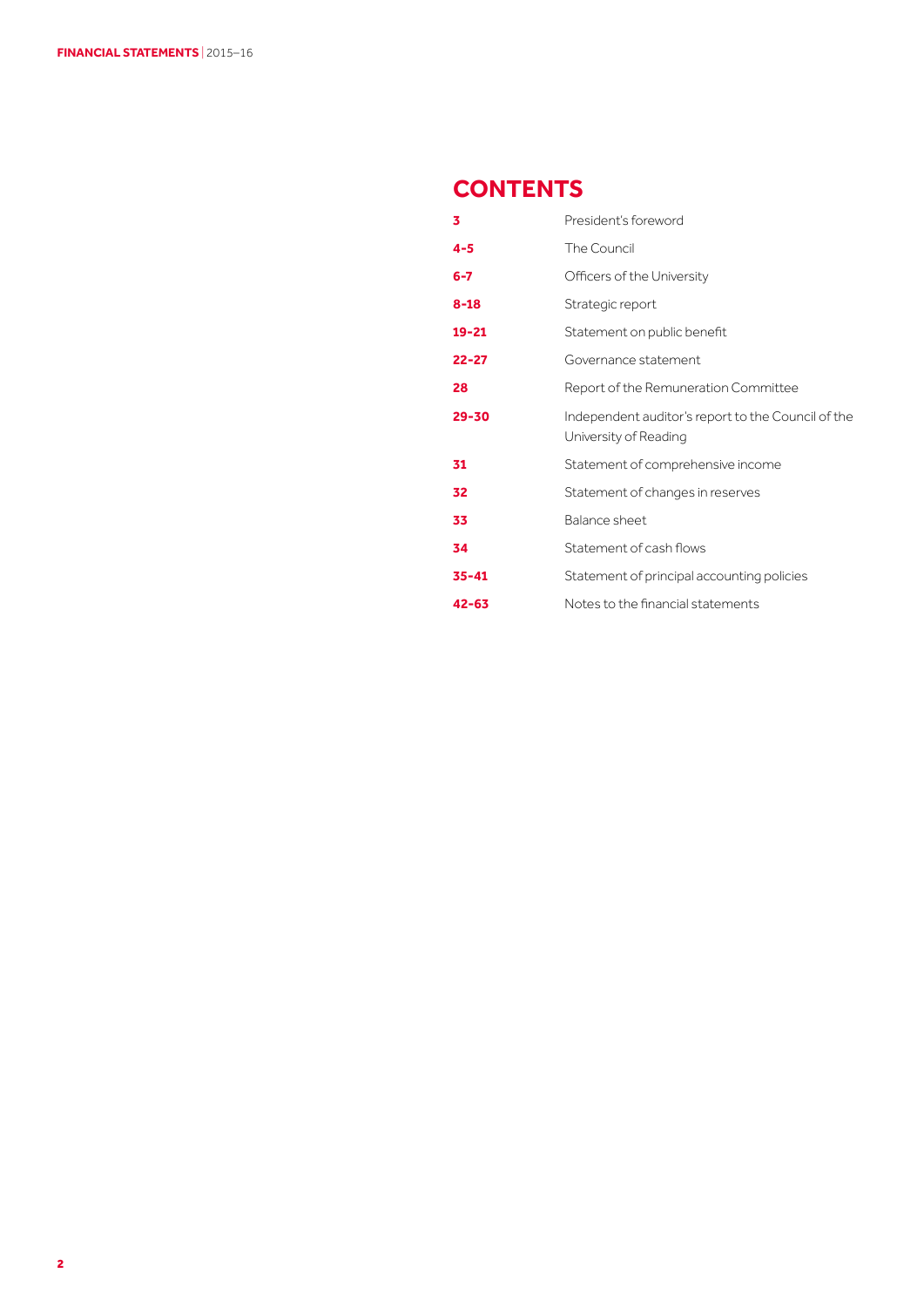# CONTENTS

| | |
|---|---|
| **3** | President's foreword |
| **4-5** | The Council |
| **6-7** | Officers of the University |
| **8-18** | Strategic report |
| **19-21** | Statement on public benefit |
| **22-27** | Governance statement |
| **28** | Report of the Remuneration Committee |
| **29-30** | Independent auditor's report to the Council of the University of Reading |
| **31** | Statement of comprehensive income |
| **32** | Statement of changes in reserves |
| **33** | Balance sheet |
| **34** | Statement of cash flows |
| **35-41** | Statement of principal accounting policies |
| **42-63** | Notes to the financial statements |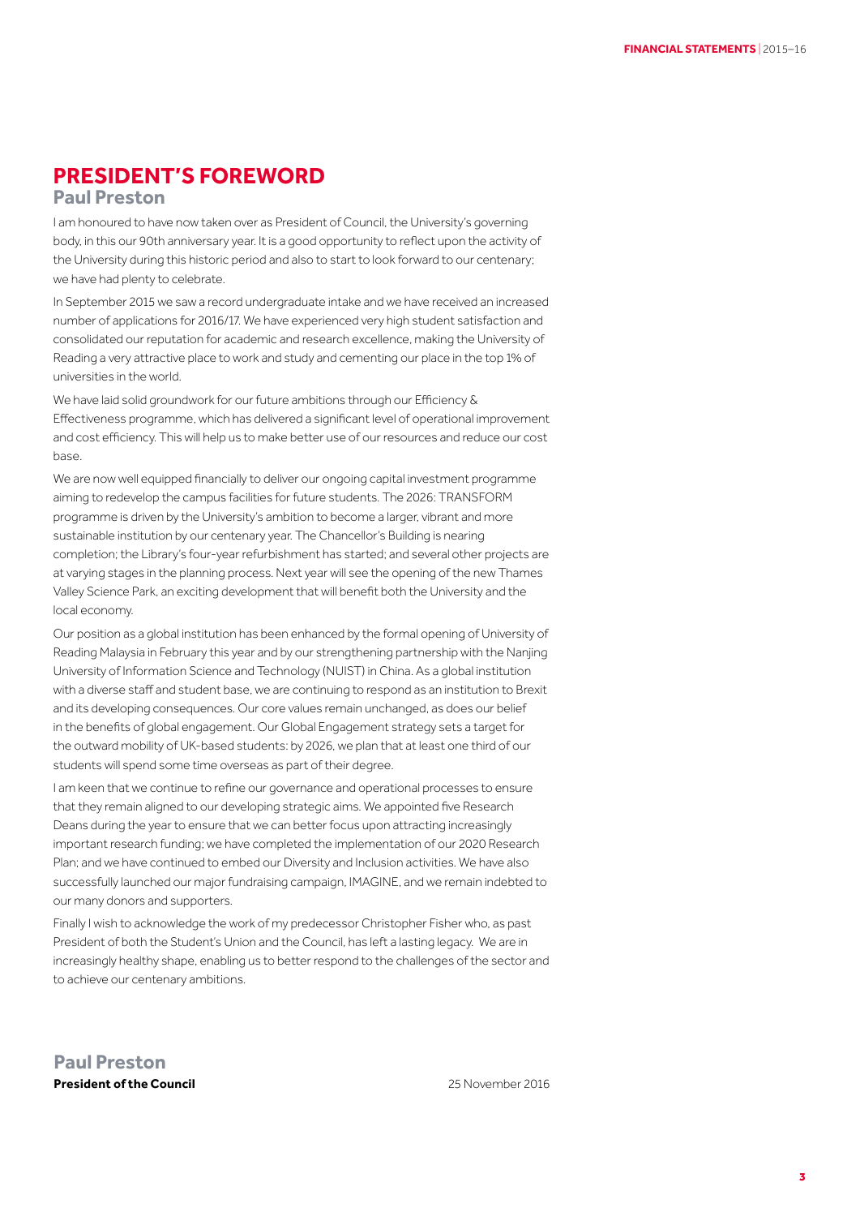# PRESIDENT'S FOREWORD

## Paul Preston

I am honoured to have now taken over as President of Council, the University's governing body, in this our 90th anniversary year. It is a good opportunity to reflect upon the activity of the University during this historic period and also to start to look forward to our centenary; we have had plenty to celebrate.

In September 2015 we saw a record undergraduate intake and we have received an increased number of applications for 2016/17. We have experienced very high student satisfaction and consolidated our reputation for academic and research excellence, making the University of Reading a very attractive place to work and study and cementing our place in the top 1% of universities in the world.

We have laid solid groundwork for our future ambitions through our Efficiency & Effectiveness programme, which has delivered a significant level of operational improvement and cost efficiency. This will help us to make better use of our resources and reduce our cost base.

We are now well equipped financially to deliver our ongoing capital investment programme aiming to redevelop the campus facilities for future students. The 2026: TRANSFORM programme is driven by the University's ambition to become a larger, vibrant and more sustainable institution by our centenary year. The Chancellor's Building is nearing completion; the Library's four-year refurbishment has started; and several other projects are at varying stages in the planning process. Next year will see the opening of the new Thames Valley Science Park, an exciting development that will benefit both the University and the local economy.

Our position as a global institution has been enhanced by the formal opening of University of Reading Malaysia in February this year and by our strengthening partnership with the Nanjing University of Information Science and Technology (NUIST) in China. As a global institution with a diverse staff and student base, we are continuing to respond as an institution to Brexit and its developing consequences. Our core values remain unchanged, as does our belief in the benefits of global engagement. Our Global Engagement strategy sets a target for the outward mobility of UK-based students: by 2026, we plan that at least one third of our students will spend some time overseas as part of their degree.

I am keen that we continue to refine our governance and operational processes to ensure that they remain aligned to our developing strategic aims. We appointed five Research Deans during the year to ensure that we can better focus upon attracting increasingly important research funding; we have completed the implementation of our 2020 Research Plan; and we have continued to embed our Diversity and Inclusion activities. We have also successfully launched our major fundraising campaign, IMAGINE, and we remain indebted to our many donors and supporters.

Finally I wish to acknowledge the work of my predecessor Christopher Fisher who, as past President of both the Student's Union and the Council, has left a lasting legacy. We are in increasingly healthy shape, enabling us to better respond to the challenges of the sector and to achieve our centenary ambitions.

**Paul Preston**
**President of the Council**

25 November 2016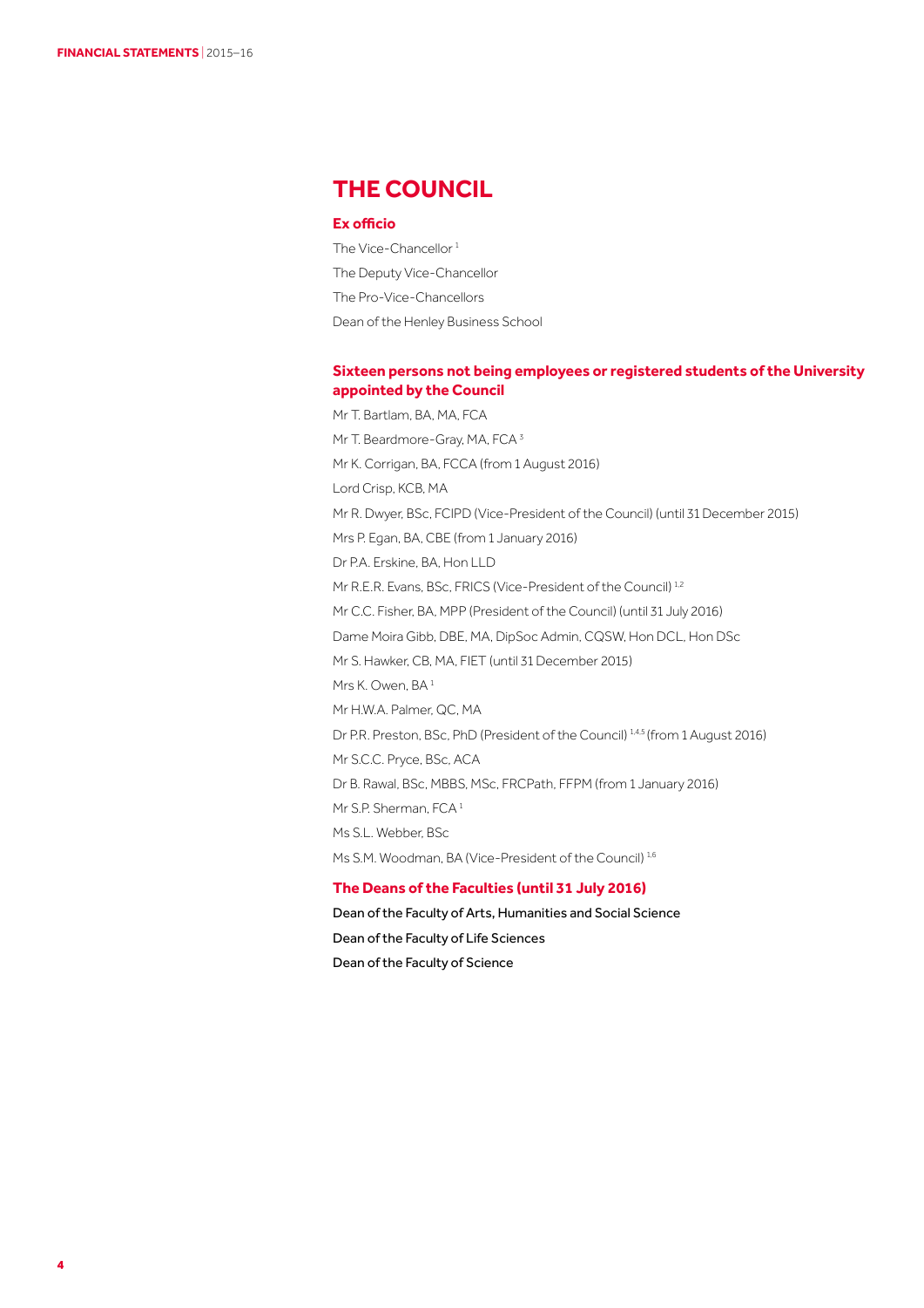# THE COUNCIL

### Ex officio

The Vice-Chancellor [1]

The Deputy Vice-Chancellor

The Pro-Vice-Chancellors

Dean of the Henley Business School

### Sixteen persons not being employees or registered students of the University appointed by the Council

Mr T. Bartlam, BA, MA, FCA

Mr T. Beardmore-Gray, MA, FCA [3]

Mr K. Corrigan, BA, FCCA (from 1 August 2016)

Lord Crisp, KCB, MA

Mr R. Dwyer, BSc, FCIPD (Vice-President of the Council) (until 31 December 2015)

Mrs P. Egan, BA, CBE (from 1 January 2016)

Dr P.A. Erskine, BA, Hon LLD

Mr R.E.R. Evans, BSc, FRICS (Vice-President of the Council) [1,2]

Mr C.C. Fisher, BA, MPP (President of the Council) (until 31 July 2016)

Dame Moira Gibb, DBE, MA, DipSoc Admin, CQSW, Hon DCL, Hon DSc

Mr S. Hawker, CB, MA, FIET (until 31 December 2015)

Mrs K. Owen, BA [1]

Mr H.W.A. Palmer, QC, MA

Dr P.R. Preston, BSc, PhD (President of the Council) [1,4,5] (from 1 August 2016)

Mr S.C.C. Pryce, BSc, ACA

Dr B. Rawal, BSc, MBBS, MSc, FRCPath, FFPM (from 1 January 2016)

Mr S.P. Sherman, FCA [1]

Ms S.L. Webber, BSc

Ms S.M. Woodman, BA (Vice-President of the Council) [1,6]

### The Deans of the Faculties (until 31 July 2016)

Dean of the Faculty of Arts, Humanities and Social Science

Dean of the Faculty of Life Sciences

Dean of the Faculty of Science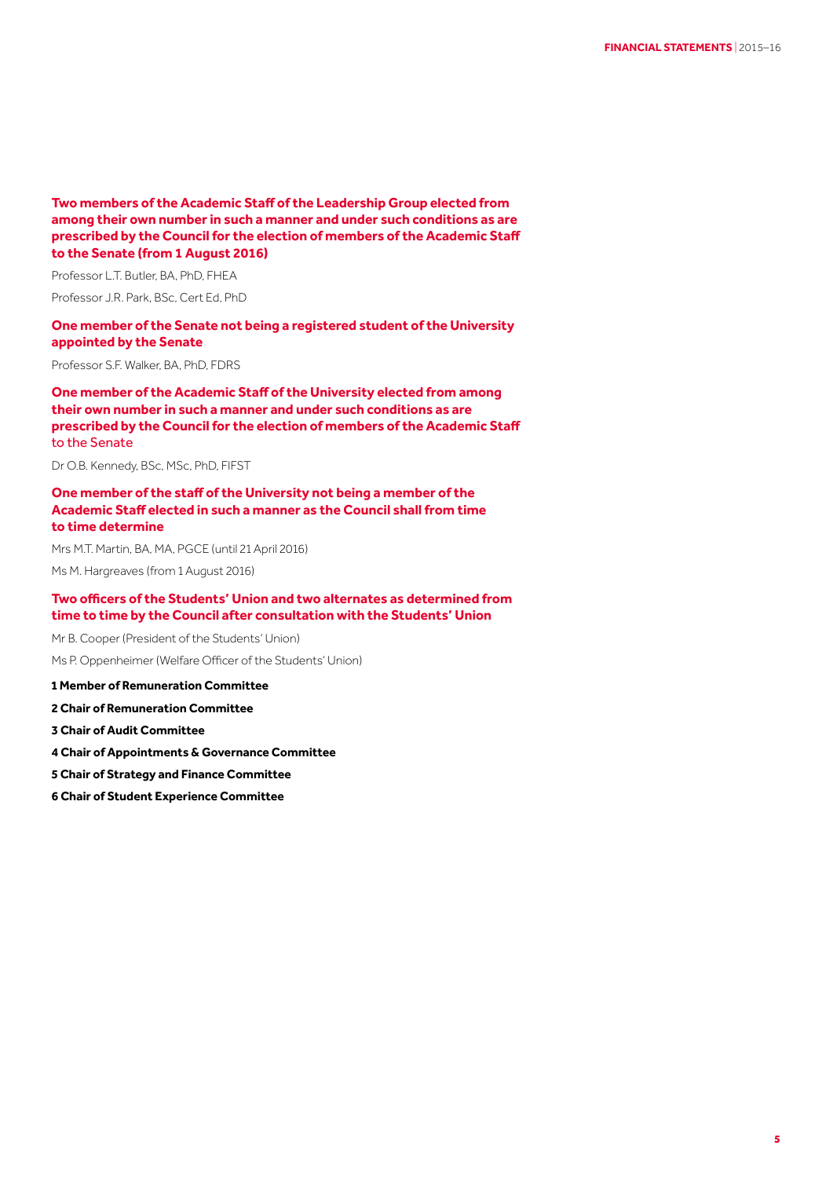**Two members of the Academic Staff of the Leadership Group elected from among their own number in such a manner and under such conditions as are prescribed by the Council for the election of members of the Academic Staff to the Senate (from 1 August 2016)**

Professor L.T. Butler, BA, PhD, FHEA

Professor J.R. Park, BSc, Cert Ed, PhD

**One member of the Senate not being a registered student of the University appointed by the Senate**

Professor S.F. Walker, BA, PhD, FDRS

**One member of the Academic Staff of the University elected from among their own number in such a manner and under such conditions as are prescribed by the Council for the election of members of the Academic Staff** to the Senate

Dr O.B. Kennedy, BSc, MSc, PhD, FIFST

**One member of the staff of the University not being a member of the Academic Staff elected in such a manner as the Council shall from time to time determine**

Mrs M.T. Martin, BA, MA, PGCE (until 21 April 2016)

Ms M. Hargreaves (from 1 August 2016)

**Two officers of the Students' Union and two alternates as determined from time to time by the Council after consultation with the Students' Union**

Mr B. Cooper (President of the Students' Union)

Ms P. Oppenheimer (Welfare Officer of the Students' Union)

**1 Member of Remuneration Committee**

**2 Chair of Remuneration Committee**

**3 Chair of Audit Committee**

**4 Chair of Appointments & Governance Committee**

**5 Chair of Strategy and Finance Committee**

**6 Chair of Student Experience Committee**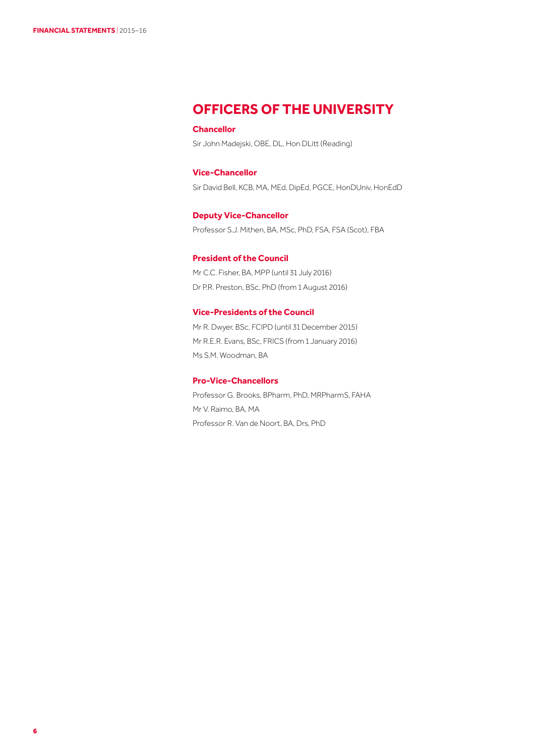# OFFICERS OF THE UNIVERSITY

### Chancellor

Sir John Madejski, OBE, DL, Hon DLitt (Reading)

### Vice-Chancellor

Sir David Bell, KCB, MA, MEd, DipEd, PGCE, HonDUniv, HonEdD

### Deputy Vice-Chancellor

Professor S.J. Mithen, BA, MSc, PhD, FSA, FSA (Scot), FBA

### President of the Council

Mr C.C. Fisher, BA, MPP (until 31 July 2016)

Dr P.R. Preston, BSc, PhD (from 1 August 2016)

### Vice-Presidents of the Council

Mr R. Dwyer, BSc, FCIPD (until 31 December 2015)

Mr R.E.R. Evans, BSc, FRICS (from 1 January 2016)

Ms S.M. Woodman, BA

### Pro-Vice-Chancellors

Professor G. Brooks, BPharm, PhD, MRPharmS, FAHA

Mr V. Raimo, BA, MA

Professor R. Van de Noort, BA, Drs, PhD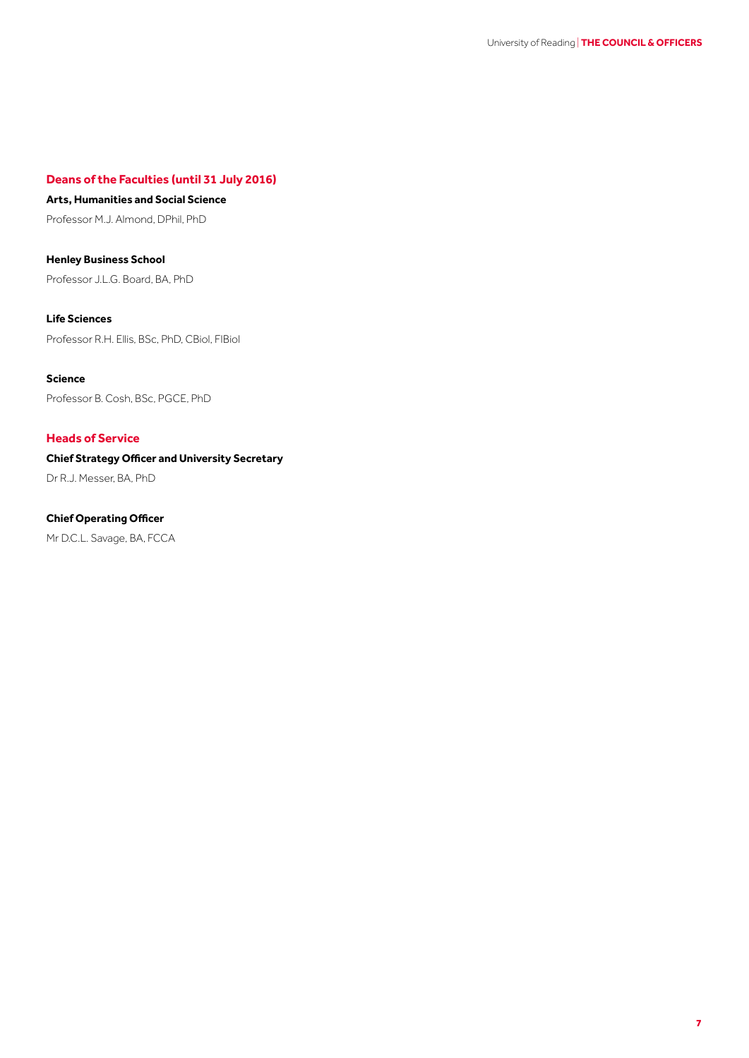## Deans of the Faculties (until 31 July 2016)

**Arts, Humanities and Social Science**

Professor M.J. Almond, DPhil, PhD

**Henley Business School**

Professor J.L.G. Board, BA, PhD

**Life Sciences**

Professor R.H. Ellis, BSc, PhD, CBiol, FIBiol

**Science**

Professor B. Cosh, BSc, PGCE, PhD

## Heads of Service

**Chief Strategy Officer and University Secretary**

Dr R.J. Messer, BA, PhD

**Chief Operating Officer**

Mr D.C.L. Savage, BA, FCCA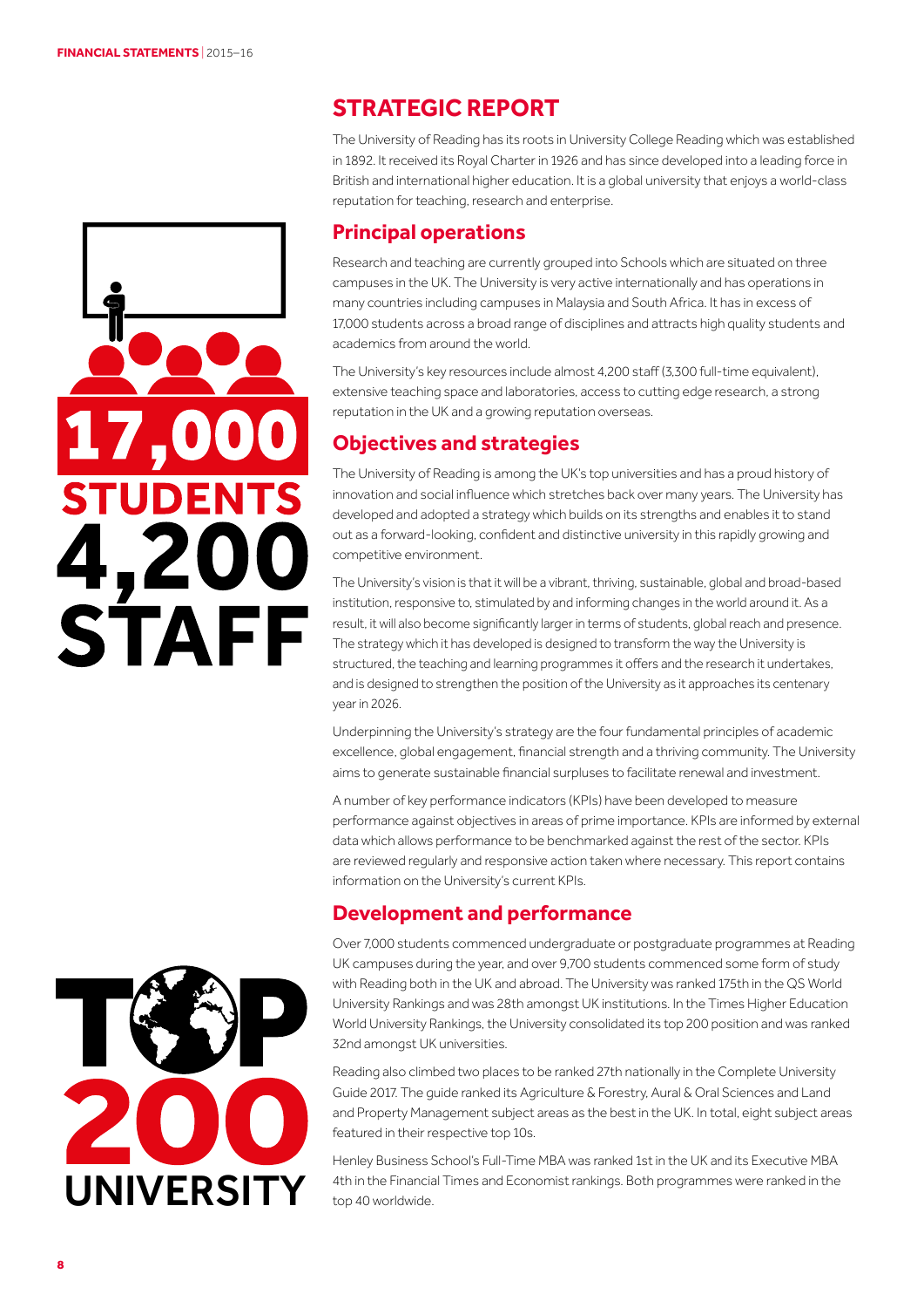17,000 STUDENTS

4,200 STAFF

## STRATEGIC REPORT

The University of Reading has its roots in University College Reading which was established in 1892. It received its Royal Charter in 1926 and has since developed into a leading force in British and international higher education. It is a global university that enjoys a world-class reputation for teaching, research and enterprise.

### Principal operations

Research and teaching are currently grouped into Schools which are situated on three campuses in the UK. The University is very active internationally and has operations in many countries including campuses in Malaysia and South Africa. It has in excess of 17,000 students across a broad range of disciplines and attracts high quality students and academics from around the world.

The University's key resources include almost 4,200 staff (3,300 full-time equivalent), extensive teaching space and laboratories, access to cutting edge research, a strong reputation in the UK and a growing reputation overseas.

### Objectives and strategies

The University of Reading is among the UK's top universities and has a proud history of innovation and social influence which stretches back over many years. The University has developed and adopted a strategy which builds on its strengths and enables it to stand out as a forward-looking, confident and distinctive university in this rapidly growing and competitive environment.

The University's vision is that it will be a vibrant, thriving, sustainable, global and broad-based institution, responsive to, stimulated by and informing changes in the world around it. As a result, it will also become significantly larger in terms of students, global reach and presence. The strategy which it has developed is designed to transform the way the University is structured, the teaching and learning programmes it offers and the research it undertakes, and is designed to strengthen the position of the University as it approaches its centenary year in 2026.

Underpinning the University's strategy are the four fundamental principles of academic excellence, global engagement, financial strength and a thriving community. The University aims to generate sustainable financial surpluses to facilitate renewal and investment.

A number of key performance indicators (KPIs) have been developed to measure performance against objectives in areas of prime importance. KPIs are informed by external data which allows performance to be benchmarked against the rest of the sector. KPIs are reviewed regularly and responsive action taken where necessary. This report contains information on the University's current KPIs.

### Development and performance

Over 7,000 students commenced undergraduate or postgraduate programmes at Reading UK campuses during the year, and over 9,700 students commenced some form of study with Reading both in the UK and abroad. The University was ranked 175th in the QS World University Rankings and was 28th amongst UK institutions. In the Times Higher Education World University Rankings, the University consolidated its top 200 position and was ranked 32nd amongst UK universities.

Reading also climbed two places to be ranked 27th nationally in the Complete University Guide 2017. The guide ranked its Agriculture & Forestry, Aural & Oral Sciences and Land and Property Management subject areas as the best in the UK. In total, eight subject areas featured in their respective top 10s.

Henley Business School's Full-Time MBA was ranked 1st in the UK and its Executive MBA 4th in the Financial Times and Economist rankings. Both programmes were ranked in the top 40 worldwide.

TOP 200 UNIVERSITY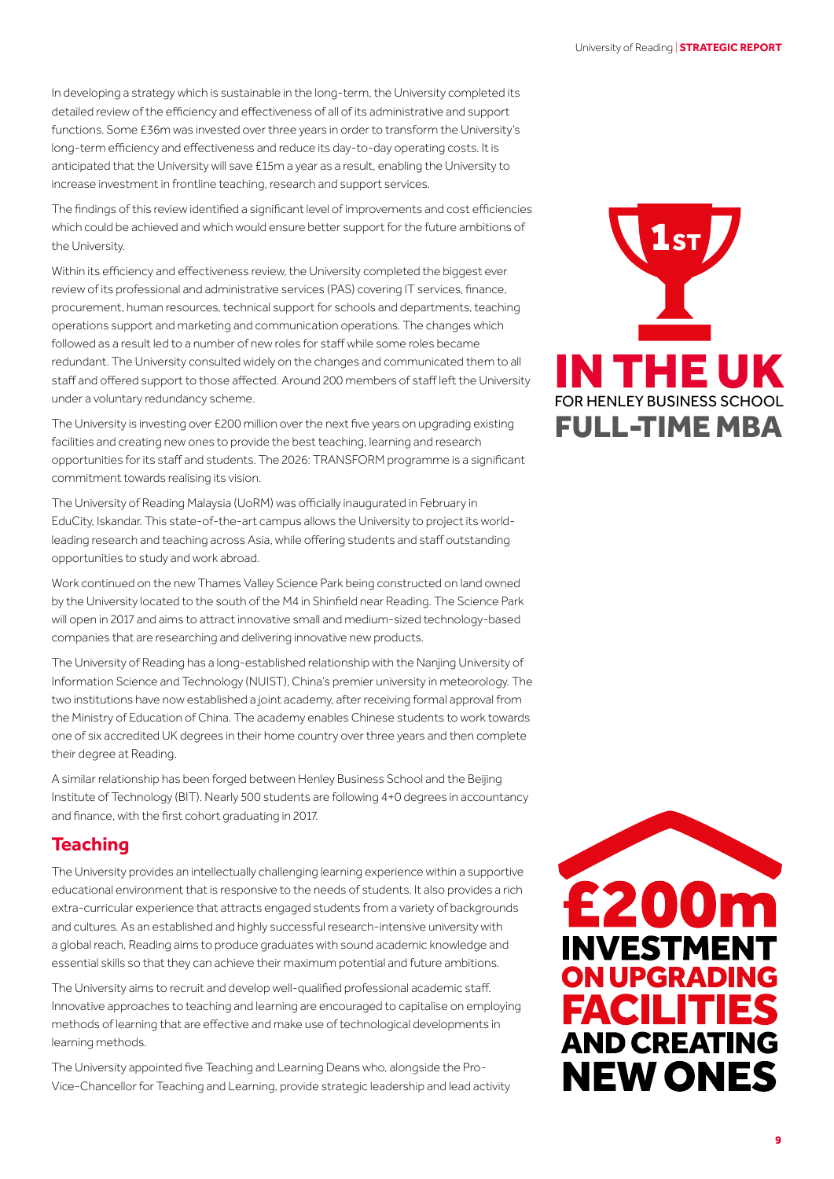In developing a strategy which is sustainable in the long-term, the University completed its detailed review of the efficiency and effectiveness of all of its administrative and support functions. Some £36m was invested over three years in order to transform the University's long-term efficiency and effectiveness and reduce its day-to-day operating costs. It is anticipated that the University will save £15m a year as a result, enabling the University to increase investment in frontline teaching, research and support services.

The findings of this review identified a significant level of improvements and cost efficiencies which could be achieved and which would ensure better support for the future ambitions of the University.

Within its efficiency and effectiveness review, the University completed the biggest ever review of its professional and administrative services (PAS) covering IT services, finance, procurement, human resources, technical support for schools and departments, teaching operations support and marketing and communication operations. The changes which followed as a result led to a number of new roles for staff while some roles became redundant. The University consulted widely on the changes and communicated them to all staff and offered support to those affected. Around 200 members of staff left the University under a voluntary redundancy scheme.

The University is investing over £200 million over the next five years on upgrading existing facilities and creating new ones to provide the best teaching, learning and research opportunities for its staff and students. The 2026: TRANSFORM programme is a significant commitment towards realising its vision.

The University of Reading Malaysia (UoRM) was officially inaugurated in February in EduCity, Iskandar. This state-of-the-art campus allows the University to project its world-leading research and teaching across Asia, while offering students and staff outstanding opportunities to study and work abroad.

Work continued on the new Thames Valley Science Park being constructed on land owned by the University located to the south of the M4 in Shinfield near Reading. The Science Park will open in 2017 and aims to attract innovative small and medium-sized technology-based companies that are researching and delivering innovative new products.

The University of Reading has a long-established relationship with the Nanjing University of Information Science and Technology (NUIST), China's premier university in meteorology. The two institutions have now established a joint academy, after receiving formal approval from the Ministry of Education of China. The academy enables Chinese students to work towards one of six accredited UK degrees in their home country over three years and then complete their degree at Reading.

A similar relationship has been forged between Henley Business School and the Beijing Institute of Technology (BIT). Nearly 500 students are following 4+0 degrees in accountancy and finance, with the first cohort graduating in 2017.

**1ST IN THE UK** FOR HENLEY BUSINESS SCHOOL **FULL-TIME MBA**

## Teaching

The University provides an intellectually challenging learning experience within a supportive educational environment that is responsive to the needs of students. It also provides a rich extra-curricular experience that attracts engaged students from a variety of backgrounds and cultures. As an established and highly successful research-intensive university with a global reach, Reading aims to produce graduates with sound academic knowledge and essential skills so that they can achieve their maximum potential and future ambitions.

The University aims to recruit and develop well-qualified professional academic staff. Innovative approaches to teaching and learning are encouraged to capitalise on employing methods of learning that are effective and make use of technological developments in learning methods.

The University appointed five Teaching and Learning Deans who, alongside the Pro-Vice-Chancellor for Teaching and Learning, provide strategic leadership and lead activity

**£200m INVESTMENT ON UPGRADING FACILITIES AND CREATING NEW ONES**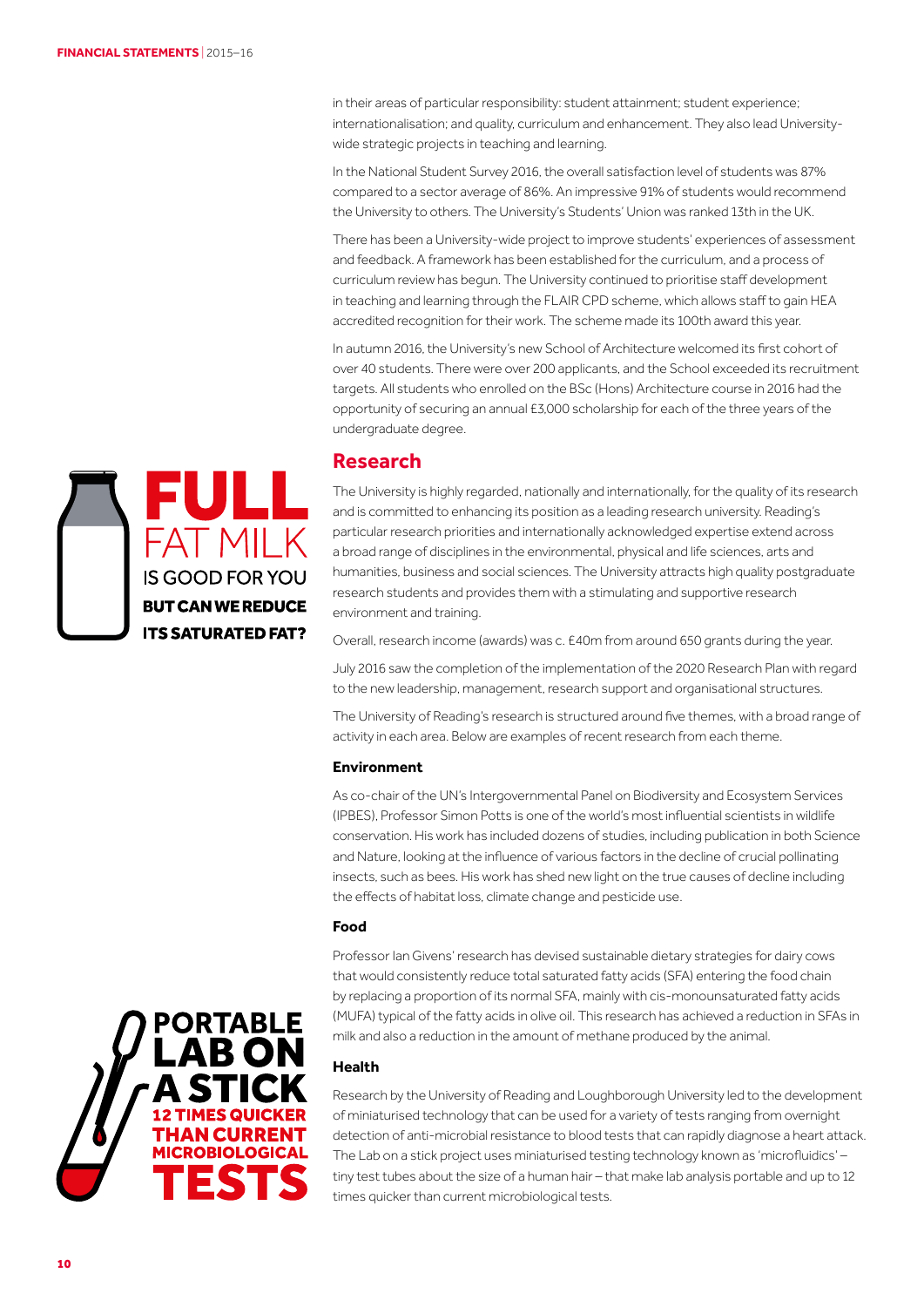in their areas of particular responsibility: student attainment; student experience; internationalisation; and quality, curriculum and enhancement. They also lead University-wide strategic projects in teaching and learning.

In the National Student Survey 2016, the overall satisfaction level of students was 87% compared to a sector average of 86%. An impressive 91% of students would recommend the University to others. The University's Students' Union was ranked 13th in the UK.

There has been a University-wide project to improve students' experiences of assessment and feedback. A framework has been established for the curriculum, and a process of curriculum review has begun. The University continued to prioritise staff development in teaching and learning through the FLAIR CPD scheme, which allows staff to gain HEA accredited recognition for their work. The scheme made its 100th award this year.

In autumn 2016, the University's new School of Architecture welcomed its first cohort of over 40 students. There were over 200 applicants, and the School exceeded its recruitment targets. All students who enrolled on the BSc (Hons) Architecture course in 2016 had the opportunity of securing an annual £3,000 scholarship for each of the three years of the undergraduate degree.

FULL FAT MILK IS GOOD FOR YOU BUT CAN WE REDUCE ITS SATURATED FAT?

## Research

The University is highly regarded, nationally and internationally, for the quality of its research and is committed to enhancing its position as a leading research university. Reading's particular research priorities and internationally acknowledged expertise extend across a broad range of disciplines in the environmental, physical and life sciences, arts and humanities, business and social sciences. The University attracts high quality postgraduate research students and provides them with a stimulating and supportive research environment and training.

Overall, research income (awards) was c. £40m from around 650 grants during the year.

July 2016 saw the completion of the implementation of the 2020 Research Plan with regard to the new leadership, management, research support and organisational structures.

The University of Reading's research is structured around five themes, with a broad range of activity in each area. Below are examples of recent research from each theme.

### Environment

As co-chair of the UN's Intergovernmental Panel on Biodiversity and Ecosystem Services (IPBES), Professor Simon Potts is one of the world's most influential scientists in wildlife conservation. His work has included dozens of studies, including publication in both Science and Nature, looking at the influence of various factors in the decline of crucial pollinating insects, such as bees. His work has shed new light on the true causes of decline including the effects of habitat loss, climate change and pesticide use.

### Food

Professor Ian Givens' research has devised sustainable dietary strategies for dairy cows that would consistently reduce total saturated fatty acids (SFA) entering the food chain by replacing a proportion of its normal SFA, mainly with cis-monounsaturated fatty acids (MUFA) typical of the fatty acids in olive oil. This research has achieved a reduction in SFAs in milk and also a reduction in the amount of methane produced by the animal.

PORTABLE LAB ON A STICK 12 TIMES QUICKER THAN CURRENT MICROBIOLOGICAL TESTS

### Health

Research by the University of Reading and Loughborough University led to the development of miniaturised technology that can be used for a variety of tests ranging from overnight detection of anti-microbial resistance to blood tests that can rapidly diagnose a heart attack. The Lab on a stick project uses miniaturised testing technology known as 'microfluidics' – tiny test tubes about the size of a human hair – that make lab analysis portable and up to 12 times quicker than current microbiological tests.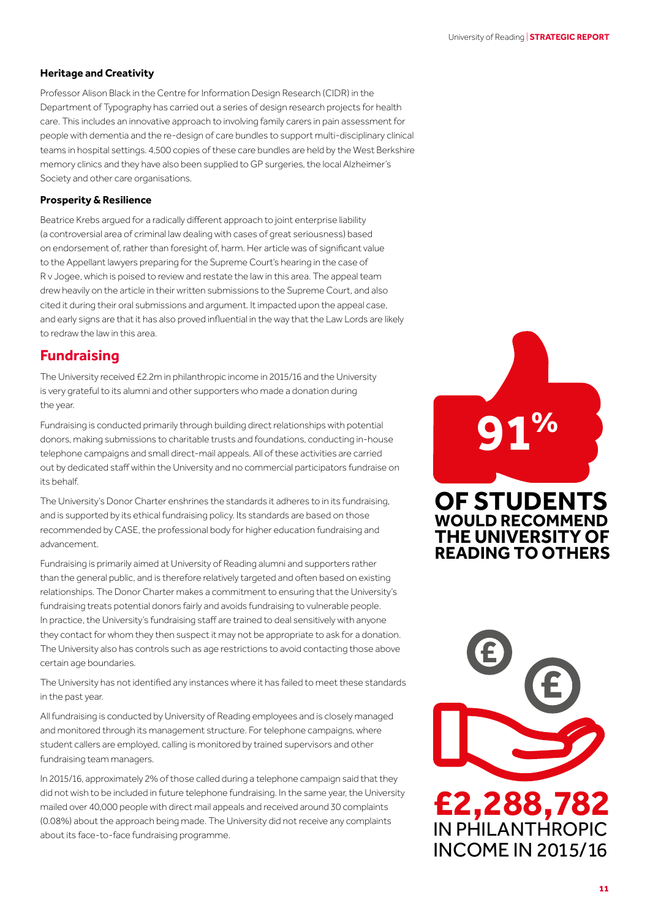### Heritage and Creativity

Professor Alison Black in the Centre for Information Design Research (CIDR) in the Department of Typography has carried out a series of design research projects for health care. This includes an innovative approach to involving family carers in pain assessment for people with dementia and the re-design of care bundles to support multi-disciplinary clinical teams in hospital settings. 4,500 copies of these care bundles are held by the West Berkshire memory clinics and they have also been supplied to GP surgeries, the local Alzheimer's Society and other care organisations.

### Prosperity & Resilience

Beatrice Krebs argued for a radically different approach to joint enterprise liability (a controversial area of criminal law dealing with cases of great seriousness) based on endorsement of, rather than foresight of, harm. Her article was of significant value to the Appellant lawyers preparing for the Supreme Court's hearing in the case of R v Jogee, which is poised to review and restate the law in this area. The appeal team drew heavily on the article in their written submissions to the Supreme Court, and also cited it during their oral submissions and argument. It impacted upon the appeal case, and early signs are that it has also proved influential in the way that the Law Lords are likely to redraw the law in this area.

## Fundraising

The University received £2.2m in philanthropic income in 2015/16 and the University is very grateful to its alumni and other supporters who made a donation during the year.

Fundraising is conducted primarily through building direct relationships with potential donors, making submissions to charitable trusts and foundations, conducting in-house telephone campaigns and small direct-mail appeals. All of these activities are carried out by dedicated staff within the University and no commercial participators fundraise on its behalf.

The University's Donor Charter enshrines the standards it adheres to in its fundraising, and is supported by its ethical fundraising policy. Its standards are based on those recommended by CASE, the professional body for higher education fundraising and advancement.

Fundraising is primarily aimed at University of Reading alumni and supporters rather than the general public, and is therefore relatively targeted and often based on existing relationships. The Donor Charter makes a commitment to ensuring that the University's fundraising treats potential donors fairly and avoids fundraising to vulnerable people. In practice, the University's fundraising staff are trained to deal sensitively with anyone they contact for whom they then suspect it may not be appropriate to ask for a donation. The University also has controls such as age restrictions to avoid contacting those above certain age boundaries.

The University has not identified any instances where it has failed to meet these standards in the past year.

All fundraising is conducted by University of Reading employees and is closely managed and monitored through its management structure. For telephone campaigns, where student callers are employed, calling is monitored by trained supervisors and other fundraising team managers.

In 2015/16, approximately 2% of those called during a telephone campaign said that they did not wish to be included in future telephone fundraising. In the same year, the University mailed over 40,000 people with direct mail appeals and received around 30 complaints (0.08%) about the approach being made. The University did not receive any complaints about its face-to-face fundraising programme.

**91%**

**OF STUDENTS WOULD RECOMMEND THE UNIVERSITY OF READING TO OTHERS**

**£2,288,782**

IN PHILANTHROPIC INCOME IN 2015/16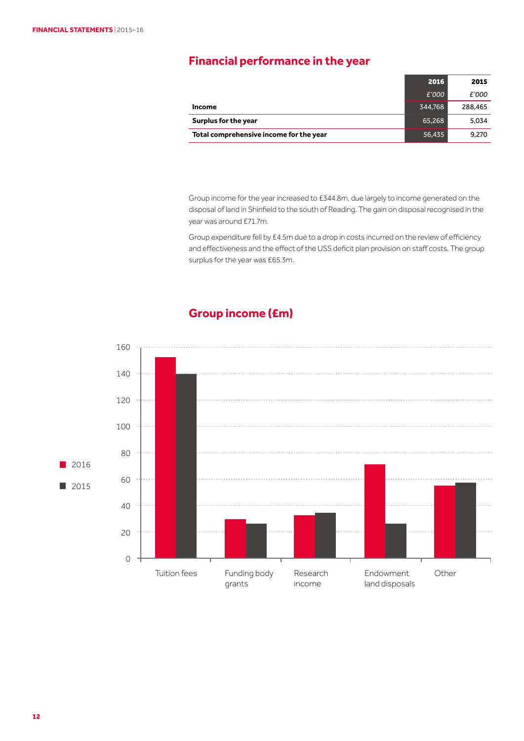## Financial performance in the year

| | 2016 | 2015 |
|---|---|---|
| | *£'000* | *£'000* |
| **Income** | 344,768 | 288,465 |
| **Surplus for the year** | 65,268 | 5,034 |
| **Total comprehensive income for the year** | 56,435 | 9,270 |

Group income for the year increased to £344.8m, due largely to income generated on the disposal of land in Shinfield to the south of Reading. The gain on disposal recognised in the year was around £71.7m.

Group expenditure fell by £4.5m due to a drop in costs incurred on the review of efficiency and effectiveness and the effect of the USS deficit plan provision on staff costs. The group surplus for the year was £65.3m.

## Group income (£m)

2016
2015

160
140
120
100
80
60
40
20
0

Tuition fees
Funding body grants
Research income
Endowment land disposals
Other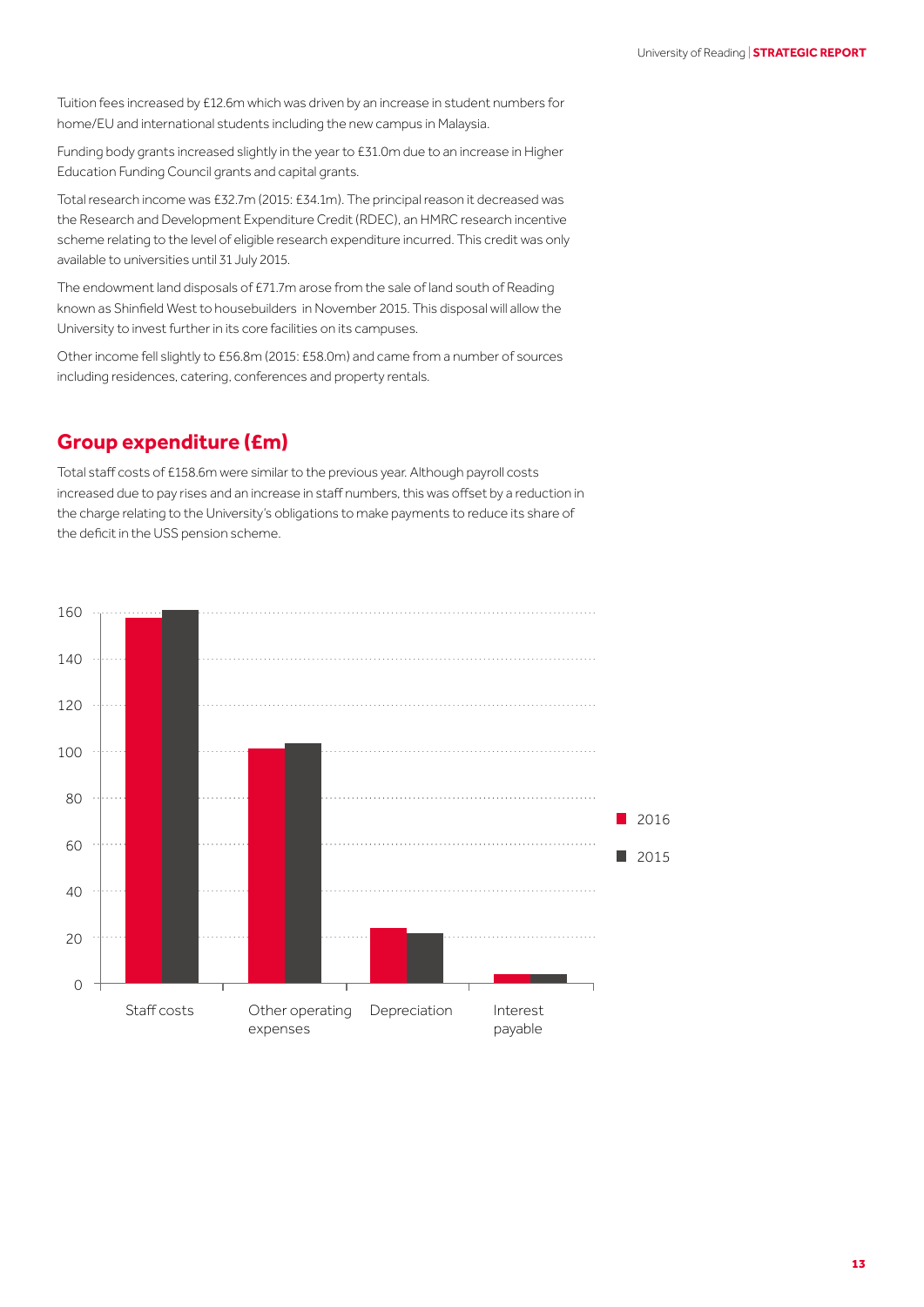Tuition fees increased by £12.6m which was driven by an increase in student numbers for home/EU and international students including the new campus in Malaysia.

Funding body grants increased slightly in the year to £31.0m due to an increase in Higher Education Funding Council grants and capital grants.

Total research income was £32.7m (2015: £34.1m). The principal reason it decreased was the Research and Development Expenditure Credit (RDEC), an HMRC research incentive scheme relating to the level of eligible research expenditure incurred. This credit was only available to universities until 31 July 2015.

The endowment land disposals of £71.7m arose from the sale of land south of Reading known as Shinfield West to housebuilders in November 2015. This disposal will allow the University to invest further in its core facilities on its campuses.

Other income fell slightly to £56.8m (2015: £58.0m) and came from a number of sources including residences, catering, conferences and property rentals.

## Group expenditure (£m)

Total staff costs of £158.6m were similar to the previous year. Although payroll costs increased due to pay rises and an increase in staff numbers, this was offset by a reduction in the charge relating to the University's obligations to make payments to reduce its share of the deficit in the USS pension scheme.

160
140
120
100
80
60
40
20
0

Staff costs
Other operating expenses
Depreciation
Interest payable

2016
2015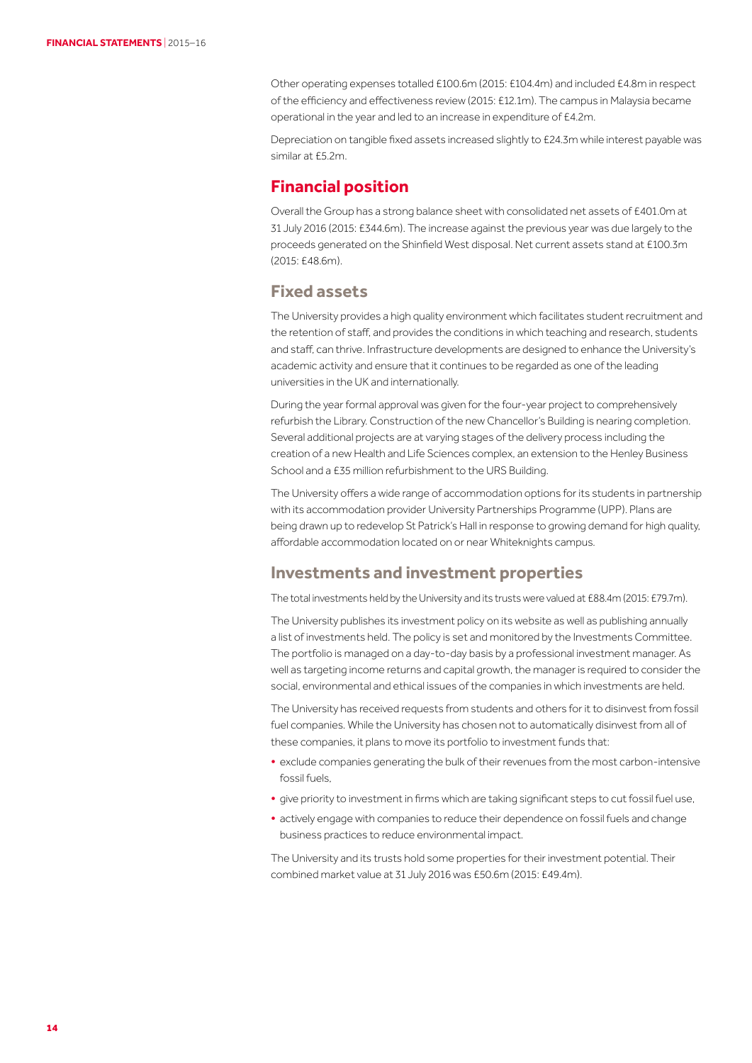Other operating expenses totalled £100.6m (2015: £104.4m) and included £4.8m in respect of the efficiency and effectiveness review (2015: £12.1m). The campus in Malaysia became operational in the year and led to an increase in expenditure of £4.2m.

Depreciation on tangible fixed assets increased slightly to £24.3m while interest payable was similar at £5.2m.

## Financial position

Overall the Group has a strong balance sheet with consolidated net assets of £401.0m at 31 July 2016 (2015: £344.6m). The increase against the previous year was due largely to the proceeds generated on the Shinfield West disposal. Net current assets stand at £100.3m (2015: £48.6m).

### Fixed assets

The University provides a high quality environment which facilitates student recruitment and the retention of staff, and provides the conditions in which teaching and research, students and staff, can thrive. Infrastructure developments are designed to enhance the University's academic activity and ensure that it continues to be regarded as one of the leading universities in the UK and internationally.

During the year formal approval was given for the four-year project to comprehensively refurbish the Library. Construction of the new Chancellor's Building is nearing completion. Several additional projects are at varying stages of the delivery process including the creation of a new Health and Life Sciences complex, an extension to the Henley Business School and a £35 million refurbishment to the URS Building.

The University offers a wide range of accommodation options for its students in partnership with its accommodation provider University Partnerships Programme (UPP). Plans are being drawn up to redevelop St Patrick's Hall in response to growing demand for high quality, affordable accommodation located on or near Whiteknights campus.

### Investments and investment properties

The total investments held by the University and its trusts were valued at £88.4m (2015: £79.7m).

The University publishes its investment policy on its website as well as publishing annually a list of investments held. The policy is set and monitored by the Investments Committee. The portfolio is managed on a day-to-day basis by a professional investment manager. As well as targeting income returns and capital growth, the manager is required to consider the social, environmental and ethical issues of the companies in which investments are held.

The University has received requests from students and others for it to disinvest from fossil fuel companies. While the University has chosen not to automatically disinvest from all of these companies, it plans to move its portfolio to investment funds that:

- exclude companies generating the bulk of their revenues from the most carbon-intensive fossil fuels,
- give priority to investment in firms which are taking significant steps to cut fossil fuel use,
- actively engage with companies to reduce their dependence on fossil fuels and change business practices to reduce environmental impact.

The University and its trusts hold some properties for their investment potential. Their combined market value at 31 July 2016 was £50.6m (2015: £49.4m).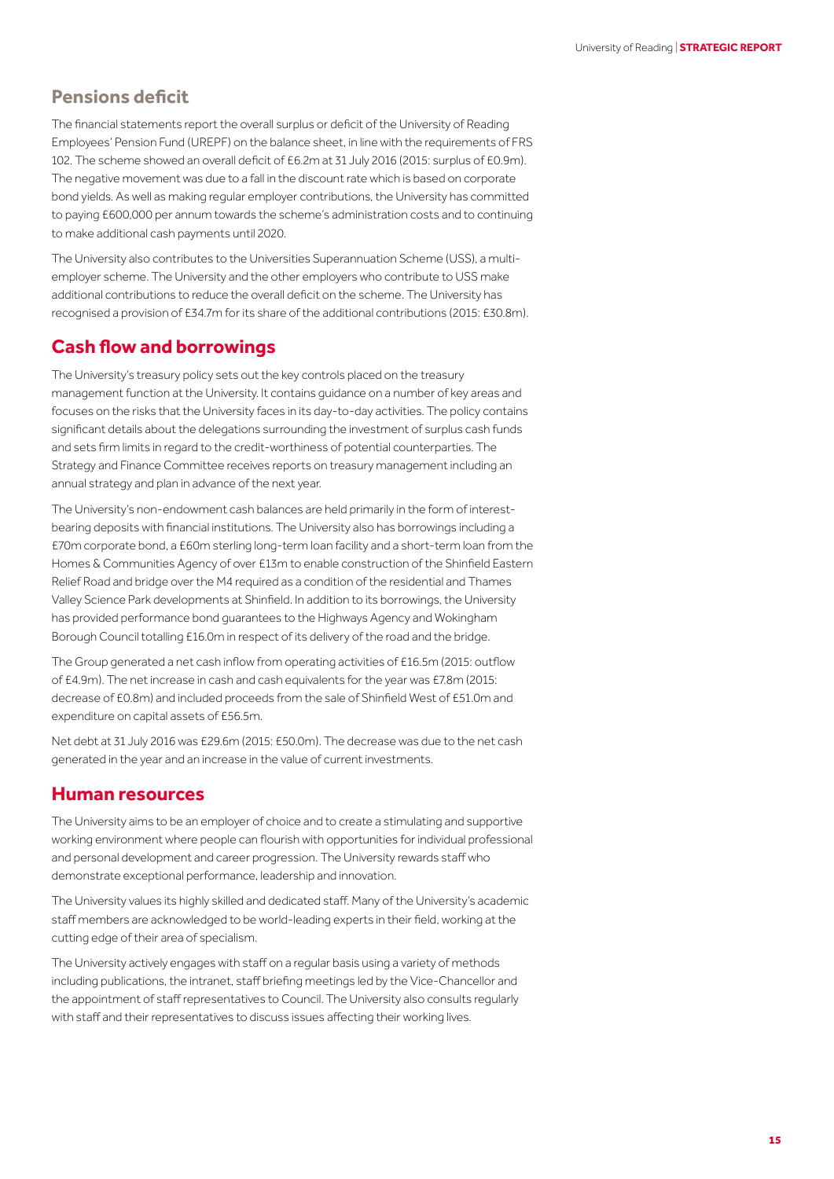## Pensions deficit

The financial statements report the overall surplus or deficit of the University of Reading Employees' Pension Fund (UREPF) on the balance sheet, in line with the requirements of FRS 102. The scheme showed an overall deficit of £6.2m at 31 July 2016 (2015: surplus of £0.9m). The negative movement was due to a fall in the discount rate which is based on corporate bond yields. As well as making regular employer contributions, the University has committed to paying £600,000 per annum towards the scheme's administration costs and to continuing to make additional cash payments until 2020.

The University also contributes to the Universities Superannuation Scheme (USS), a multi-employer scheme. The University and the other employers who contribute to USS make additional contributions to reduce the overall deficit on the scheme. The University has recognised a provision of £34.7m for its share of the additional contributions (2015: £30.8m).

## Cash flow and borrowings

The University's treasury policy sets out the key controls placed on the treasury management function at the University. It contains guidance on a number of key areas and focuses on the risks that the University faces in its day-to-day activities. The policy contains significant details about the delegations surrounding the investment of surplus cash funds and sets firm limits in regard to the credit-worthiness of potential counterparties. The Strategy and Finance Committee receives reports on treasury management including an annual strategy and plan in advance of the next year.

The University's non-endowment cash balances are held primarily in the form of interest-bearing deposits with financial institutions. The University also has borrowings including a £70m corporate bond, a £60m sterling long-term loan facility and a short-term loan from the Homes & Communities Agency of over £13m to enable construction of the Shinfield Eastern Relief Road and bridge over the M4 required as a condition of the residential and Thames Valley Science Park developments at Shinfield. In addition to its borrowings, the University has provided performance bond guarantees to the Highways Agency and Wokingham Borough Council totalling £16.0m in respect of its delivery of the road and the bridge.

The Group generated a net cash inflow from operating activities of £16.5m (2015: outflow of £4.9m). The net increase in cash and cash equivalents for the year was £7.8m (2015: decrease of £0.8m) and included proceeds from the sale of Shinfield West of £51.0m and expenditure on capital assets of £56.5m.

Net debt at 31 July 2016 was £29.6m (2015: £50.0m). The decrease was due to the net cash generated in the year and an increase in the value of current investments.

## Human resources

The University aims to be an employer of choice and to create a stimulating and supportive working environment where people can flourish with opportunities for individual professional and personal development and career progression. The University rewards staff who demonstrate exceptional performance, leadership and innovation.

The University values its highly skilled and dedicated staff. Many of the University's academic staff members are acknowledged to be world-leading experts in their field, working at the cutting edge of their area of specialism.

The University actively engages with staff on a regular basis using a variety of methods including publications, the intranet, staff briefing meetings led by the Vice-Chancellor and the appointment of staff representatives to Council. The University also consults regularly with staff and their representatives to discuss issues affecting their working lives.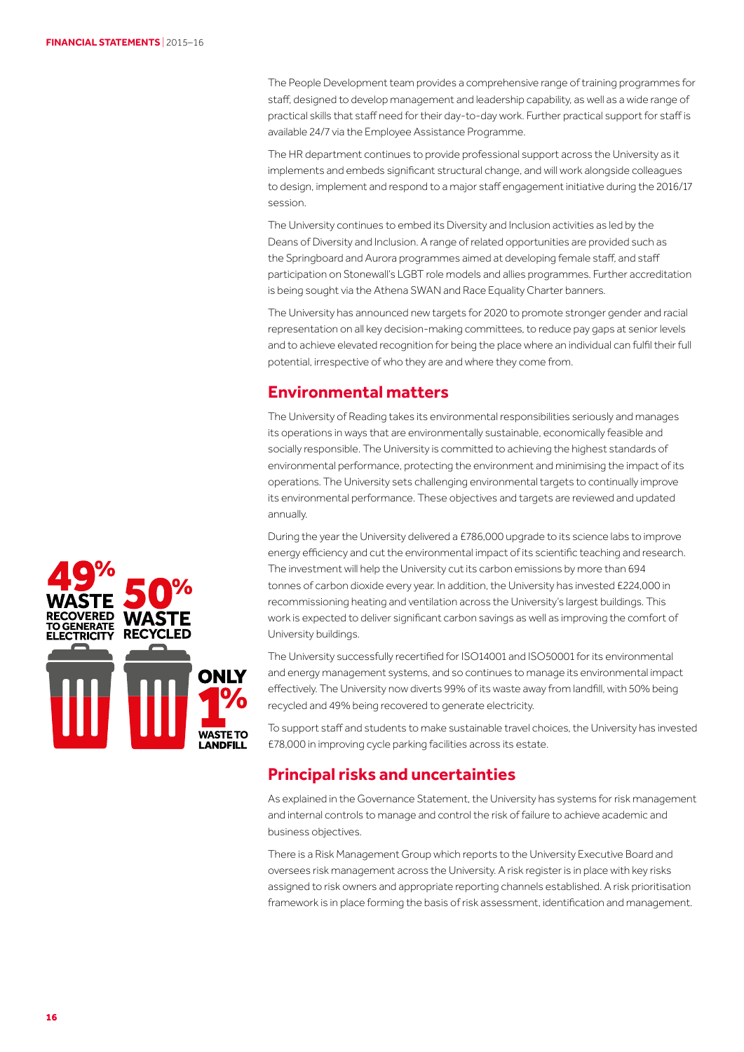The People Development team provides a comprehensive range of training programmes for staff, designed to develop management and leadership capability, as well as a wide range of practical skills that staff need for their day-to-day work. Further practical support for staff is available 24/7 via the Employee Assistance Programme.

The HR department continues to provide professional support across the University as it implements and embeds significant structural change, and will work alongside colleagues to design, implement and respond to a major staff engagement initiative during the 2016/17 session.

The University continues to embed its Diversity and Inclusion activities as led by the Deans of Diversity and Inclusion. A range of related opportunities are provided such as the Springboard and Aurora programmes aimed at developing female staff, and staff participation on Stonewall's LGBT role models and allies programmes. Further accreditation is being sought via the Athena SWAN and Race Equality Charter banners.

The University has announced new targets for 2020 to promote stronger gender and racial representation on all key decision-making committees, to reduce pay gaps at senior levels and to achieve elevated recognition for being the place where an individual can fulfil their full potential, irrespective of who they are and where they come from.

## Environmental matters

The University of Reading takes its environmental responsibilities seriously and manages its operations in ways that are environmentally sustainable, economically feasible and socially responsible. The University is committed to achieving the highest standards of environmental performance, protecting the environment and minimising the impact of its operations. The University sets challenging environmental targets to continually improve its environmental performance. These objectives and targets are reviewed and updated annually.

During the year the University delivered a £786,000 upgrade to its science labs to improve energy efficiency and cut the environmental impact of its scientific teaching and research. The investment will help the University cut its carbon emissions by more than 694 tonnes of carbon dioxide every year. In addition, the University has invested £224,000 in recommissioning heating and ventilation across the University's largest buildings. This work is expected to deliver significant carbon savings as well as improving the comfort of University buildings.

The University successfully recertified for ISO14001 and ISO50001 for its environmental and energy management systems, and so continues to manage its environmental impact effectively. The University now diverts 99% of its waste away from landfill, with 50% being recycled and 49% being recovered to generate electricity.

To support staff and students to make sustainable travel choices, the University has invested £78,000 in improving cycle parking facilities across its estate.

49% WASTE RECOVERED TO GENERATE ELECTRICITY

50% WASTE RECYCLED

ONLY 1% WASTE TO LANDFILL

## Principal risks and uncertainties

As explained in the Governance Statement, the University has systems for risk management and internal controls to manage and control the risk of failure to achieve academic and business objectives.

There is a Risk Management Group which reports to the University Executive Board and oversees risk management across the University. A risk register is in place with key risks assigned to risk owners and appropriate reporting channels established. A risk prioritisation framework is in place forming the basis of risk assessment, identification and management.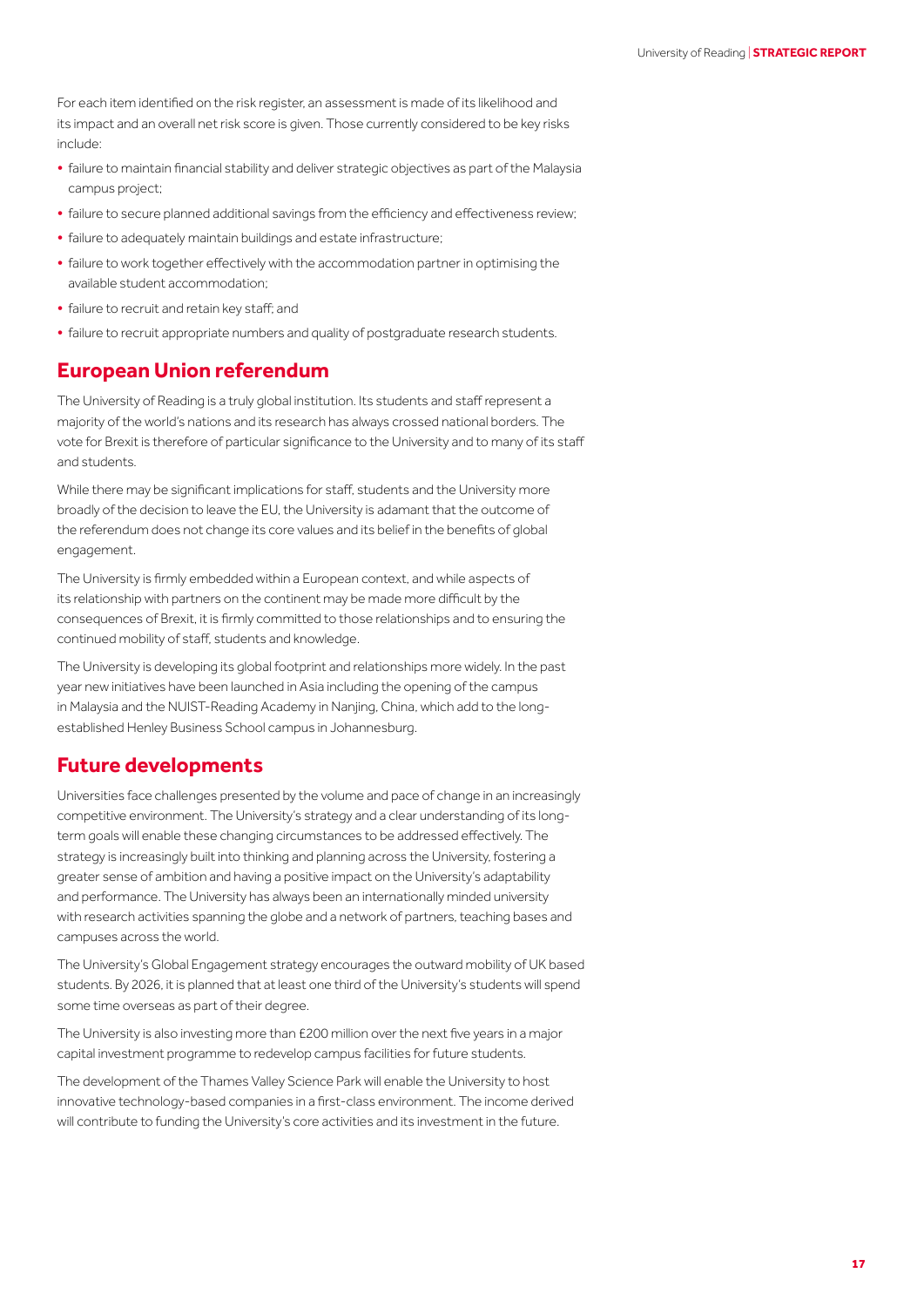For each item identified on the risk register, an assessment is made of its likelihood and its impact and an overall net risk score is given. Those currently considered to be key risks include:

- failure to maintain financial stability and deliver strategic objectives as part of the Malaysia campus project;
- failure to secure planned additional savings from the efficiency and effectiveness review;
- failure to adequately maintain buildings and estate infrastructure;
- failure to work together effectively with the accommodation partner in optimising the available student accommodation;
- failure to recruit and retain key staff; and
- failure to recruit appropriate numbers and quality of postgraduate research students.

## European Union referendum

The University of Reading is a truly global institution. Its students and staff represent a majority of the world's nations and its research has always crossed national borders. The vote for Brexit is therefore of particular significance to the University and to many of its staff and students.

While there may be significant implications for staff, students and the University more broadly of the decision to leave the EU, the University is adamant that the outcome of the referendum does not change its core values and its belief in the benefits of global engagement.

The University is firmly embedded within a European context, and while aspects of its relationship with partners on the continent may be made more difficult by the consequences of Brexit, it is firmly committed to those relationships and to ensuring the continued mobility of staff, students and knowledge.

The University is developing its global footprint and relationships more widely. In the past year new initiatives have been launched in Asia including the opening of the campus in Malaysia and the NUIST-Reading Academy in Nanjing, China, which add to the long-established Henley Business School campus in Johannesburg.

## Future developments

Universities face challenges presented by the volume and pace of change in an increasingly competitive environment. The University's strategy and a clear understanding of its long-term goals will enable these changing circumstances to be addressed effectively. The strategy is increasingly built into thinking and planning across the University, fostering a greater sense of ambition and having a positive impact on the University's adaptability and performance. The University has always been an internationally minded university with research activities spanning the globe and a network of partners, teaching bases and campuses across the world.

The University's Global Engagement strategy encourages the outward mobility of UK based students. By 2026, it is planned that at least one third of the University's students will spend some time overseas as part of their degree.

The University is also investing more than £200 million over the next five years in a major capital investment programme to redevelop campus facilities for future students.

The development of the Thames Valley Science Park will enable the University to host innovative technology-based companies in a first-class environment. The income derived will contribute to funding the University's core activities and its investment in the future.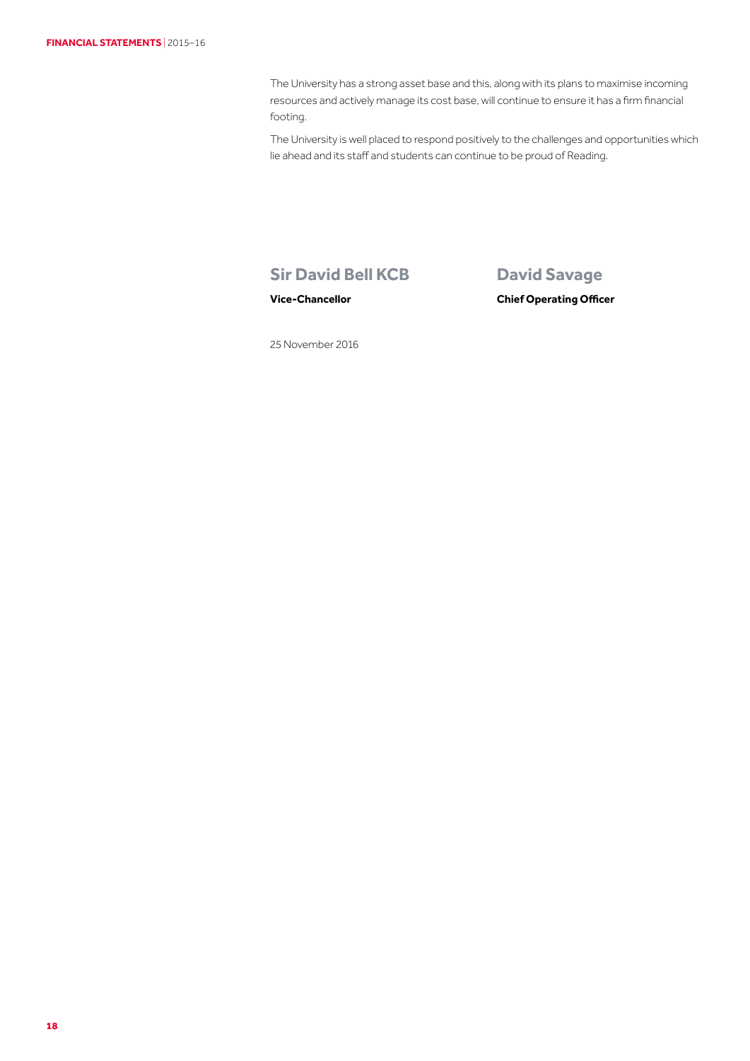The University has a strong asset base and this, along with its plans to maximise incoming resources and actively manage its cost base, will continue to ensure it has a firm financial footing.

The University is well placed to respond positively to the challenges and opportunities which lie ahead and its staff and students can continue to be proud of Reading.

**Sir David Bell KCB**
**Vice-Chancellor**

**David Savage**
**Chief Operating Officer**

25 November 2016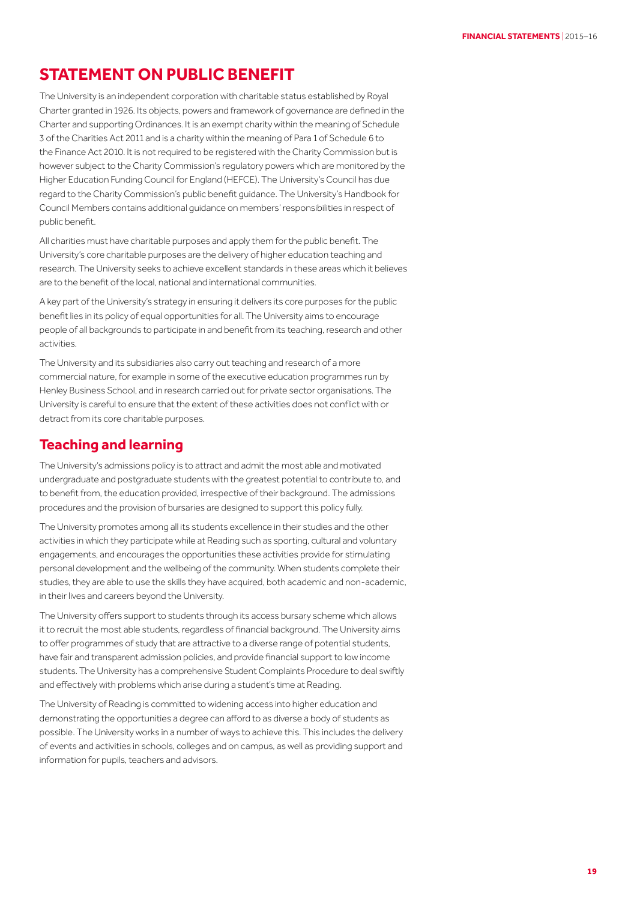# STATEMENT ON PUBLIC BENEFIT

The University is an independent corporation with charitable status established by Royal Charter granted in 1926. Its objects, powers and framework of governance are defined in the Charter and supporting Ordinances. It is an exempt charity within the meaning of Schedule 3 of the Charities Act 2011 and is a charity within the meaning of Para 1 of Schedule 6 to the Finance Act 2010. It is not required to be registered with the Charity Commission but is however subject to the Charity Commission's regulatory powers which are monitored by the Higher Education Funding Council for England (HEFCE). The University's Council has due regard to the Charity Commission's public benefit guidance. The University's Handbook for Council Members contains additional guidance on members' responsibilities in respect of public benefit.

All charities must have charitable purposes and apply them for the public benefit. The University's core charitable purposes are the delivery of higher education teaching and research. The University seeks to achieve excellent standards in these areas which it believes are to the benefit of the local, national and international communities.

A key part of the University's strategy in ensuring it delivers its core purposes for the public benefit lies in its policy of equal opportunities for all. The University aims to encourage people of all backgrounds to participate in and benefit from its teaching, research and other activities.

The University and its subsidiaries also carry out teaching and research of a more commercial nature, for example in some of the executive education programmes run by Henley Business School, and in research carried out for private sector organisations. The University is careful to ensure that the extent of these activities does not conflict with or detract from its core charitable purposes.

## Teaching and learning

The University's admissions policy is to attract and admit the most able and motivated undergraduate and postgraduate students with the greatest potential to contribute to, and to benefit from, the education provided, irrespective of their background. The admissions procedures and the provision of bursaries are designed to support this policy fully.

The University promotes among all its students excellence in their studies and the other activities in which they participate while at Reading such as sporting, cultural and voluntary engagements, and encourages the opportunities these activities provide for stimulating personal development and the wellbeing of the community. When students complete their studies, they are able to use the skills they have acquired, both academic and non-academic, in their lives and careers beyond the University.

The University offers support to students through its access bursary scheme which allows it to recruit the most able students, regardless of financial background. The University aims to offer programmes of study that are attractive to a diverse range of potential students, have fair and transparent admission policies, and provide financial support to low income students. The University has a comprehensive Student Complaints Procedure to deal swiftly and effectively with problems which arise during a student's time at Reading.

The University of Reading is committed to widening access into higher education and demonstrating the opportunities a degree can afford to as diverse a body of students as possible. The University works in a number of ways to achieve this. This includes the delivery of events and activities in schools, colleges and on campus, as well as providing support and information for pupils, teachers and advisors.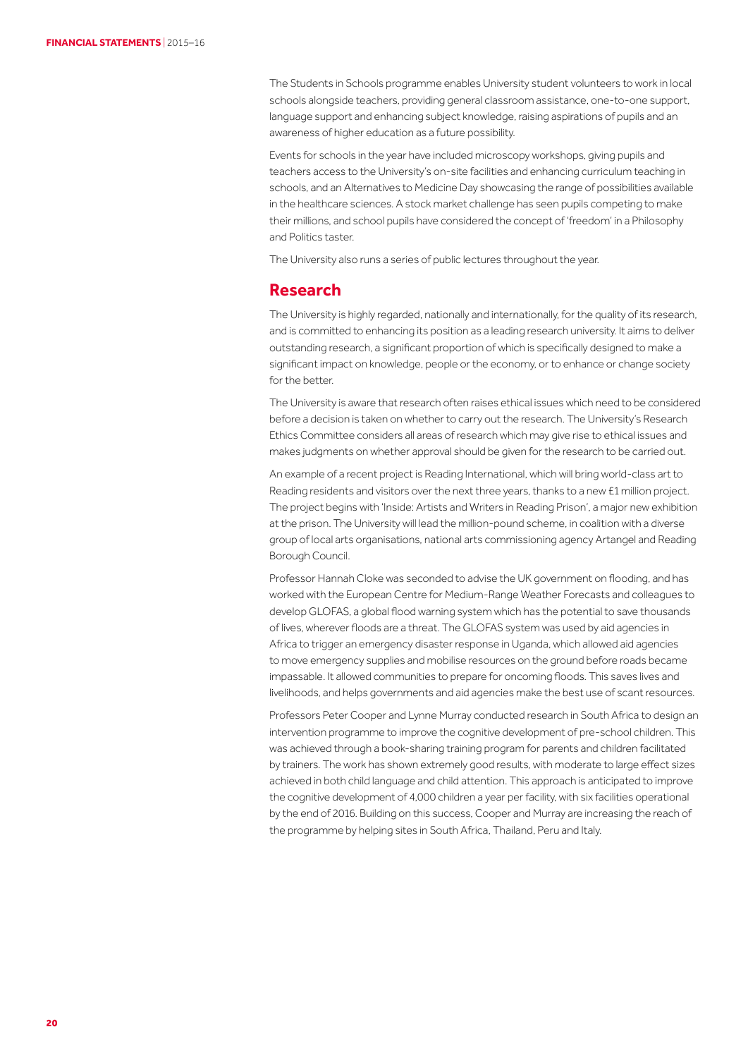The Students in Schools programme enables University student volunteers to work in local schools alongside teachers, providing general classroom assistance, one-to-one support, language support and enhancing subject knowledge, raising aspirations of pupils and an awareness of higher education as a future possibility.

Events for schools in the year have included microscopy workshops, giving pupils and teachers access to the University's on-site facilities and enhancing curriculum teaching in schools, and an Alternatives to Medicine Day showcasing the range of possibilities available in the healthcare sciences. A stock market challenge has seen pupils competing to make their millions, and school pupils have considered the concept of 'freedom' in a Philosophy and Politics taster.

The University also runs a series of public lectures throughout the year.

## Research

The University is highly regarded, nationally and internationally, for the quality of its research, and is committed to enhancing its position as a leading research university. It aims to deliver outstanding research, a significant proportion of which is specifically designed to make a significant impact on knowledge, people or the economy, or to enhance or change society for the better.

The University is aware that research often raises ethical issues which need to be considered before a decision is taken on whether to carry out the research. The University's Research Ethics Committee considers all areas of research which may give rise to ethical issues and makes judgments on whether approval should be given for the research to be carried out.

An example of a recent project is Reading International, which will bring world-class art to Reading residents and visitors over the next three years, thanks to a new £1 million project. The project begins with 'Inside: Artists and Writers in Reading Prison', a major new exhibition at the prison. The University will lead the million-pound scheme, in coalition with a diverse group of local arts organisations, national arts commissioning agency Artangel and Reading Borough Council.

Professor Hannah Cloke was seconded to advise the UK government on flooding, and has worked with the European Centre for Medium-Range Weather Forecasts and colleagues to develop GLOFAS, a global flood warning system which has the potential to save thousands of lives, wherever floods are a threat. The GLOFAS system was used by aid agencies in Africa to trigger an emergency disaster response in Uganda, which allowed aid agencies to move emergency supplies and mobilise resources on the ground before roads became impassable. It allowed communities to prepare for oncoming floods. This saves lives and livelihoods, and helps governments and aid agencies make the best use of scant resources.

Professors Peter Cooper and Lynne Murray conducted research in South Africa to design an intervention programme to improve the cognitive development of pre-school children. This was achieved through a book-sharing training program for parents and children facilitated by trainers. The work has shown extremely good results, with moderate to large effect sizes achieved in both child language and child attention. This approach is anticipated to improve the cognitive development of 4,000 children a year per facility, with six facilities operational by the end of 2016. Building on this success, Cooper and Murray are increasing the reach of the programme by helping sites in South Africa, Thailand, Peru and Italy.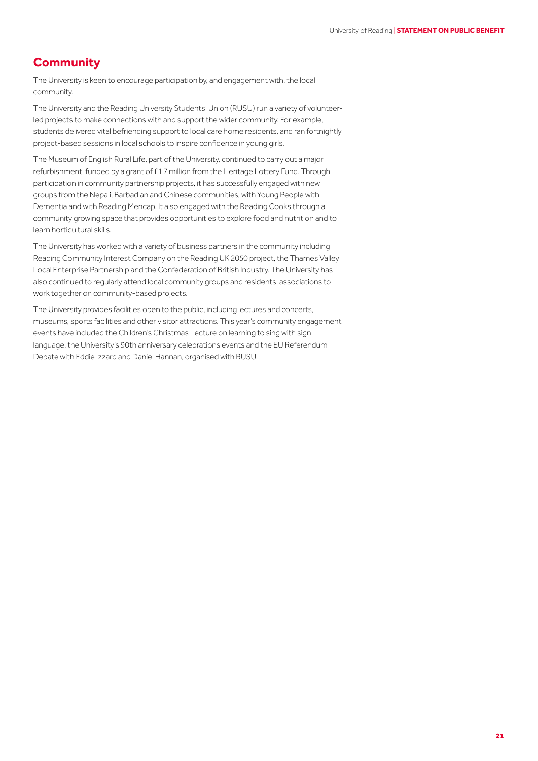## Community

The University is keen to encourage participation by, and engagement with, the local community.

The University and the Reading University Students' Union (RUSU) run a variety of volunteer-led projects to make connections with and support the wider community. For example, students delivered vital befriending support to local care home residents, and ran fortnightly project-based sessions in local schools to inspire confidence in young girls.

The Museum of English Rural Life, part of the University, continued to carry out a major refurbishment, funded by a grant of £1.7 million from the Heritage Lottery Fund. Through participation in community partnership projects, it has successfully engaged with new groups from the Nepali, Barbadian and Chinese communities, with Young People with Dementia and with Reading Mencap. It also engaged with the Reading Cooks through a community growing space that provides opportunities to explore food and nutrition and to learn horticultural skills.

The University has worked with a variety of business partners in the community including Reading Community Interest Company on the Reading UK 2050 project, the Thames Valley Local Enterprise Partnership and the Confederation of British Industry. The University has also continued to regularly attend local community groups and residents' associations to work together on community-based projects.

The University provides facilities open to the public, including lectures and concerts, museums, sports facilities and other visitor attractions. This year's community engagement events have included the Children's Christmas Lecture on learning to sing with sign language, the University's 90th anniversary celebrations events and the EU Referendum Debate with Eddie Izzard and Daniel Hannan, organised with RUSU.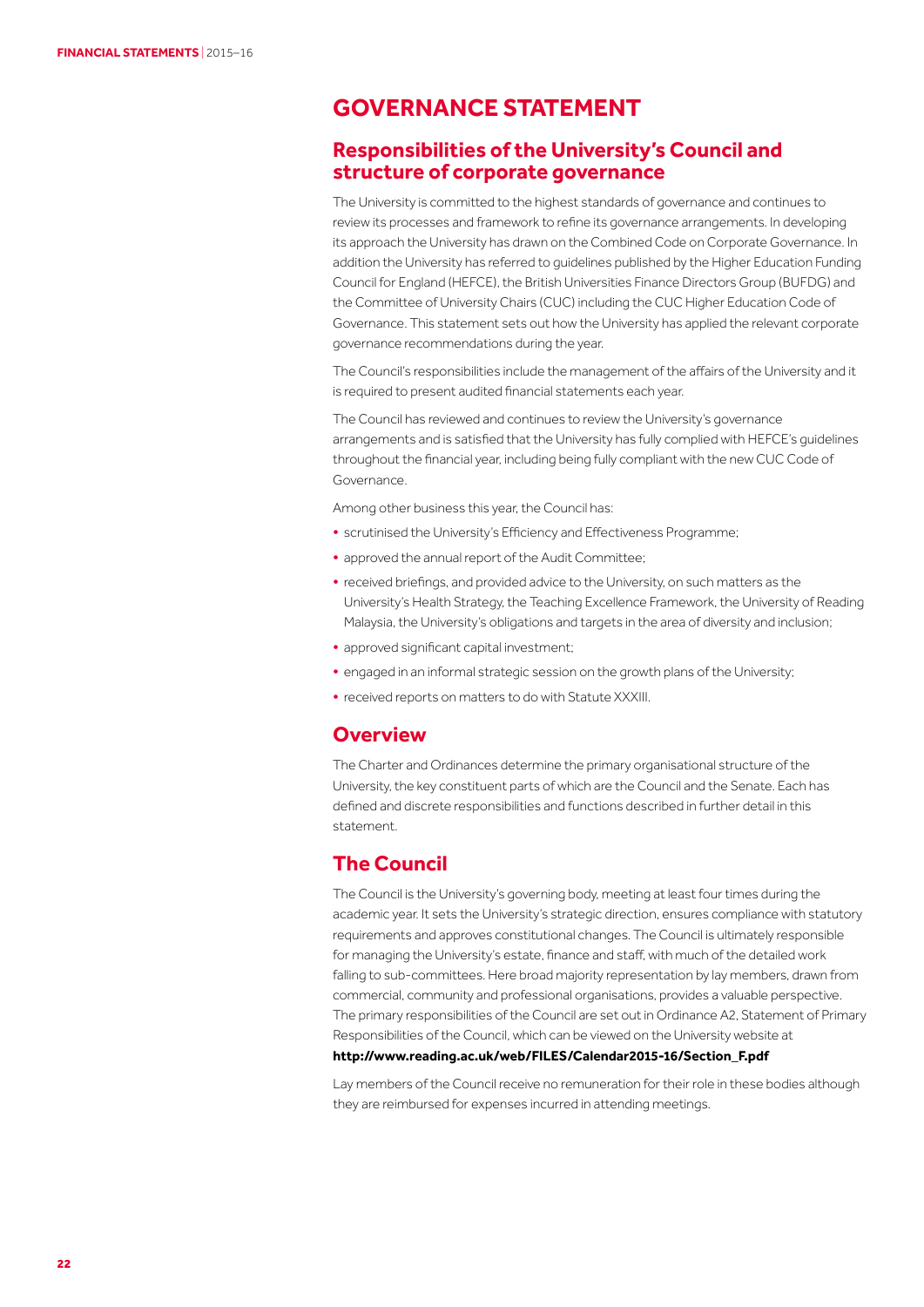# GOVERNANCE STATEMENT

## Responsibilities of the University's Council and structure of corporate governance

The University is committed to the highest standards of governance and continues to review its processes and framework to refine its governance arrangements. In developing its approach the University has drawn on the Combined Code on Corporate Governance. In addition the University has referred to guidelines published by the Higher Education Funding Council for England (HEFCE), the British Universities Finance Directors Group (BUFDG) and the Committee of University Chairs (CUC) including the CUC Higher Education Code of Governance. This statement sets out how the University has applied the relevant corporate governance recommendations during the year.

The Council's responsibilities include the management of the affairs of the University and it is required to present audited financial statements each year.

The Council has reviewed and continues to review the University's governance arrangements and is satisfied that the University has fully complied with HEFCE's guidelines throughout the financial year, including being fully compliant with the new CUC Code of Governance.

Among other business this year, the Council has:

- scrutinised the University's Efficiency and Effectiveness Programme;
- approved the annual report of the Audit Committee;
- received briefings, and provided advice to the University, on such matters as the University's Health Strategy, the Teaching Excellence Framework, the University of Reading Malaysia, the University's obligations and targets in the area of diversity and inclusion;
- approved significant capital investment;
- engaged in an informal strategic session on the growth plans of the University;
- received reports on matters to do with Statute XXXIII.

## Overview

The Charter and Ordinances determine the primary organisational structure of the University, the key constituent parts of which are the Council and the Senate. Each has defined and discrete responsibilities and functions described in further detail in this statement.

## The Council

The Council is the University's governing body, meeting at least four times during the academic year. It sets the University's strategic direction, ensures compliance with statutory requirements and approves constitutional changes. The Council is ultimately responsible for managing the University's estate, finance and staff, with much of the detailed work falling to sub-committees. Here broad majority representation by lay members, drawn from commercial, community and professional organisations, provides a valuable perspective. The primary responsibilities of the Council are set out in Ordinance A2, Statement of Primary Responsibilities of the Council, which can be viewed on the University website at **http://www.reading.ac.uk/web/FILES/Calendar2015-16/Section_F.pdf**

Lay members of the Council receive no remuneration for their role in these bodies although they are reimbursed for expenses incurred in attending meetings.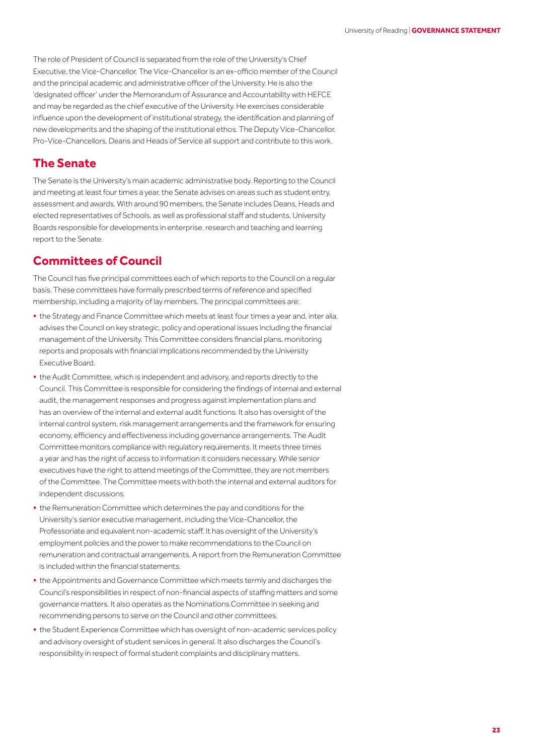The role of President of Council is separated from the role of the University's Chief Executive, the Vice-Chancellor. The Vice-Chancellor is an ex-officio member of the Council and the principal academic and administrative officer of the University. He is also the 'designated officer' under the Memorandum of Assurance and Accountability with HEFCE and may be regarded as the chief executive of the University. He exercises considerable influence upon the development of institutional strategy, the identification and planning of new developments and the shaping of the institutional ethos. The Deputy Vice-Chancellor, Pro-Vice-Chancellors, Deans and Heads of Service all support and contribute to this work.

## The Senate

The Senate is the University's main academic administrative body. Reporting to the Council and meeting at least four times a year, the Senate advises on areas such as student entry, assessment and awards. With around 90 members, the Senate includes Deans, Heads and elected representatives of Schools, as well as professional staff and students. University Boards responsible for developments in enterprise, research and teaching and learning report to the Senate.

## Committees of Council

The Council has five principal committees each of which reports to the Council on a regular basis. These committees have formally prescribed terms of reference and specified membership, including a majority of lay members. The principal committees are:

- the Strategy and Finance Committee which meets at least four times a year and, inter alia, advises the Council on key strategic, policy and operational issues including the financial management of the University. This Committee considers financial plans, monitoring reports and proposals with financial implications recommended by the University Executive Board.
- the Audit Committee, which is independent and advisory, and reports directly to the Council. This Committee is responsible for considering the findings of internal and external audit, the management responses and progress against implementation plans and has an overview of the internal and external audit functions. It also has oversight of the internal control system, risk management arrangements and the framework for ensuring economy, efficiency and effectiveness including governance arrangements. The Audit Committee monitors compliance with regulatory requirements. It meets three times a year and has the right of access to information it considers necessary. While senior executives have the right to attend meetings of the Committee, they are not members of the Committee. The Committee meets with both the internal and external auditors for independent discussions.
- the Remuneration Committee which determines the pay and conditions for the University's senior executive management, including the Vice-Chancellor, the Professoriate and equivalent non-academic staff. It has oversight of the University's employment policies and the power to make recommendations to the Council on remuneration and contractual arrangements. A report from the Remuneration Committee is included within the financial statements.
- the Appointments and Governance Committee which meets termly and discharges the Council's responsibilities in respect of non-financial aspects of staffing matters and some governance matters. It also operates as the Nominations Committee in seeking and recommending persons to serve on the Council and other committees.
- the Student Experience Committee which has oversight of non-academic services policy and advisory oversight of student services in general. It also discharges the Council's responsibility in respect of formal student complaints and disciplinary matters.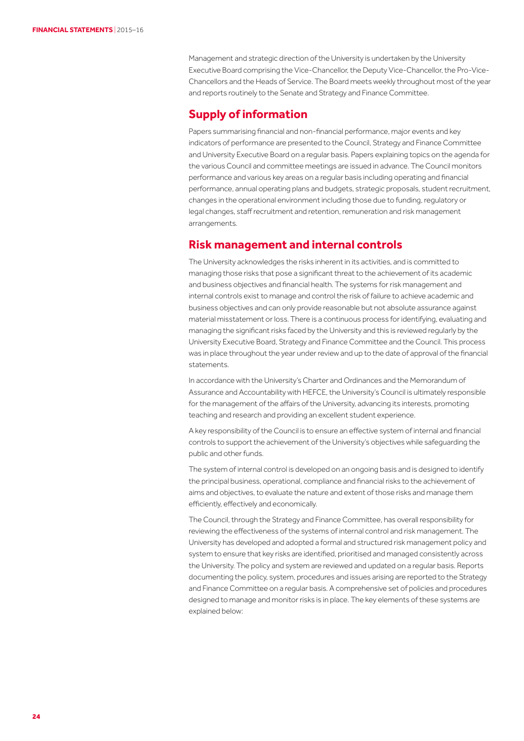Management and strategic direction of the University is undertaken by the University Executive Board comprising the Vice-Chancellor, the Deputy Vice-Chancellor, the Pro-Vice-Chancellors and the Heads of Service. The Board meets weekly throughout most of the year and reports routinely to the Senate and Strategy and Finance Committee.

## Supply of information

Papers summarising financial and non-financial performance, major events and key indicators of performance are presented to the Council, Strategy and Finance Committee and University Executive Board on a regular basis. Papers explaining topics on the agenda for the various Council and committee meetings are issued in advance. The Council monitors performance and various key areas on a regular basis including operating and financial performance, annual operating plans and budgets, strategic proposals, student recruitment, changes in the operational environment including those due to funding, regulatory or legal changes, staff recruitment and retention, remuneration and risk management arrangements.

## Risk management and internal controls

The University acknowledges the risks inherent in its activities, and is committed to managing those risks that pose a significant threat to the achievement of its academic and business objectives and financial health. The systems for risk management and internal controls exist to manage and control the risk of failure to achieve academic and business objectives and can only provide reasonable but not absolute assurance against material misstatement or loss. There is a continuous process for identifying, evaluating and managing the significant risks faced by the University and this is reviewed regularly by the University Executive Board, Strategy and Finance Committee and the Council. This process was in place throughout the year under review and up to the date of approval of the financial statements.

In accordance with the University's Charter and Ordinances and the Memorandum of Assurance and Accountability with HEFCE, the University's Council is ultimately responsible for the management of the affairs of the University, advancing its interests, promoting teaching and research and providing an excellent student experience.

A key responsibility of the Council is to ensure an effective system of internal and financial controls to support the achievement of the University's objectives while safeguarding the public and other funds.

The system of internal control is developed on an ongoing basis and is designed to identify the principal business, operational, compliance and financial risks to the achievement of aims and objectives, to evaluate the nature and extent of those risks and manage them efficiently, effectively and economically.

The Council, through the Strategy and Finance Committee, has overall responsibility for reviewing the effectiveness of the systems of internal control and risk management. The University has developed and adopted a formal and structured risk management policy and system to ensure that key risks are identified, prioritised and managed consistently across the University. The policy and system are reviewed and updated on a regular basis. Reports documenting the policy, system, procedures and issues arising are reported to the Strategy and Finance Committee on a regular basis. A comprehensive set of policies and procedures designed to manage and monitor risks is in place. The key elements of these systems are explained below: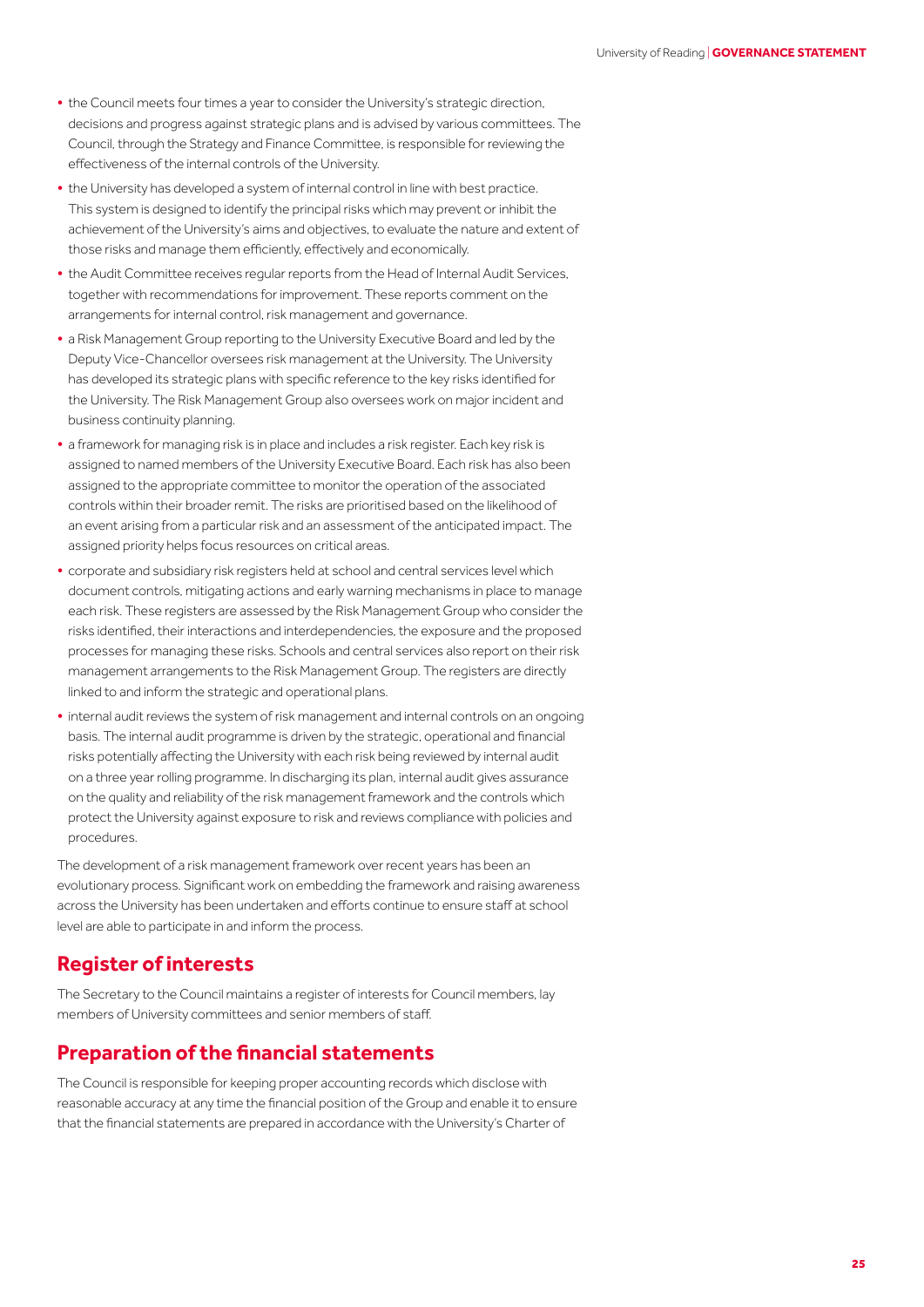- the Council meets four times a year to consider the University's strategic direction, decisions and progress against strategic plans and is advised by various committees. The Council, through the Strategy and Finance Committee, is responsible for reviewing the effectiveness of the internal controls of the University.
- the University has developed a system of internal control in line with best practice. This system is designed to identify the principal risks which may prevent or inhibit the achievement of the University's aims and objectives, to evaluate the nature and extent of those risks and manage them efficiently, effectively and economically.
- the Audit Committee receives regular reports from the Head of Internal Audit Services, together with recommendations for improvement. These reports comment on the arrangements for internal control, risk management and governance.
- a Risk Management Group reporting to the University Executive Board and led by the Deputy Vice-Chancellor oversees risk management at the University. The University has developed its strategic plans with specific reference to the key risks identified for the University. The Risk Management Group also oversees work on major incident and business continuity planning.
- a framework for managing risk is in place and includes a risk register. Each key risk is assigned to named members of the University Executive Board. Each risk has also been assigned to the appropriate committee to monitor the operation of the associated controls within their broader remit. The risks are prioritised based on the likelihood of an event arising from a particular risk and an assessment of the anticipated impact. The assigned priority helps focus resources on critical areas.
- corporate and subsidiary risk registers held at school and central services level which document controls, mitigating actions and early warning mechanisms in place to manage each risk. These registers are assessed by the Risk Management Group who consider the risks identified, their interactions and interdependencies, the exposure and the proposed processes for managing these risks. Schools and central services also report on their risk management arrangements to the Risk Management Group. The registers are directly linked to and inform the strategic and operational plans.
- internal audit reviews the system of risk management and internal controls on an ongoing basis. The internal audit programme is driven by the strategic, operational and financial risks potentially affecting the University with each risk being reviewed by internal audit on a three year rolling programme. In discharging its plan, internal audit gives assurance on the quality and reliability of the risk management framework and the controls which protect the University against exposure to risk and reviews compliance with policies and procedures.

The development of a risk management framework over recent years has been an evolutionary process. Significant work on embedding the framework and raising awareness across the University has been undertaken and efforts continue to ensure staff at school level are able to participate in and inform the process.

## Register of interests

The Secretary to the Council maintains a register of interests for Council members, lay members of University committees and senior members of staff.

## Preparation of the financial statements

The Council is responsible for keeping proper accounting records which disclose with reasonable accuracy at any time the financial position of the Group and enable it to ensure that the financial statements are prepared in accordance with the University's Charter of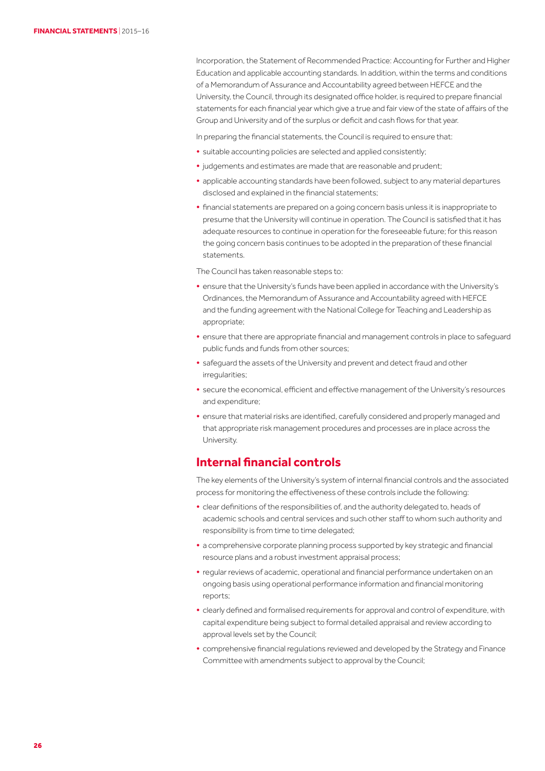Incorporation, the Statement of Recommended Practice: Accounting for Further and Higher Education and applicable accounting standards. In addition, within the terms and conditions of a Memorandum of Assurance and Accountability agreed between HEFCE and the University, the Council, through its designated office holder, is required to prepare financial statements for each financial year which give a true and fair view of the state of affairs of the Group and University and of the surplus or deficit and cash flows for that year.

In preparing the financial statements, the Council is required to ensure that:

- suitable accounting policies are selected and applied consistently;
- judgements and estimates are made that are reasonable and prudent;
- applicable accounting standards have been followed, subject to any material departures disclosed and explained in the financial statements;
- financial statements are prepared on a going concern basis unless it is inappropriate to presume that the University will continue in operation. The Council is satisfied that it has adequate resources to continue in operation for the foreseeable future; for this reason the going concern basis continues to be adopted in the preparation of these financial statements.

The Council has taken reasonable steps to:

- ensure that the University's funds have been applied in accordance with the University's Ordinances, the Memorandum of Assurance and Accountability agreed with HEFCE and the funding agreement with the National College for Teaching and Leadership as appropriate;
- ensure that there are appropriate financial and management controls in place to safeguard public funds and funds from other sources;
- safeguard the assets of the University and prevent and detect fraud and other irregularities;
- secure the economical, efficient and effective management of the University's resources and expenditure;
- ensure that material risks are identified, carefully considered and properly managed and that appropriate risk management procedures and processes are in place across the University.

## Internal financial controls

The key elements of the University's system of internal financial controls and the associated process for monitoring the effectiveness of these controls include the following:

- clear definitions of the responsibilities of, and the authority delegated to, heads of academic schools and central services and such other staff to whom such authority and responsibility is from time to time delegated;
- a comprehensive corporate planning process supported by key strategic and financial resource plans and a robust investment appraisal process;
- regular reviews of academic, operational and financial performance undertaken on an ongoing basis using operational performance information and financial monitoring reports;
- clearly defined and formalised requirements for approval and control of expenditure, with capital expenditure being subject to formal detailed appraisal and review according to approval levels set by the Council;
- comprehensive financial regulations reviewed and developed by the Strategy and Finance Committee with amendments subject to approval by the Council;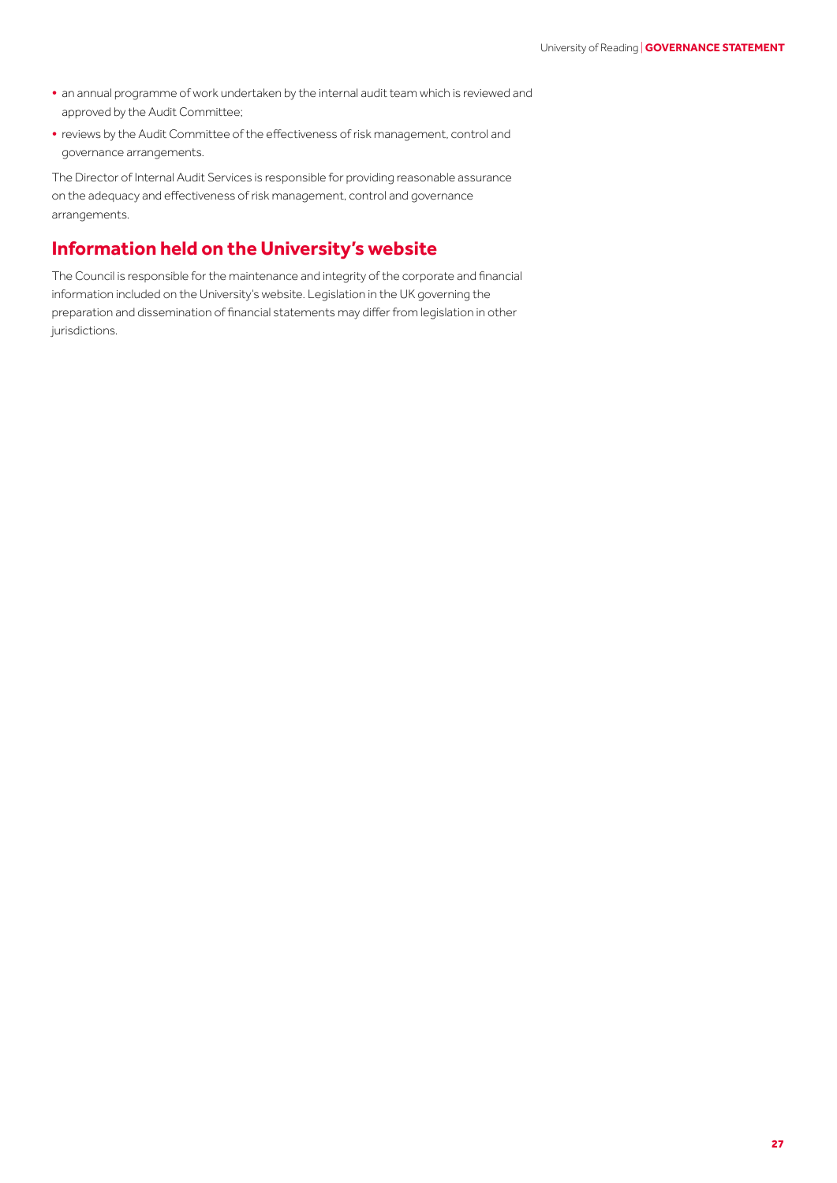- an annual programme of work undertaken by the internal audit team which is reviewed and approved by the Audit Committee;
- reviews by the Audit Committee of the effectiveness of risk management, control and governance arrangements.

The Director of Internal Audit Services is responsible for providing reasonable assurance on the adequacy and effectiveness of risk management, control and governance arrangements.

## Information held on the University's website

The Council is responsible for the maintenance and integrity of the corporate and financial information included on the University's website. Legislation in the UK governing the preparation and dissemination of financial statements may differ from legislation in other jurisdictions.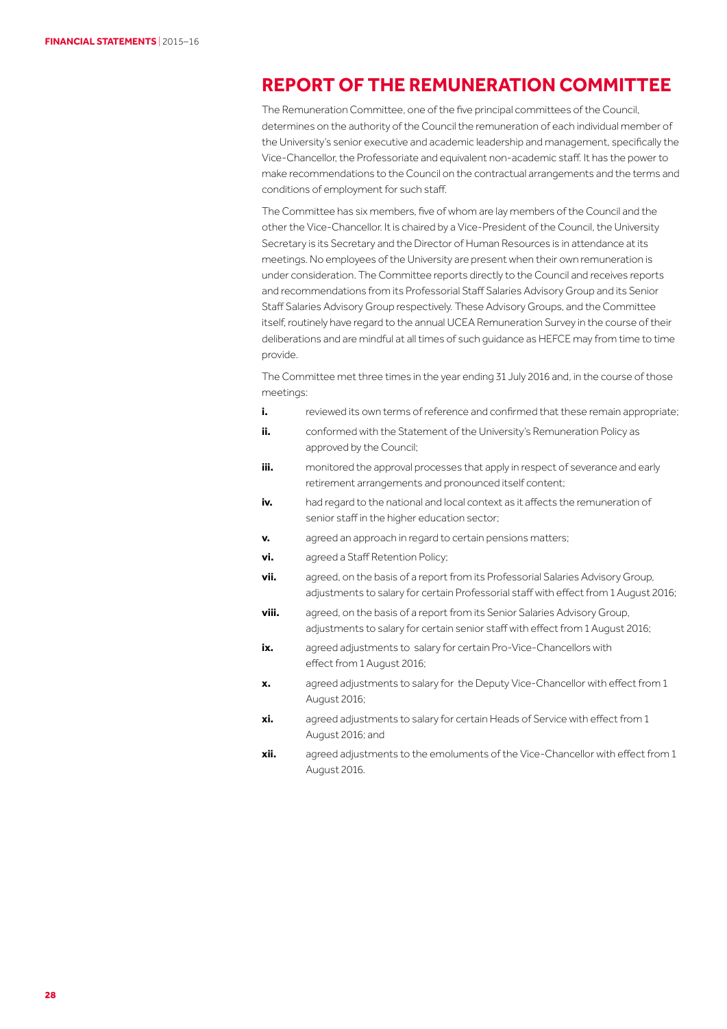# REPORT OF THE REMUNERATION COMMITTEE

The Remuneration Committee, one of the five principal committees of the Council, determines on the authority of the Council the remuneration of each individual member of the University's senior executive and academic leadership and management, specifically the Vice-Chancellor, the Professoriate and equivalent non-academic staff. It has the power to make recommendations to the Council on the contractual arrangements and the terms and conditions of employment for such staff.

The Committee has six members, five of whom are lay members of the Council and the other the Vice-Chancellor. It is chaired by a Vice-President of the Council, the University Secretary is its Secretary and the Director of Human Resources is in attendance at its meetings. No employees of the University are present when their own remuneration is under consideration. The Committee reports directly to the Council and receives reports and recommendations from its Professorial Staff Salaries Advisory Group and its Senior Staff Salaries Advisory Group respectively. These Advisory Groups, and the Committee itself, routinely have regard to the annual UCEA Remuneration Survey in the course of their deliberations and are mindful at all times of such guidance as HEFCE may from time to time provide.

The Committee met three times in the year ending 31 July 2016 and, in the course of those meetings:

- **i.** reviewed its own terms of reference and confirmed that these remain appropriate;
- **ii.** conformed with the Statement of the University's Remuneration Policy as approved by the Council;
- **iii.** monitored the approval processes that apply in respect of severance and early retirement arrangements and pronounced itself content;
- **iv.** had regard to the national and local context as it affects the remuneration of senior staff in the higher education sector;
- **v.** agreed an approach in regard to certain pensions matters;
- **vi.** agreed a Staff Retention Policy;
- **vii.** agreed, on the basis of a report from its Professorial Salaries Advisory Group, adjustments to salary for certain Professorial staff with effect from 1 August 2016;
- **viii.** agreed, on the basis of a report from its Senior Salaries Advisory Group, adjustments to salary for certain senior staff with effect from 1 August 2016;
- **ix.** agreed adjustments to salary for certain Pro-Vice-Chancellors with effect from 1 August 2016;
- **x.** agreed adjustments to salary for the Deputy Vice-Chancellor with effect from 1 August 2016;
- **xi.** agreed adjustments to salary for certain Heads of Service with effect from 1 August 2016; and
- **xii.** agreed adjustments to the emoluments of the Vice-Chancellor with effect from 1 August 2016.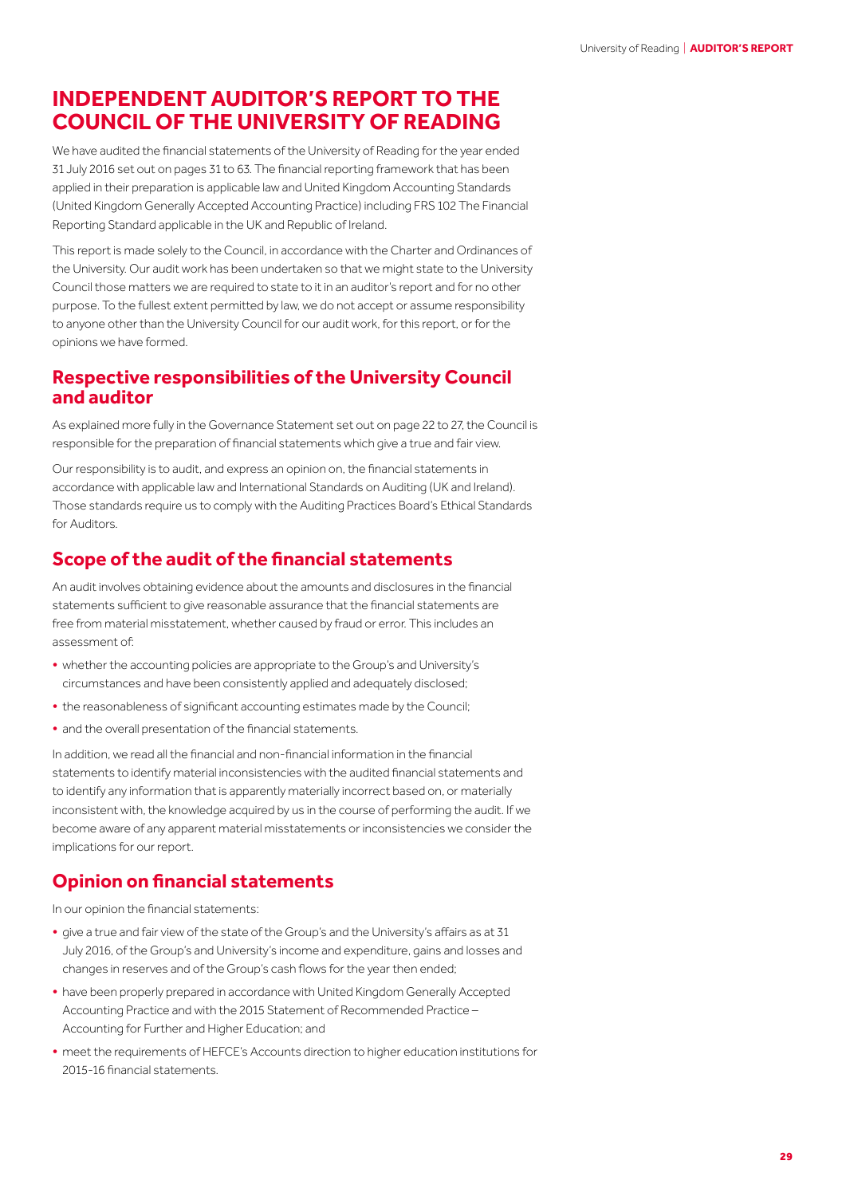# INDEPENDENT AUDITOR'S REPORT TO THE COUNCIL OF THE UNIVERSITY OF READING

We have audited the financial statements of the University of Reading for the year ended 31 July 2016 set out on pages 31 to 63. The financial reporting framework that has been applied in their preparation is applicable law and United Kingdom Accounting Standards (United Kingdom Generally Accepted Accounting Practice) including FRS 102 The Financial Reporting Standard applicable in the UK and Republic of Ireland.

This report is made solely to the Council, in accordance with the Charter and Ordinances of the University. Our audit work has been undertaken so that we might state to the University Council those matters we are required to state to it in an auditor's report and for no other purpose. To the fullest extent permitted by law, we do not accept or assume responsibility to anyone other than the University Council for our audit work, for this report, or for the opinions we have formed.

## Respective responsibilities of the University Council and auditor

As explained more fully in the Governance Statement set out on page 22 to 27, the Council is responsible for the preparation of financial statements which give a true and fair view.

Our responsibility is to audit, and express an opinion on, the financial statements in accordance with applicable law and International Standards on Auditing (UK and Ireland). Those standards require us to comply with the Auditing Practices Board's Ethical Standards for Auditors.

## Scope of the audit of the financial statements

An audit involves obtaining evidence about the amounts and disclosures in the financial statements sufficient to give reasonable assurance that the financial statements are free from material misstatement, whether caused by fraud or error. This includes an assessment of:

- whether the accounting policies are appropriate to the Group's and University's circumstances and have been consistently applied and adequately disclosed;
- the reasonableness of significant accounting estimates made by the Council;
- and the overall presentation of the financial statements.

In addition, we read all the financial and non-financial information in the financial statements to identify material inconsistencies with the audited financial statements and to identify any information that is apparently materially incorrect based on, or materially inconsistent with, the knowledge acquired by us in the course of performing the audit. If we become aware of any apparent material misstatements or inconsistencies we consider the implications for our report.

## Opinion on financial statements

In our opinion the financial statements:

- give a true and fair view of the state of the Group's and the University's affairs as at 31 July 2016, of the Group's and University's income and expenditure, gains and losses and changes in reserves and of the Group's cash flows for the year then ended;
- have been properly prepared in accordance with United Kingdom Generally Accepted Accounting Practice and with the 2015 Statement of Recommended Practice – Accounting for Further and Higher Education; and
- meet the requirements of HEFCE's Accounts direction to higher education institutions for 2015-16 financial statements.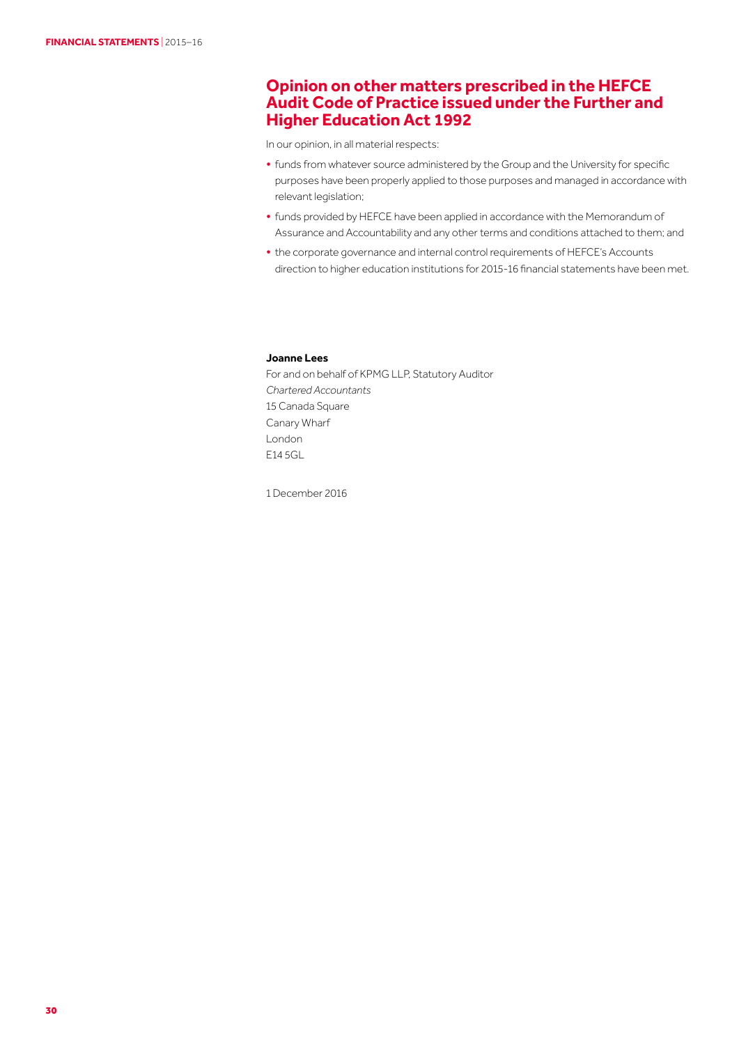## Opinion on other matters prescribed in the HEFCE Audit Code of Practice issued under the Further and Higher Education Act 1992

In our opinion, in all material respects:

- funds from whatever source administered by the Group and the University for specific purposes have been properly applied to those purposes and managed in accordance with relevant legislation;
- funds provided by HEFCE have been applied in accordance with the Memorandum of Assurance and Accountability and any other terms and conditions attached to them; and
- the corporate governance and internal control requirements of HEFCE's Accounts direction to higher education institutions for 2015-16 financial statements have been met.

**Joanne Lees**
For and on behalf of KPMG LLP, Statutory Auditor
*Chartered Accountants*
15 Canada Square
Canary Wharf
London
E14 5GL

1 December 2016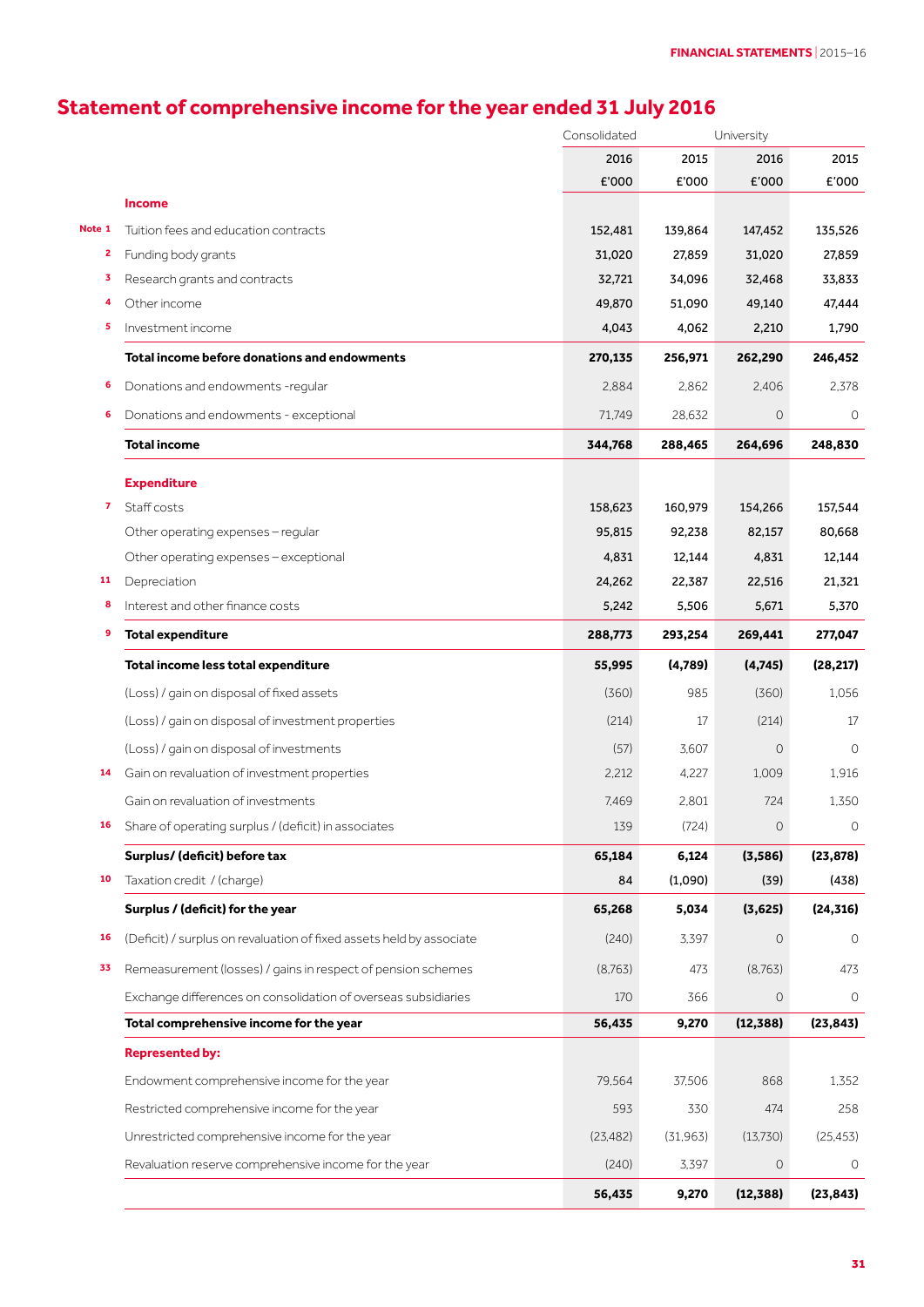## Statement of comprehensive income for the year ended 31 July 2016

| Note | | Consolidated 2016 £'000 | Consolidated 2015 £'000 | University 2016 £'000 | University 2015 £'000 |
|---|---|---|---|---|---|
| | **Income** | | | | |
| 1 | Tuition fees and education contracts | 152,481 | 139,864 | 147,452 | 135,526 |
| 2 | Funding body grants | 31,020 | 27,859 | 31,020 | 27,859 |
| 3 | Research grants and contracts | 32,721 | 34,096 | 32,468 | 33,833 |
| 4 | Other income | 49,870 | 51,090 | 49,140 | 47,444 |
| 5 | Investment income | 4,043 | 4,062 | 2,210 | 1,790 |
| | **Total income before donations and endowments** | **270,135** | **256,971** | **262,290** | **246,452** |
| 6 | Donations and endowments -regular | 2,884 | 2,862 | 2,406 | 2,378 |
| 6 | Donations and endowments - exceptional | 71,749 | 28,632 | 0 | 0 |
| | **Total income** | **344,768** | **288,465** | **264,696** | **248,830** |
| | **Expenditure** | | | | |
| 7 | Staff costs | 158,623 | 160,979 | 154,266 | 157,544 |
| | Other operating expenses – regular | 95,815 | 92,238 | 82,157 | 80,668 |
| | Other operating expenses – exceptional | 4,831 | 12,144 | 4,831 | 12,144 |
| 11 | Depreciation | 24,262 | 22,387 | 22,516 | 21,321 |
| 8 | Interest and other finance costs | 5,242 | 5,506 | 5,671 | 5,370 |
| 9 | **Total expenditure** | **288,773** | **293,254** | **269,441** | **277,047** |
| | **Total income less total expenditure** | **55,995** | **(4,789)** | **(4,745)** | **(28,217)** |
| | (Loss) / gain on disposal of fixed assets | (360) | 985 | (360) | 1,056 |
| | (Loss) / gain on disposal of investment properties | (214) | 17 | (214) | 17 |
| | (Loss) / gain on disposal of investments | (57) | 3,607 | 0 | 0 |
| 14 | Gain on revaluation of investment properties | 2,212 | 4,227 | 1,009 | 1,916 |
| | Gain on revaluation of investments | 7,469 | 2,801 | 724 | 1,350 |
| 16 | Share of operating surplus / (deficit) in associates | 139 | (724) | 0 | 0 |
| | **Surplus/ (deficit) before tax** | **65,184** | **6,124** | **(3,586)** | **(23,878)** |
| 10 | Taxation credit / (charge) | 84 | (1,090) | (39) | (438) |
| | **Surplus / (deficit) for the year** | **65,268** | **5,034** | **(3,625)** | **(24,316)** |
| 16 | (Deficit) / surplus on revaluation of fixed assets held by associate | (240) | 3,397 | 0 | 0 |
| 33 | Remeasurement (losses) / gains in respect of pension schemes | (8,763) | 473 | (8,763) | 473 |
| | Exchange differences on consolidation of overseas subsidiaries | 170 | 366 | 0 | 0 |
| | **Total comprehensive income for the year** | **56,435** | **9,270** | **(12,388)** | **(23,843)** |
| | **Represented by:** | | | | |
| | Endowment comprehensive income for the year | 79,564 | 37,506 | 868 | 1,352 |
| | Restricted comprehensive income for the year | 593 | 330 | 474 | 258 |
| | Unrestricted comprehensive income for the year | (23,482) | (31,963) | (13,730) | (25,453) |
| | Revaluation reserve comprehensive income for the year | (240) | 3,397 | 0 | 0 |
| | | **56,435** | **9,270** | **(12,388)** | **(23,843)** |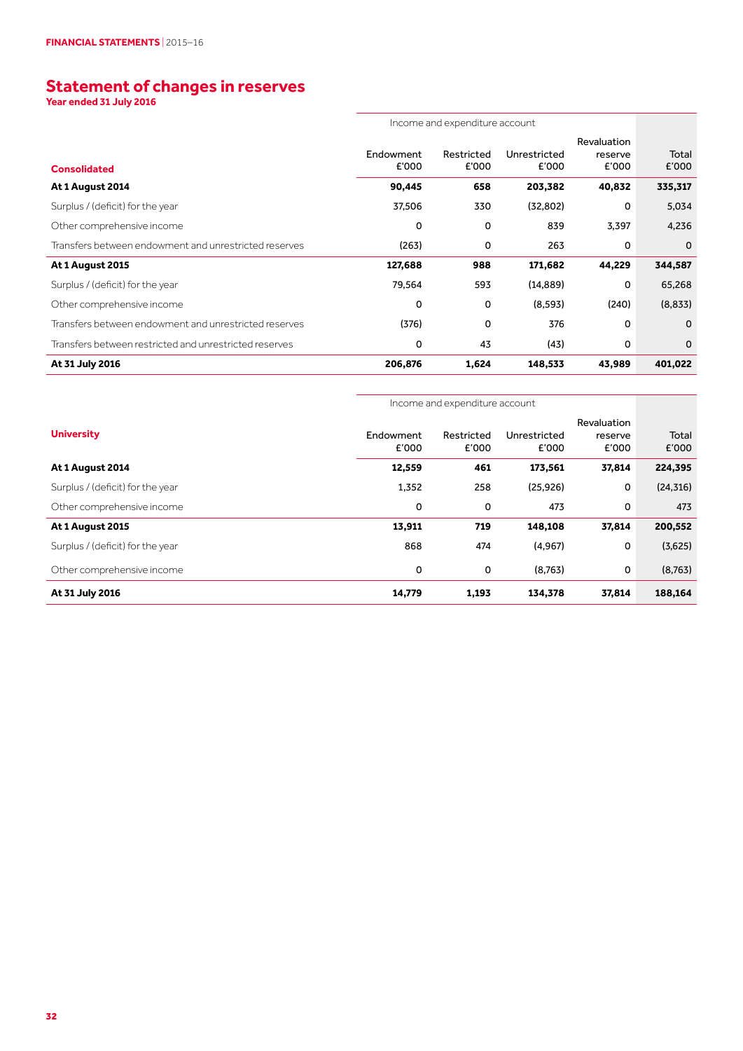# Statement of changes in reserves

**Year ended 31 July 2016**

| Consolidated | Income and expenditure account | | | | |
|---|---|---|---|---|---|
| | Endowment £'000 | Restricted £'000 | Unrestricted £'000 | Revaluation reserve £'000 | Total £'000 |
| **At 1 August 2014** | **90,445** | **658** | **203,382** | **40,832** | **335,317** |
| Surplus / (deficit) for the year | 37,506 | 330 | (32,802) | 0 | 5,034 |
| Other comprehensive income | 0 | 0 | 839 | 3,397 | 4,236 |
| Transfers between endowment and unrestricted reserves | (263) | 0 | 263 | 0 | 0 |
| **At 1 August 2015** | **127,688** | **988** | **171,682** | **44,229** | **344,587** |
| Surplus / (deficit) for the year | 79,564 | 593 | (14,889) | 0 | 65,268 |
| Other comprehensive income | 0 | 0 | (8,593) | (240) | (8,833) |
| Transfers between endowment and unrestricted reserves | (376) | 0 | 376 | 0 | 0 |
| Transfers between restricted and unrestricted reserves | 0 | 43 | (43) | 0 | 0 |
| **At 31 July 2016** | **206,876** | **1,624** | **148,533** | **43,989** | **401,022** |

| University | Income and expenditure account | | | | |
|---|---|---|---|---|---|
| | Endowment £'000 | Restricted £'000 | Unrestricted £'000 | Revaluation reserve £'000 | Total £'000 |
| **At 1 August 2014** | **12,559** | **461** | **173,561** | **37,814** | **224,395** |
| Surplus / (deficit) for the year | 1,352 | 258 | (25,926) | 0 | (24,316) |
| Other comprehensive income | 0 | 0 | 473 | 0 | 473 |
| **At 1 August 2015** | **13,911** | **719** | **148,108** | **37,814** | **200,552** |
| Surplus / (deficit) for the year | 868 | 474 | (4,967) | 0 | (3,625) |
| Other comprehensive income | 0 | 0 | (8,763) | 0 | (8,763) |
| **At 31 July 2016** | **14,779** | **1,193** | **134,378** | **37,814** | **188,164** |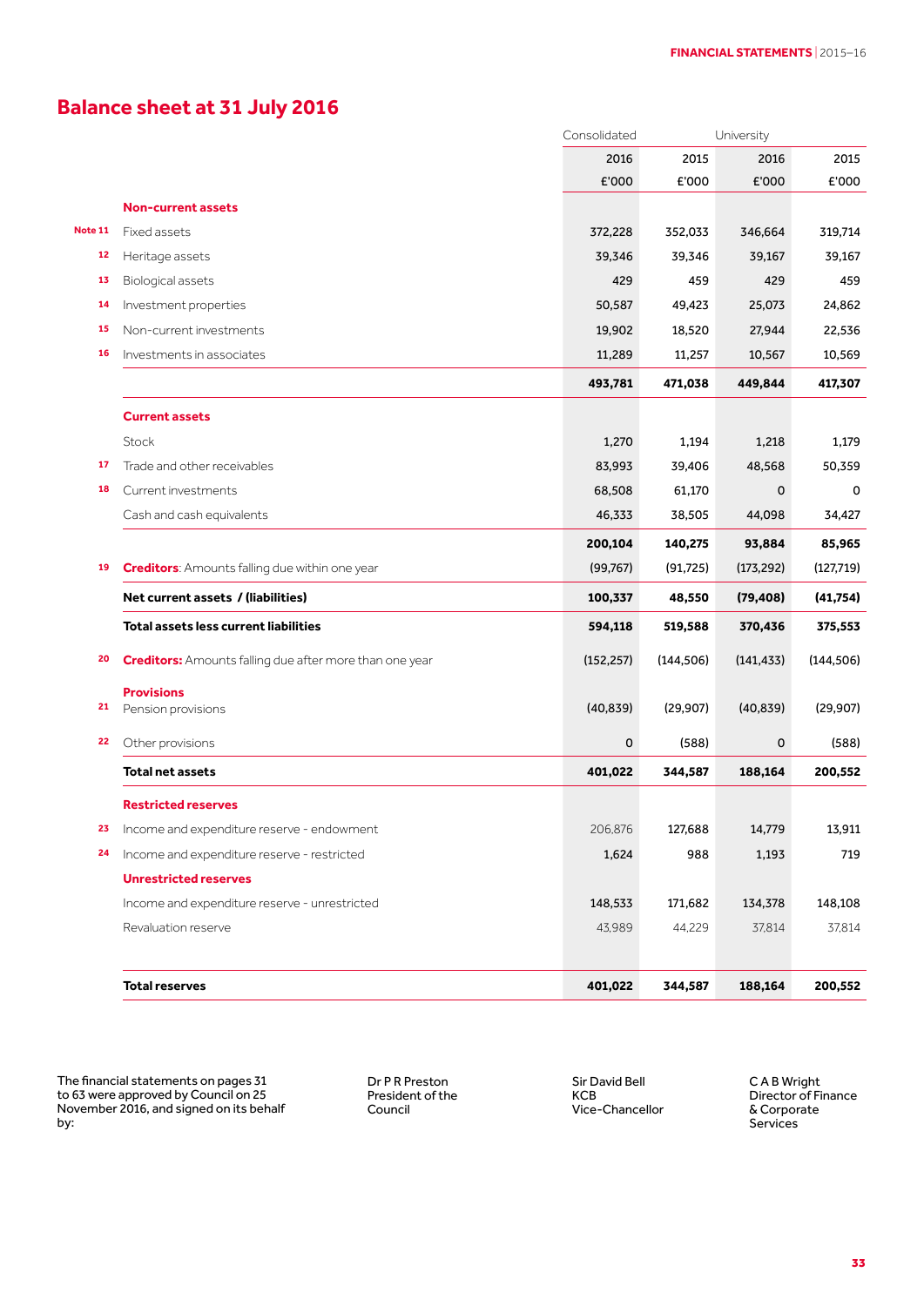## Balance sheet at 31 July 2016

| Note | | Consolidated 2016 £'000 | Consolidated 2015 £'000 | University 2016 £'000 | University 2015 £'000 |
|---|---|---|---|---|---|
| | **Non-current assets** | | | | |
| 11 | Fixed assets | 372,228 | 352,033 | 346,664 | 319,714 |
| 12 | Heritage assets | 39,346 | 39,346 | 39,167 | 39,167 |
| 13 | Biological assets | 429 | 459 | 429 | 459 |
| 14 | Investment properties | 50,587 | 49,423 | 25,073 | 24,862 |
| 15 | Non-current investments | 19,902 | 18,520 | 27,944 | 22,536 |
| 16 | Investments in associates | 11,289 | 11,257 | 10,567 | 10,569 |
| | | **493,781** | **471,038** | **449,844** | **417,307** |
| | **Current assets** | | | | |
| | Stock | 1,270 | 1,194 | 1,218 | 1,179 |
| 17 | Trade and other receivables | 83,993 | 39,406 | 48,568 | 50,359 |
| 18 | Current investments | 68,508 | 61,170 | 0 | 0 |
| | Cash and cash equivalents | 46,333 | 38,505 | 44,098 | 34,427 |
| | | **200,104** | **140,275** | **93,884** | **85,965** |
| 19 | **Creditors**: Amounts falling due within one year | (99,767) | (91,725) | (173,292) | (127,719) |
| | **Net current assets / (liabilities)** | **100,337** | **48,550** | **(79,408)** | **(41,754)** |
| | **Total assets less current liabilities** | **594,118** | **519,588** | **370,436** | **375,553** |
| 20 | **Creditors:** Amounts falling due after more than one year | (152,257) | (144,506) | (141,433) | (144,506) |
| | **Provisions** | | | | |
| 21 | Pension provisions | (40,839) | (29,907) | (40,839) | (29,907) |
| 22 | Other provisions | 0 | (588) | 0 | (588) |
| | **Total net assets** | **401,022** | **344,587** | **188,164** | **200,552** |
| | **Restricted reserves** | | | | |
| 23 | Income and expenditure reserve - endowment | 206,876 | 127,688 | 14,779 | 13,911 |
| 24 | Income and expenditure reserve - restricted | 1,624 | 988 | 1,193 | 719 |
| | **Unrestricted reserves** | | | | |
| | Income and expenditure reserve - unrestricted | 148,533 | 171,682 | 134,378 | 148,108 |
| | Revaluation reserve | 43,989 | 44,229 | 37,814 | 37,814 |
| | **Total reserves** | **401,022** | **344,587** | **188,164** | **200,552** |

The financial statements on pages 31 to 63 were approved by Council on 25 November 2016, and signed on its behalf by:

Dr P R Preston
President of the Council

Sir David Bell
KCB
Vice-Chancellor

C A B Wright
Director of Finance & Corporate Services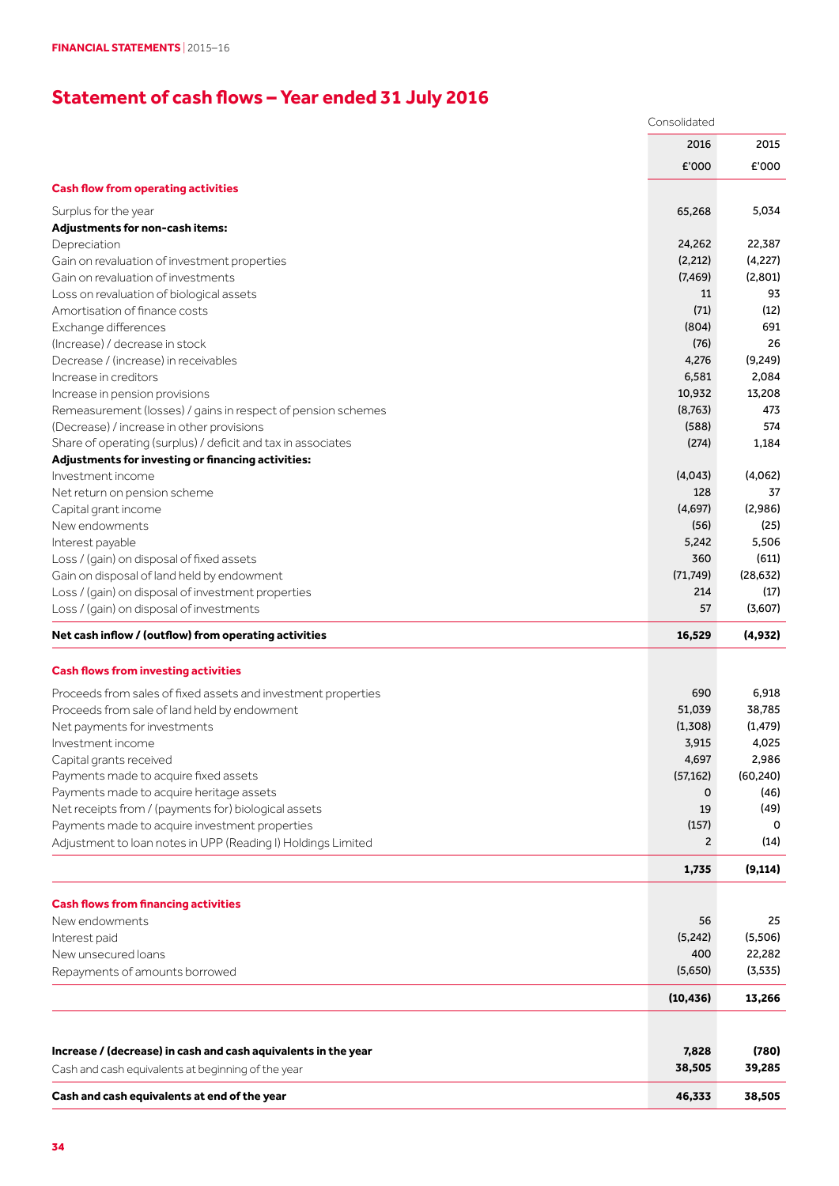## Statement of cash flows – Year ended 31 July 2016

| | Consolidated | |
|---|---|---|
| | 2016 | 2015 |
| | £'000 | £'000 |
| **Cash flow from operating activities** | | |
| Surplus for the year | 65,268 | 5,034 |
| **Adjustments for non-cash items:** | | |
| Depreciation | 24,262 | 22,387 |
| Gain on revaluation of investment properties | (2,212) | (4,227) |
| Gain on revaluation of investments | (7,469) | (2,801) |
| Loss on revaluation of biological assets | 11 | 93 |
| Amortisation of finance costs | (71) | (12) |
| Exchange differences | (804) | 691 |
| (Increase) / decrease in stock | (76) | 26 |
| Decrease / (increase) in receivables | 4,276 | (9,249) |
| Increase in creditors | 6,581 | 2,084 |
| Increase in pension provisions | 10,932 | 13,208 |
| Remeasurement (losses) / gains in respect of pension schemes | (8,763) | 473 |
| (Decrease) / increase in other provisions | (588) | 574 |
| Share of operating (surplus) / deficit and tax in associates | (274) | 1,184 |
| **Adjustments for investing or financing activities:** | | |
| Investment income | (4,043) | (4,062) |
| Net return on pension scheme | 128 | 37 |
| Capital grant income | (4,697) | (2,986) |
| New endowments | (56) | (25) |
| Interest payable | 5,242 | 5,506 |
| Loss / (gain) on disposal of fixed assets | 360 | (611) |
| Gain on disposal of land held by endowment | (71,749) | (28,632) |
| Loss / (gain) on disposal of investment properties | 214 | (17) |
| Loss / (gain) on disposal of investments | 57 | (3,607) |
| **Net cash inflow / (outflow) from operating activities** | **16,529** | **(4,932)** |
| **Cash flows from investing activities** | | |
| Proceeds from sales of fixed assets and investment properties | 690 | 6,918 |
| Proceeds from sale of land held by endowment | 51,039 | 38,785 |
| Net payments for investments | (1,308) | (1,479) |
| Investment income | 3,915 | 4,025 |
| Capital grants received | 4,697 | 2,986 |
| Payments made to acquire fixed assets | (57,162) | (60,240) |
| Payments made to acquire heritage assets | 0 | (46) |
| Net receipts from / (payments for) biological assets | 19 | (49) |
| Payments made to acquire investment properties | (157) | 0 |
| Adjustment to loan notes in UPP (Reading I) Holdings Limited | 2 | (14) |
| | **1,735** | **(9,114)** |
| **Cash flows from financing activities** | | |
| New endowments | 56 | 25 |
| Interest paid | (5,242) | (5,506) |
| New unsecured loans | 400 | 22,282 |
| Repayments of amounts borrowed | (5,650) | (3,535) |
| | **(10,436)** | **13,266** |
| **Increase / (decrease) in cash and cash aquivalents in the year** | **7,828** | **(780)** |
| Cash and cash equivalents at beginning of the year | **38,505** | **39,285** |
| **Cash and cash equivalents at end of the year** | **46,333** | **38,505** |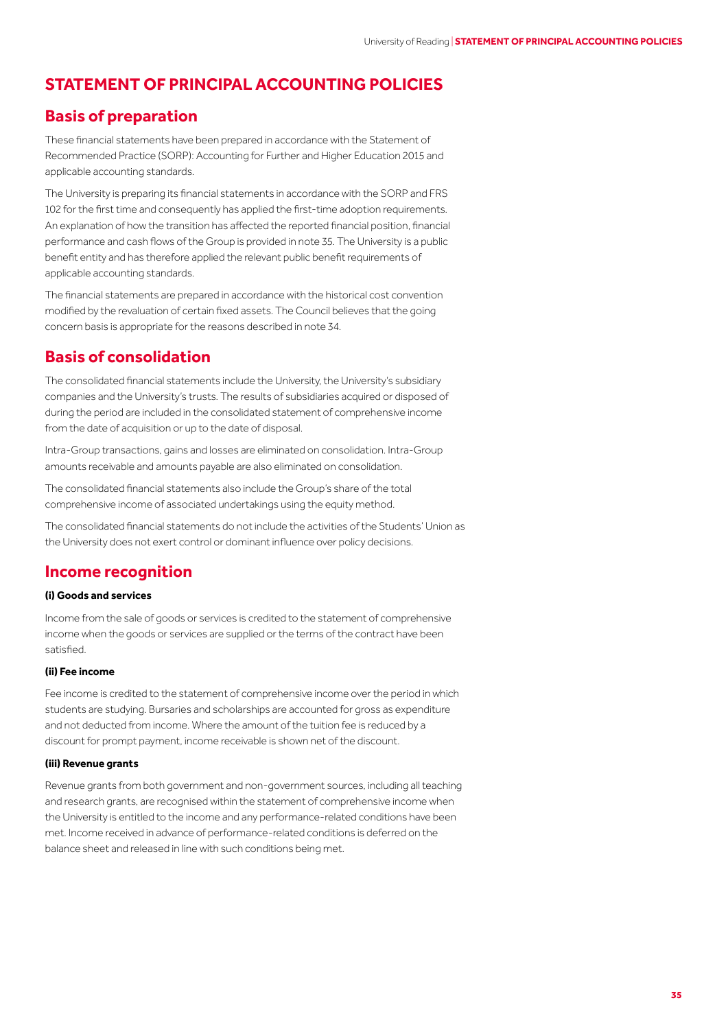# STATEMENT OF PRINCIPAL ACCOUNTING POLICIES

## Basis of preparation

These financial statements have been prepared in accordance with the Statement of Recommended Practice (SORP): Accounting for Further and Higher Education 2015 and applicable accounting standards.

The University is preparing its financial statements in accordance with the SORP and FRS 102 for the first time and consequently has applied the first-time adoption requirements. An explanation of how the transition has affected the reported financial position, financial performance and cash flows of the Group is provided in note 35. The University is a public benefit entity and has therefore applied the relevant public benefit requirements of applicable accounting standards.

The financial statements are prepared in accordance with the historical cost convention modified by the revaluation of certain fixed assets. The Council believes that the going concern basis is appropriate for the reasons described in note 34.

## Basis of consolidation

The consolidated financial statements include the University, the University's subsidiary companies and the University's trusts. The results of subsidiaries acquired or disposed of during the period are included in the consolidated statement of comprehensive income from the date of acquisition or up to the date of disposal.

Intra-Group transactions, gains and losses are eliminated on consolidation. Intra-Group amounts receivable and amounts payable are also eliminated on consolidation.

The consolidated financial statements also include the Group's share of the total comprehensive income of associated undertakings using the equity method.

The consolidated financial statements do not include the activities of the Students' Union as the University does not exert control or dominant influence over policy decisions.

## Income recognition

#### (i) Goods and services

Income from the sale of goods or services is credited to the statement of comprehensive income when the goods or services are supplied or the terms of the contract have been satisfied.

#### (ii) Fee income

Fee income is credited to the statement of comprehensive income over the period in which students are studying. Bursaries and scholarships are accounted for gross as expenditure and not deducted from income. Where the amount of the tuition fee is reduced by a discount for prompt payment, income receivable is shown net of the discount.

#### (iii) Revenue grants

Revenue grants from both government and non-government sources, including all teaching and research grants, are recognised within the statement of comprehensive income when the University is entitled to the income and any performance-related conditions have been met. Income received in advance of performance-related conditions is deferred on the balance sheet and released in line with such conditions being met.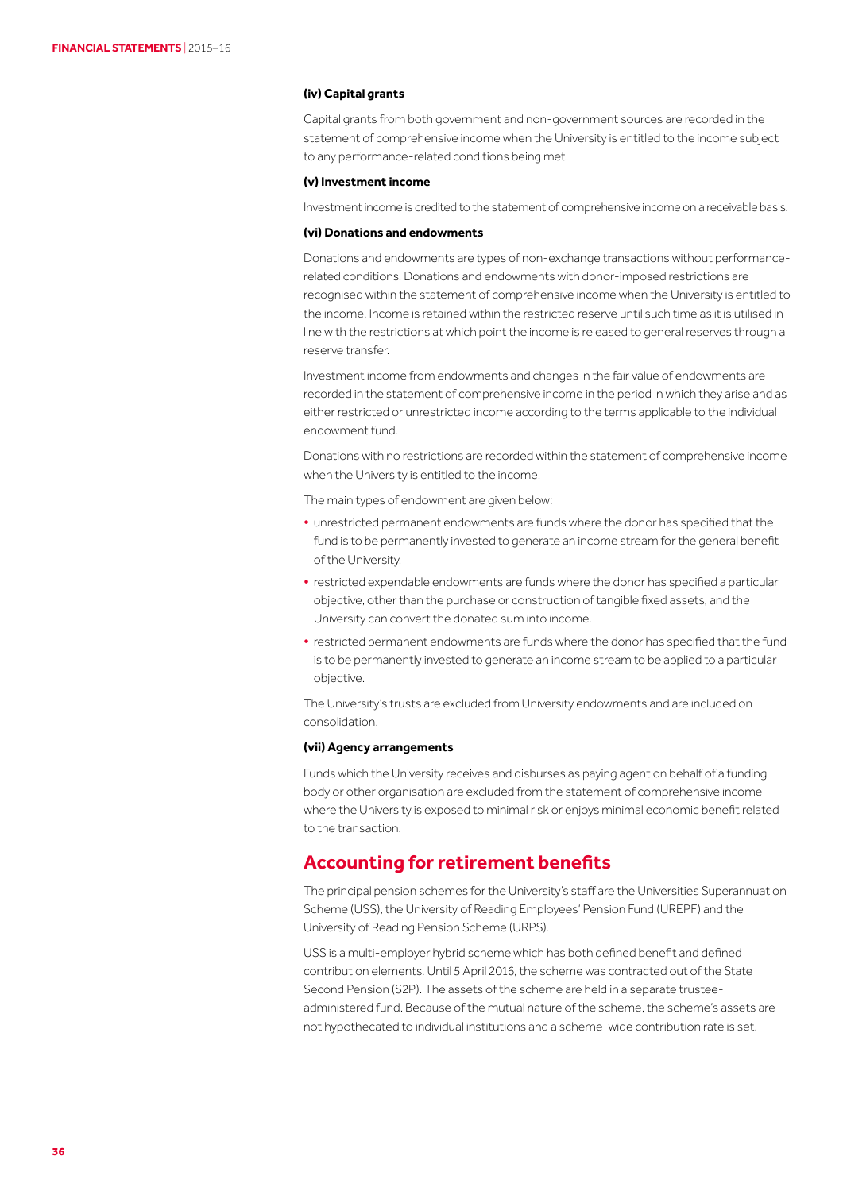**(iv) Capital grants**

Capital grants from both government and non-government sources are recorded in the statement of comprehensive income when the University is entitled to the income subject to any performance-related conditions being met.

**(v) Investment income**

Investment income is credited to the statement of comprehensive income on a receivable basis.

**(vi) Donations and endowments**

Donations and endowments are types of non-exchange transactions without performance-related conditions. Donations and endowments with donor-imposed restrictions are recognised within the statement of comprehensive income when the University is entitled to the income. Income is retained within the restricted reserve until such time as it is utilised in line with the restrictions at which point the income is released to general reserves through a reserve transfer.

Investment income from endowments and changes in the fair value of endowments are recorded in the statement of comprehensive income in the period in which they arise and as either restricted or unrestricted income according to the terms applicable to the individual endowment fund.

Donations with no restrictions are recorded within the statement of comprehensive income when the University is entitled to the income.

The main types of endowment are given below:

- unrestricted permanent endowments are funds where the donor has specified that the fund is to be permanently invested to generate an income stream for the general benefit of the University.
- restricted expendable endowments are funds where the donor has specified a particular objective, other than the purchase or construction of tangible fixed assets, and the University can convert the donated sum into income.
- restricted permanent endowments are funds where the donor has specified that the fund is to be permanently invested to generate an income stream to be applied to a particular objective.

The University's trusts are excluded from University endowments and are included on consolidation.

**(vii) Agency arrangements**

Funds which the University receives and disburses as paying agent on behalf of a funding body or other organisation are excluded from the statement of comprehensive income where the University is exposed to minimal risk or enjoys minimal economic benefit related to the transaction.

## Accounting for retirement benefits

The principal pension schemes for the University's staff are the Universities Superannuation Scheme (USS), the University of Reading Employees' Pension Fund (UREPF) and the University of Reading Pension Scheme (URPS).

USS is a multi-employer hybrid scheme which has both defined benefit and defined contribution elements. Until 5 April 2016, the scheme was contracted out of the State Second Pension (S2P). The assets of the scheme are held in a separate trustee-administered fund. Because of the mutual nature of the scheme, the scheme's assets are not hypothecated to individual institutions and a scheme-wide contribution rate is set.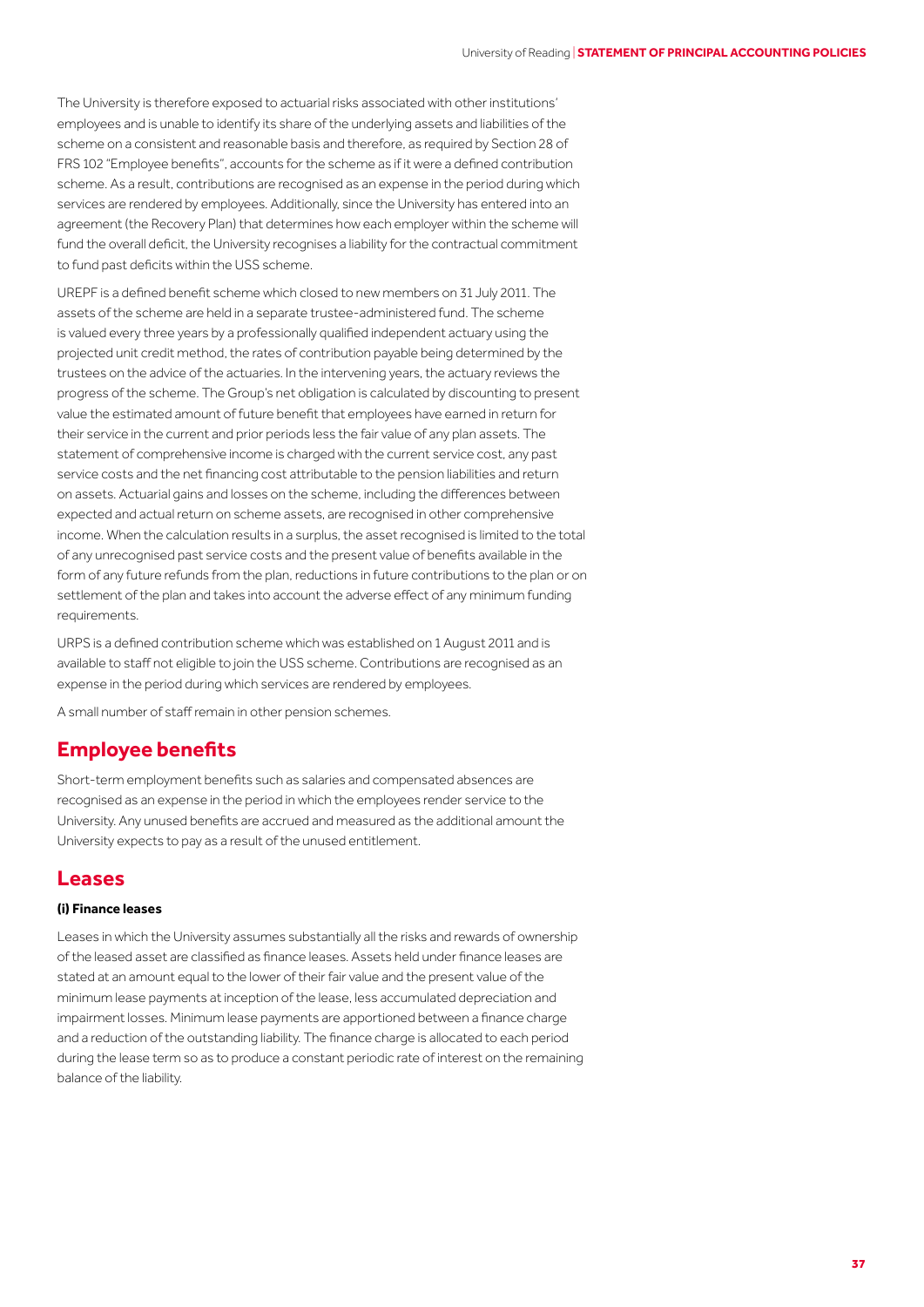The University is therefore exposed to actuarial risks associated with other institutions' employees and is unable to identify its share of the underlying assets and liabilities of the scheme on a consistent and reasonable basis and therefore, as required by Section 28 of FRS 102 "Employee benefits", accounts for the scheme as if it were a defined contribution scheme. As a result, contributions are recognised as an expense in the period during which services are rendered by employees. Additionally, since the University has entered into an agreement (the Recovery Plan) that determines how each employer within the scheme will fund the overall deficit, the University recognises a liability for the contractual commitment to fund past deficits within the USS scheme.

UREPF is a defined benefit scheme which closed to new members on 31 July 2011. The assets of the scheme are held in a separate trustee-administered fund. The scheme is valued every three years by a professionally qualified independent actuary using the projected unit credit method, the rates of contribution payable being determined by the trustees on the advice of the actuaries. In the intervening years, the actuary reviews the progress of the scheme. The Group's net obligation is calculated by discounting to present value the estimated amount of future benefit that employees have earned in return for their service in the current and prior periods less the fair value of any plan assets. The statement of comprehensive income is charged with the current service cost, any past service costs and the net financing cost attributable to the pension liabilities and return on assets. Actuarial gains and losses on the scheme, including the differences between expected and actual return on scheme assets, are recognised in other comprehensive income. When the calculation results in a surplus, the asset recognised is limited to the total of any unrecognised past service costs and the present value of benefits available in the form of any future refunds from the plan, reductions in future contributions to the plan or on settlement of the plan and takes into account the adverse effect of any minimum funding requirements.

URPS is a defined contribution scheme which was established on 1 August 2011 and is available to staff not eligible to join the USS scheme. Contributions are recognised as an expense in the period during which services are rendered by employees.

A small number of staff remain in other pension schemes.

## Employee benefits

Short-term employment benefits such as salaries and compensated absences are recognised as an expense in the period in which the employees render service to the University. Any unused benefits are accrued and measured as the additional amount the University expects to pay as a result of the unused entitlement.

## Leases

#### (i) Finance leases

Leases in which the University assumes substantially all the risks and rewards of ownership of the leased asset are classified as finance leases. Assets held under finance leases are stated at an amount equal to the lower of their fair value and the present value of the minimum lease payments at inception of the lease, less accumulated depreciation and impairment losses. Minimum lease payments are apportioned between a finance charge and a reduction of the outstanding liability. The finance charge is allocated to each period during the lease term so as to produce a constant periodic rate of interest on the remaining balance of the liability.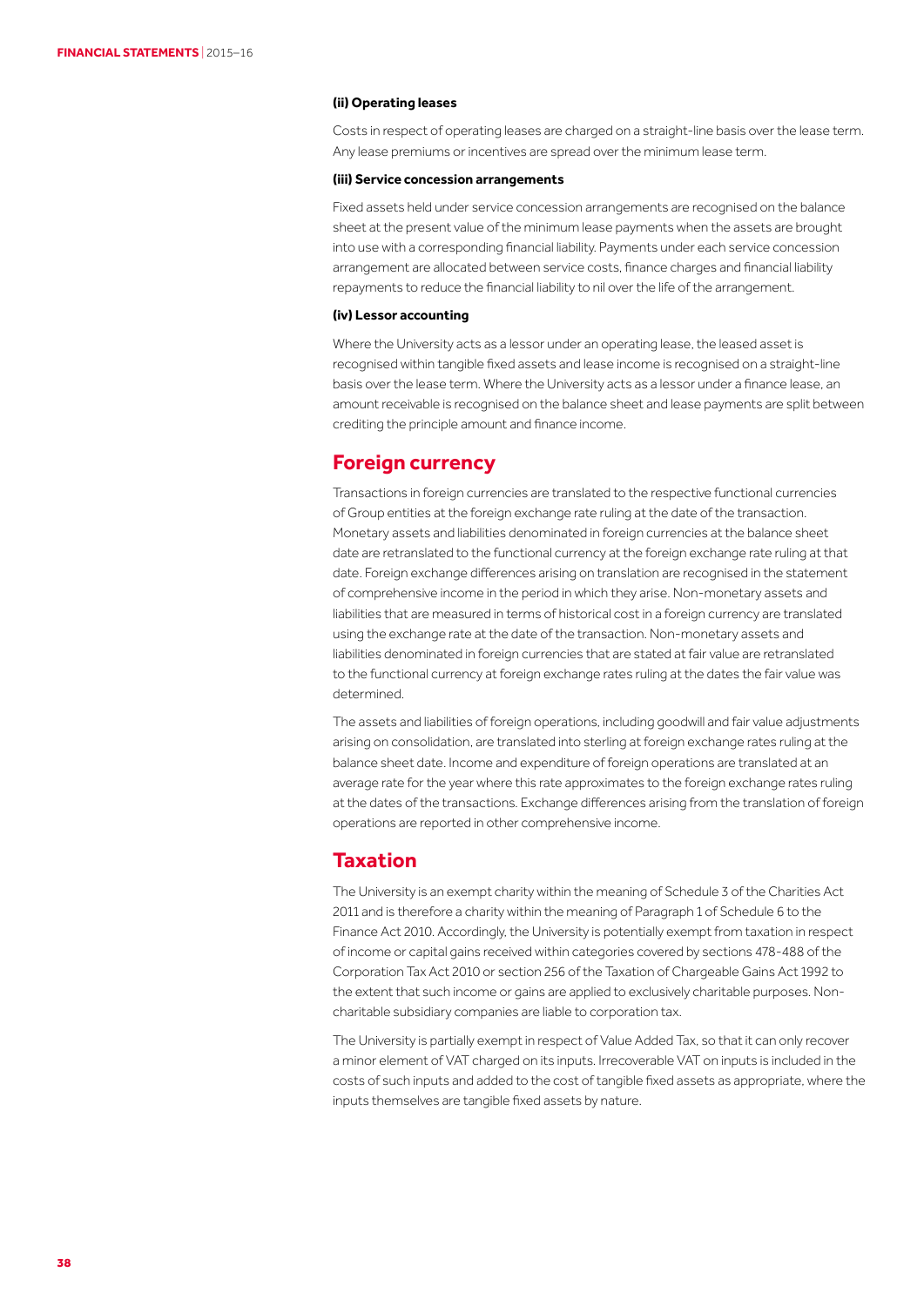#### (ii) Operating leases

Costs in respect of operating leases are charged on a straight-line basis over the lease term. Any lease premiums or incentives are spread over the minimum lease term.

#### (iii) Service concession arrangements

Fixed assets held under service concession arrangements are recognised on the balance sheet at the present value of the minimum lease payments when the assets are brought into use with a corresponding financial liability. Payments under each service concession arrangement are allocated between service costs, finance charges and financial liability repayments to reduce the financial liability to nil over the life of the arrangement.

#### (iv) Lessor accounting

Where the University acts as a lessor under an operating lease, the leased asset is recognised within tangible fixed assets and lease income is recognised on a straight-line basis over the lease term. Where the University acts as a lessor under a finance lease, an amount receivable is recognised on the balance sheet and lease payments are split between crediting the principle amount and finance income.

## Foreign currency

Transactions in foreign currencies are translated to the respective functional currencies of Group entities at the foreign exchange rate ruling at the date of the transaction. Monetary assets and liabilities denominated in foreign currencies at the balance sheet date are retranslated to the functional currency at the foreign exchange rate ruling at that date. Foreign exchange differences arising on translation are recognised in the statement of comprehensive income in the period in which they arise. Non-monetary assets and liabilities that are measured in terms of historical cost in a foreign currency are translated using the exchange rate at the date of the transaction. Non-monetary assets and liabilities denominated in foreign currencies that are stated at fair value are retranslated to the functional currency at foreign exchange rates ruling at the dates the fair value was determined.

The assets and liabilities of foreign operations, including goodwill and fair value adjustments arising on consolidation, are translated into sterling at foreign exchange rates ruling at the balance sheet date. Income and expenditure of foreign operations are translated at an average rate for the year where this rate approximates to the foreign exchange rates ruling at the dates of the transactions. Exchange differences arising from the translation of foreign operations are reported in other comprehensive income.

## Taxation

The University is an exempt charity within the meaning of Schedule 3 of the Charities Act 2011 and is therefore a charity within the meaning of Paragraph 1 of Schedule 6 to the Finance Act 2010. Accordingly, the University is potentially exempt from taxation in respect of income or capital gains received within categories covered by sections 478-488 of the Corporation Tax Act 2010 or section 256 of the Taxation of Chargeable Gains Act 1992 to the extent that such income or gains are applied to exclusively charitable purposes. Non-charitable subsidiary companies are liable to corporation tax.

The University is partially exempt in respect of Value Added Tax, so that it can only recover a minor element of VAT charged on its inputs. Irrecoverable VAT on inputs is included in the costs of such inputs and added to the cost of tangible fixed assets as appropriate, where the inputs themselves are tangible fixed assets by nature.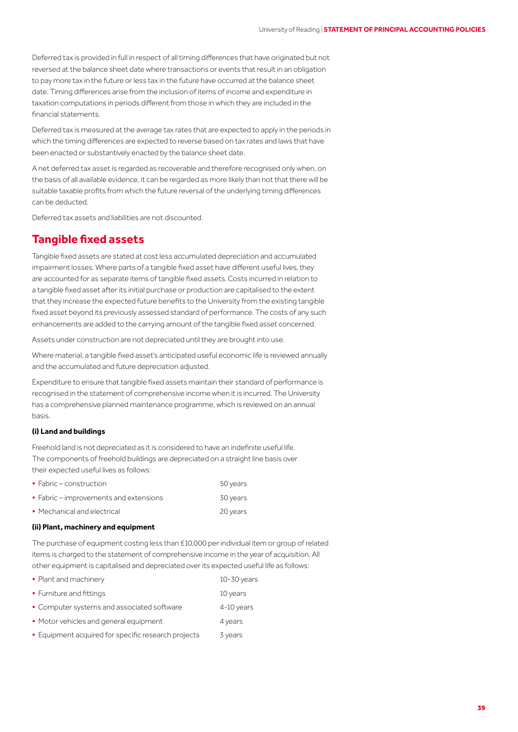Deferred tax is provided in full in respect of all timing differences that have originated but not reversed at the balance sheet date where transactions or events that result in an obligation to pay more tax in the future or less tax in the future have occurred at the balance sheet date. Timing differences arise from the inclusion of items of income and expenditure in taxation computations in periods different from those in which they are included in the financial statements.

Deferred tax is measured at the average tax rates that are expected to apply in the periods in which the timing differences are expected to reverse based on tax rates and laws that have been enacted or substantively enacted by the balance sheet date.

A net deferred tax asset is regarded as recoverable and therefore recognised only when, on the basis of all available evidence, it can be regarded as more likely than not that there will be suitable taxable profits from which the future reversal of the underlying timing differences can be deducted.

Deferred tax assets and liabilities are not discounted.

## Tangible fixed assets

Tangible fixed assets are stated at cost less accumulated depreciation and accumulated impairment losses. Where parts of a tangible fixed asset have different useful lives, they are accounted for as separate items of tangible fixed assets. Costs incurred in relation to a tangible fixed asset after its initial purchase or production are capitalised to the extent that they increase the expected future benefits to the University from the existing tangible fixed asset beyond its previously assessed standard of performance. The costs of any such enhancements are added to the carrying amount of the tangible fixed asset concerned.

Assets under construction are not depreciated until they are brought into use.

Where material, a tangible fixed asset's anticipated useful economic life is reviewed annually and the accumulated and future depreciation adjusted.

Expenditure to ensure that tangible fixed assets maintain their standard of performance is recognised in the statement of comprehensive income when it is incurred. The University has a comprehensive planned maintenance programme, which is reviewed on an annual basis.

**(i) Land and buildings**

Freehold land is not depreciated as it is considered to have an indefinite useful life. The components of freehold buildings are depreciated on a straight line basis over their expected useful lives as follows:

| | |
|---|---|
| • Fabric – construction | 50 years |
| • Fabric – improvements and extensions | 30 years |
| • Mechanical and electrical | 20 years |

**(ii) Plant, machinery and equipment**

The purchase of equipment costing less than £10,000 per individual item or group of related items is charged to the statement of comprehensive income in the year of acquisition. All other equipment is capitalised and depreciated over its expected useful life as follows:

| | |
|---|---|
| • Plant and machinery | 10-30 years |
| • Furniture and fittings | 10 years |
| • Computer systems and associated software | 4-10 years |
| • Motor vehicles and general equipment | 4 years |
| • Equipment acquired for specific research projects | 3 years |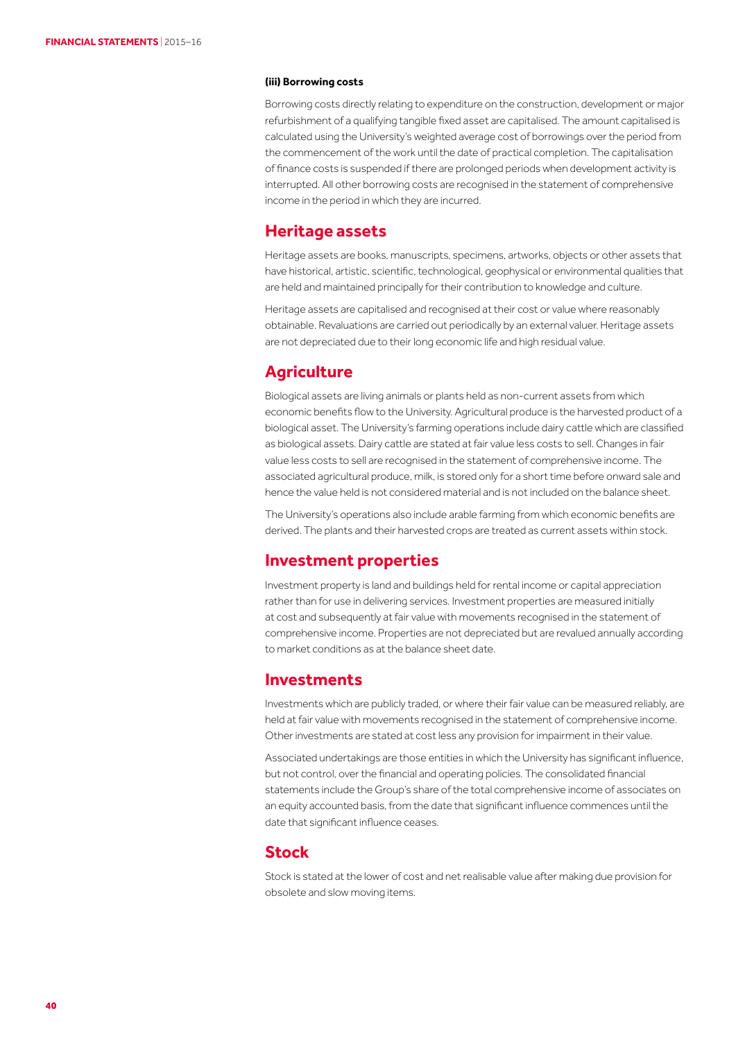#### (iii) Borrowing costs

Borrowing costs directly relating to expenditure on the construction, development or major refurbishment of a qualifying tangible fixed asset are capitalised. The amount capitalised is calculated using the University's weighted average cost of borrowings over the period from the commencement of the work until the date of practical completion. The capitalisation of finance costs is suspended if there are prolonged periods when development activity is interrupted. All other borrowing costs are recognised in the statement of comprehensive income in the period in which they are incurred.

## Heritage assets

Heritage assets are books, manuscripts, specimens, artworks, objects or other assets that have historical, artistic, scientific, technological, geophysical or environmental qualities that are held and maintained principally for their contribution to knowledge and culture.

Heritage assets are capitalised and recognised at their cost or value where reasonably obtainable. Revaluations are carried out periodically by an external valuer. Heritage assets are not depreciated due to their long economic life and high residual value.

## Agriculture

Biological assets are living animals or plants held as non-current assets from which economic benefits flow to the University. Agricultural produce is the harvested product of a biological asset. The University's farming operations include dairy cattle which are classified as biological assets. Dairy cattle are stated at fair value less costs to sell. Changes in fair value less costs to sell are recognised in the statement of comprehensive income. The associated agricultural produce, milk, is stored only for a short time before onward sale and hence the value held is not considered material and is not included on the balance sheet.

The University's operations also include arable farming from which economic benefits are derived. The plants and their harvested crops are treated as current assets within stock.

## Investment properties

Investment property is land and buildings held for rental income or capital appreciation rather than for use in delivering services. Investment properties are measured initially at cost and subsequently at fair value with movements recognised in the statement of comprehensive income. Properties are not depreciated but are revalued annually according to market conditions as at the balance sheet date.

## Investments

Investments which are publicly traded, or where their fair value can be measured reliably, are held at fair value with movements recognised in the statement of comprehensive income. Other investments are stated at cost less any provision for impairment in their value.

Associated undertakings are those entities in which the University has significant influence, but not control, over the financial and operating policies. The consolidated financial statements include the Group's share of the total comprehensive income of associates on an equity accounted basis, from the date that significant influence commences until the date that significant influence ceases.

## Stock

Stock is stated at the lower of cost and net realisable value after making due provision for obsolete and slow moving items.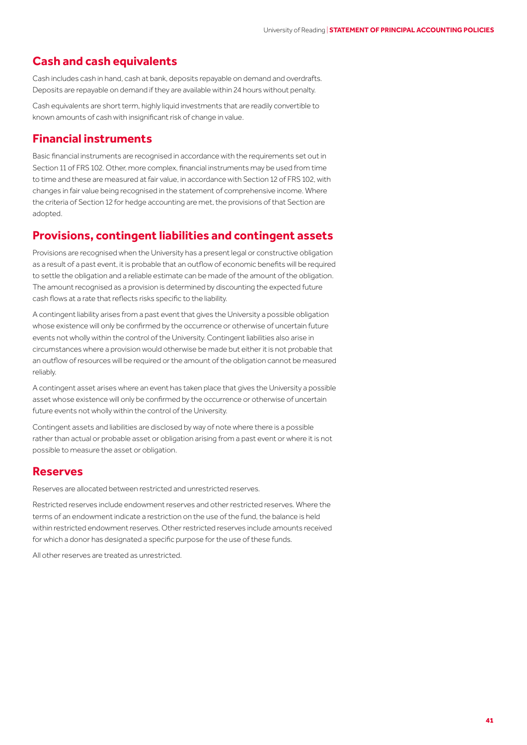## Cash and cash equivalents

Cash includes cash in hand, cash at bank, deposits repayable on demand and overdrafts. Deposits are repayable on demand if they are available within 24 hours without penalty.

Cash equivalents are short term, highly liquid investments that are readily convertible to known amounts of cash with insignificant risk of change in value.

## Financial instruments

Basic financial instruments are recognised in accordance with the requirements set out in Section 11 of FRS 102. Other, more complex, financial instruments may be used from time to time and these are measured at fair value, in accordance with Section 12 of FRS 102, with changes in fair value being recognised in the statement of comprehensive income. Where the criteria of Section 12 for hedge accounting are met, the provisions of that Section are adopted.

## Provisions, contingent liabilities and contingent assets

Provisions are recognised when the University has a present legal or constructive obligation as a result of a past event, it is probable that an outflow of economic benefits will be required to settle the obligation and a reliable estimate can be made of the amount of the obligation. The amount recognised as a provision is determined by discounting the expected future cash flows at a rate that reflects risks specific to the liability.

A contingent liability arises from a past event that gives the University a possible obligation whose existence will only be confirmed by the occurrence or otherwise of uncertain future events not wholly within the control of the University. Contingent liabilities also arise in circumstances where a provision would otherwise be made but either it is not probable that an outflow of resources will be required or the amount of the obligation cannot be measured reliably.

A contingent asset arises where an event has taken place that gives the University a possible asset whose existence will only be confirmed by the occurrence or otherwise of uncertain future events not wholly within the control of the University.

Contingent assets and liabilities are disclosed by way of note where there is a possible rather than actual or probable asset or obligation arising from a past event or where it is not possible to measure the asset or obligation.

## Reserves

Reserves are allocated between restricted and unrestricted reserves.

Restricted reserves include endowment reserves and other restricted reserves. Where the terms of an endowment indicate a restriction on the use of the fund, the balance is held within restricted endowment reserves. Other restricted reserves include amounts received for which a donor has designated a specific purpose for the use of these funds.

All other reserves are treated as unrestricted.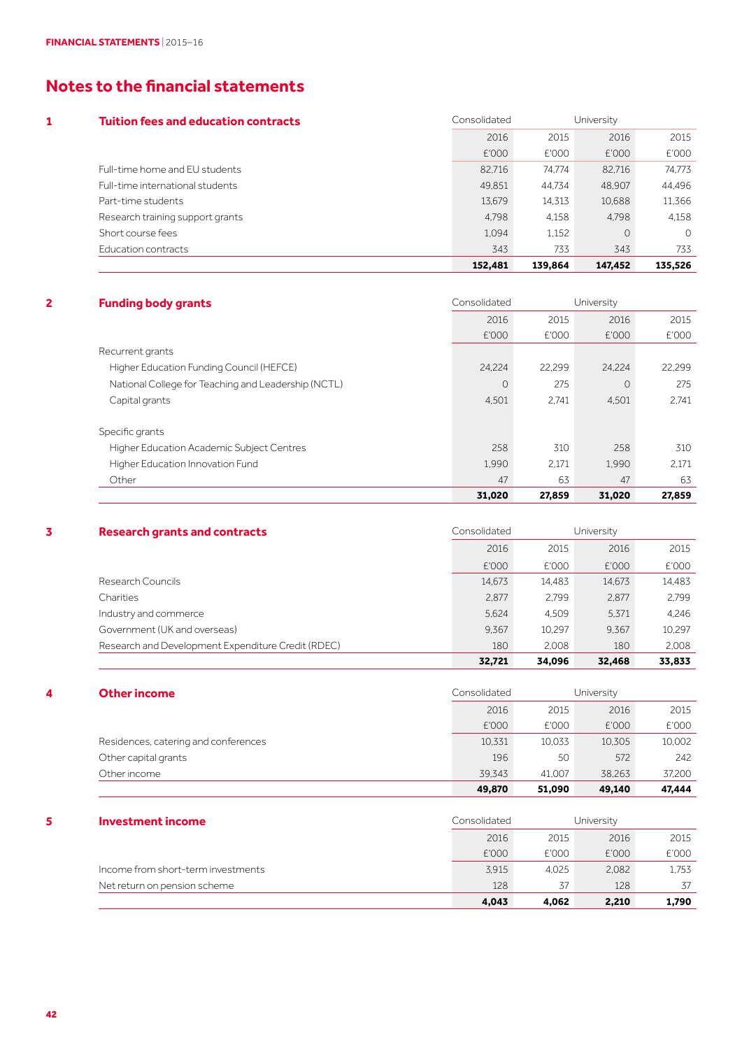# Notes to the financial statements

## 1 Tuition fees and education contracts

| | Consolidated | | University | |
|---|---|---|---|---|
| | 2016 | 2015 | 2016 | 2015 |
| | £'000 | £'000 | £'000 | £'000 |
| Full-time home and EU students | 82,716 | 74,774 | 82,716 | 74,773 |
| Full-time international students | 49,851 | 44,734 | 48,907 | 44,496 |
| Part-time students | 13,679 | 14,313 | 10,688 | 11,366 |
| Research training support grants | 4,798 | 4,158 | 4,798 | 4,158 |
| Short course fees | 1,094 | 1,152 | 0 | 0 |
| Education contracts | 343 | 733 | 343 | 733 |
| | **152,481** | **139,864** | **147,452** | **135,526** |

## 2 Funding body grants

| | Consolidated | | University | |
|---|---|---|---|---|
| | 2016 | 2015 | 2016 | 2015 |
| | £'000 | £'000 | £'000 | £'000 |
| Recurrent grants | | | | |
| Higher Education Funding Council (HEFCE) | 24,224 | 22,299 | 24,224 | 22,299 |
| National College for Teaching and Leadership (NCTL) | 0 | 275 | 0 | 275 |
| Capital grants | 4,501 | 2,741 | 4,501 | 2,741 |
| Specific grants | | | | |
| Higher Education Academic Subject Centres | 258 | 310 | 258 | 310 |
| Higher Education Innovation Fund | 1,990 | 2,171 | 1,990 | 2,171 |
| Other | 47 | 63 | 47 | 63 |
| | **31,020** | **27,859** | **31,020** | **27,859** |

## 3 Research grants and contracts

| | Consolidated | | University | |
|---|---|---|---|---|
| | 2016 | 2015 | 2016 | 2015 |
| | £'000 | £'000 | £'000 | £'000 |
| Research Councils | 14,673 | 14,483 | 14,673 | 14,483 |
| Charities | 2,877 | 2,799 | 2,877 | 2,799 |
| Industry and commerce | 5,624 | 4,509 | 5,371 | 4,246 |
| Government (UK and overseas) | 9,367 | 10,297 | 9,367 | 10,297 |
| Research and Development Expenditure Credit (RDEC) | 180 | 2,008 | 180 | 2,008 |
| | **32,721** | **34,096** | **32,468** | **33,833** |

## 4 Other income

| | Consolidated | | University | |
|---|---|---|---|---|
| | 2016 | 2015 | 2016 | 2015 |
| | £'000 | £'000 | £'000 | £'000 |
| Residences, catering and conferences | 10,331 | 10,033 | 10,305 | 10,002 |
| Other capital grants | 196 | 50 | 572 | 242 |
| Other income | 39,343 | 41,007 | 38,263 | 37,200 |
| | **49,870** | **51,090** | **49,140** | **47,444** |

## 5 Investment income

| | Consolidated | | University | |
|---|---|---|---|---|
| | 2016 | 2015 | 2016 | 2015 |
| | £'000 | £'000 | £'000 | £'000 |
| Income from short-term investments | 3,915 | 4,025 | 2,082 | 1,753 |
| Net return on pension scheme | 128 | 37 | 128 | 37 |
| | **4,043** | **4,062** | **2,210** | **1,790** |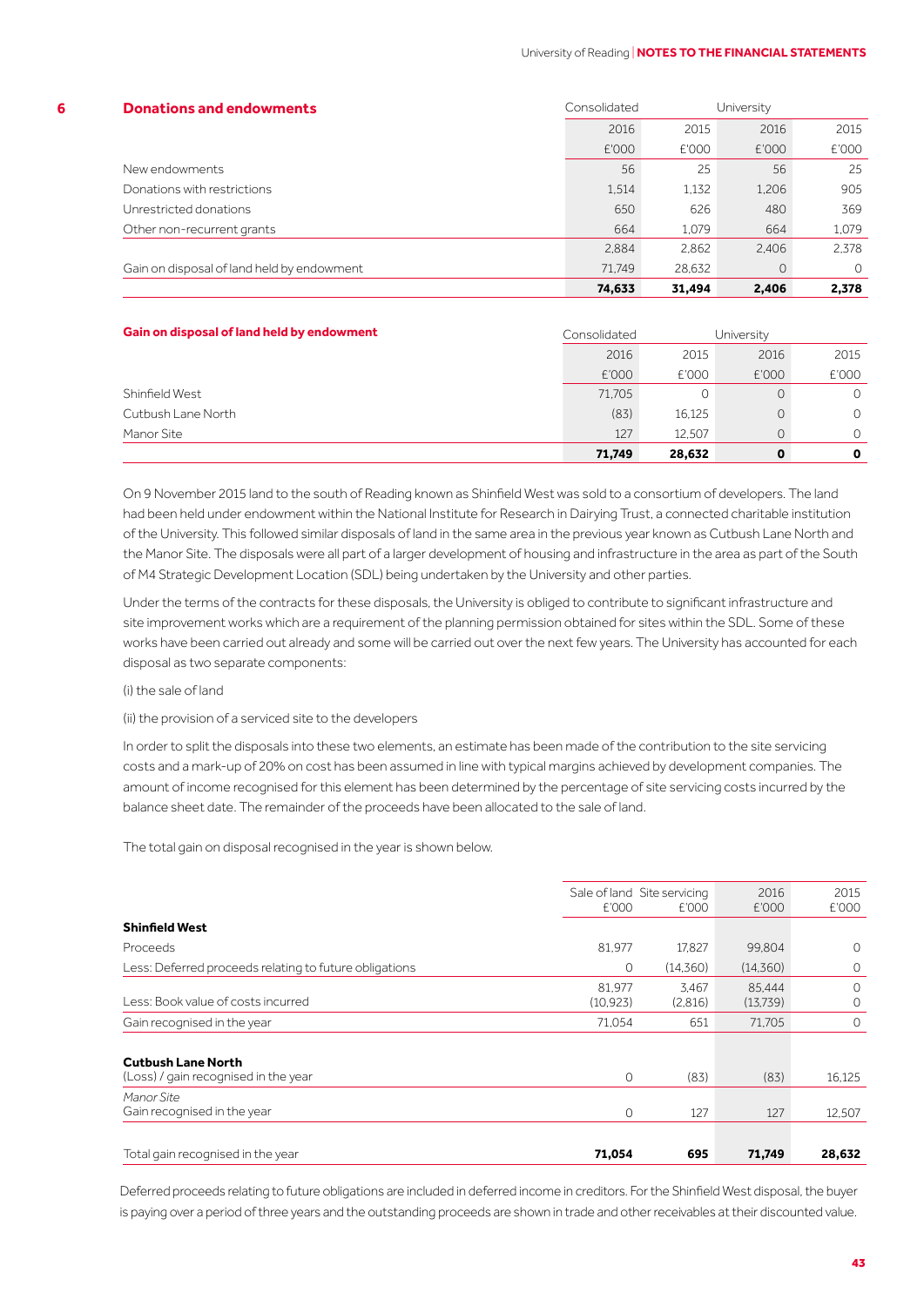## 6 Donations and endowments

| | Consolidated | | University | |
|---|---|---|---|---|
| | 2016 | 2015 | 2016 | 2015 |
| | £'000 | £'000 | £'000 | £'000 |
| New endowments | 56 | 25 | 56 | 25 |
| Donations with restrictions | 1,514 | 1,132 | 1,206 | 905 |
| Unrestricted donations | 650 | 626 | 480 | 369 |
| Other non-recurrent grants | 664 | 1,079 | 664 | 1,079 |
| | 2,884 | 2,862 | 2,406 | 2,378 |
| Gain on disposal of land held by endowment | 71,749 | 28,632 | 0 | 0 |
| | **74,633** | **31,494** | **2,406** | **2,378** |

### Gain on disposal of land held by endowment

| | Consolidated | | University | |
|---|---|---|---|---|
| | 2016 | 2015 | 2016 | 2015 |
| | £'000 | £'000 | £'000 | £'000 |
| Shinfield West | 71,705 | 0 | 0 | 0 |
| Cutbush Lane North | (83) | 16,125 | 0 | 0 |
| Manor Site | 127 | 12,507 | 0 | 0 |
| | **71,749** | **28,632** | **0** | **0** |

On 9 November 2015 land to the south of Reading known as Shinfield West was sold to a consortium of developers. The land had been held under endowment within the National Institute for Research in Dairying Trust, a connected charitable institution of the University. This followed similar disposals of land in the same area in the previous year known as Cutbush Lane North and the Manor Site. The disposals were all part of a larger development of housing and infrastructure in the area as part of the South of M4 Strategic Development Location (SDL) being undertaken by the University and other parties.

Under the terms of the contracts for these disposals, the University is obliged to contribute to significant infrastructure and site improvement works which are a requirement of the planning permission obtained for sites within the SDL. Some of these works have been carried out already and some will be carried out over the next few years. The University has accounted for each disposal as two separate components:

(i) the sale of land

(ii) the provision of a serviced site to the developers

In order to split the disposals into these two elements, an estimate has been made of the contribution to the site servicing costs and a mark-up of 20% on cost has been assumed in line with typical margins achieved by development companies. The amount of income recognised for this element has been determined by the percentage of site servicing costs incurred by the balance sheet date. The remainder of the proceeds have been allocated to the sale of land.

The total gain on disposal recognised in the year is shown below.

| | Sale of land £'000 | Site servicing £'000 | 2016 £'000 | 2015 £'000 |
|---|---|---|---|---|
| **Shinfield West** | | | | |
| Proceeds | 81,977 | 17,827 | 99,804 | 0 |
| Less: Deferred proceeds relating to future obligations | 0 | (14,360) | (14,360) | 0 |
| | 81,977 | 3,467 | 85,444 | 0 |
| Less: Book value of costs incurred | (10,923) | (2,816) | (13,739) | 0 |
| Gain recognised in the year | 71,054 | 651 | 71,705 | 0 |
| **Cutbush Lane North** | | | | |
| (Loss) / gain recognised in the year | 0 | (83) | (83) | 16,125 |
| *Manor Site* | | | | |
| Gain recognised in the year | 0 | 127 | 127 | 12,507 |
| Total gain recognised in the year | **71,054** | **695** | **71,749** | **28,632** |

Deferred proceeds relating to future obligations are included in deferred income in creditors. For the Shinfield West disposal, the buyer is paying over a period of three years and the outstanding proceeds are shown in trade and other receivables at their discounted value.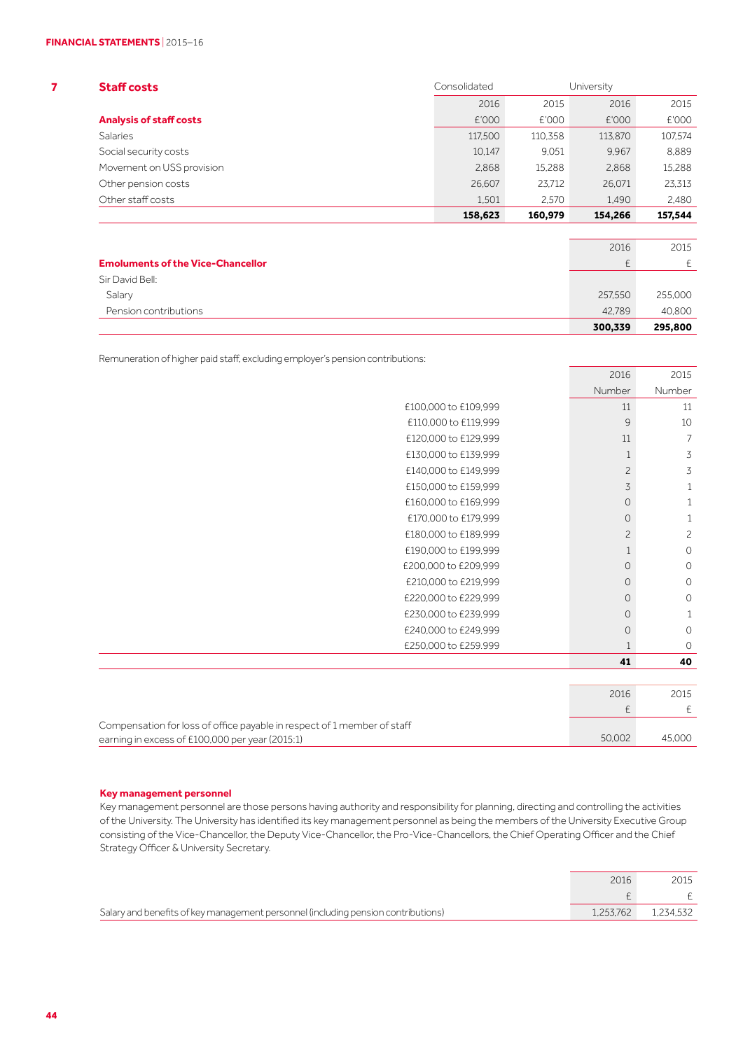## 7 Staff costs

| Analysis of staff costs | Consolidated 2016 £'000 | Consolidated 2015 £'000 | University 2016 £'000 | University 2015 £'000 |
|---|---|---|---|---|
| Salaries | 117,500 | 110,358 | 113,870 | 107,574 |
| Social security costs | 10,147 | 9,051 | 9,967 | 8,889 |
| Movement on USS provision | 2,868 | 15,288 | 2,868 | 15,288 |
| Other pension costs | 26,607 | 23,712 | 26,071 | 23,313 |
| Other staff costs | 1,501 | 2,570 | 1,490 | 2,480 |
| | **158,623** | **160,979** | **154,266** | **157,544** |

| Emoluments of the Vice-Chancellor | 2016 £ | 2015 £ |
|---|---|---|
| Sir David Bell: | | |
| Salary | 257,550 | 255,000 |
| Pension contributions | 42,789 | 40,800 |
| | **300,339** | **295,800** |

Remuneration of higher paid staff, excluding employer's pension contributions:

| | 2016 Number | 2015 Number |
|---|---|---|
| £100,000 to £109,999 | 11 | 11 |
| £110,000 to £119,999 | 9 | 10 |
| £120,000 to £129,999 | 11 | 7 |
| £130,000 to £139,999 | 1 | 3 |
| £140,000 to £149,999 | 2 | 3 |
| £150,000 to £159,999 | 3 | 1 |
| £160,000 to £169,999 | 0 | 1 |
| £170,000 to £179,999 | 0 | 1 |
| £180,000 to £189,999 | 2 | 2 |
| £190,000 to £199,999 | 1 | 0 |
| £200,000 to £209,999 | 0 | 0 |
| £210,000 to £219,999 | 0 | 0 |
| £220,000 to £229,999 | 0 | 0 |
| £230,000 to £239,999 | 0 | 1 |
| £240,000 to £249,999 | 0 | 0 |
| £250,000 to £259,999 | 1 | 0 |
| | **41** | **40** |

| | 2016 £ | 2015 £ |
|---|---|---|
| Compensation for loss of office payable in respect of 1 member of staff earning in excess of £100,000 per year (2015:1) | 50,002 | 45,000 |

**Key management personnel**

Key management personnel are those persons having authority and responsibility for planning, directing and controlling the activities of the University. The University has identified its key management personnel as being the members of the University Executive Group consisting of the Vice-Chancellor, the Deputy Vice-Chancellor, the Pro-Vice-Chancellors, the Chief Operating Officer and the Chief Strategy Officer & University Secretary.

| | 2016 £ | 2015 £ |
|---|---|---|
| Salary and benefits of key management personnel (including pension contributions) | 1,253,762 | 1,234,532 |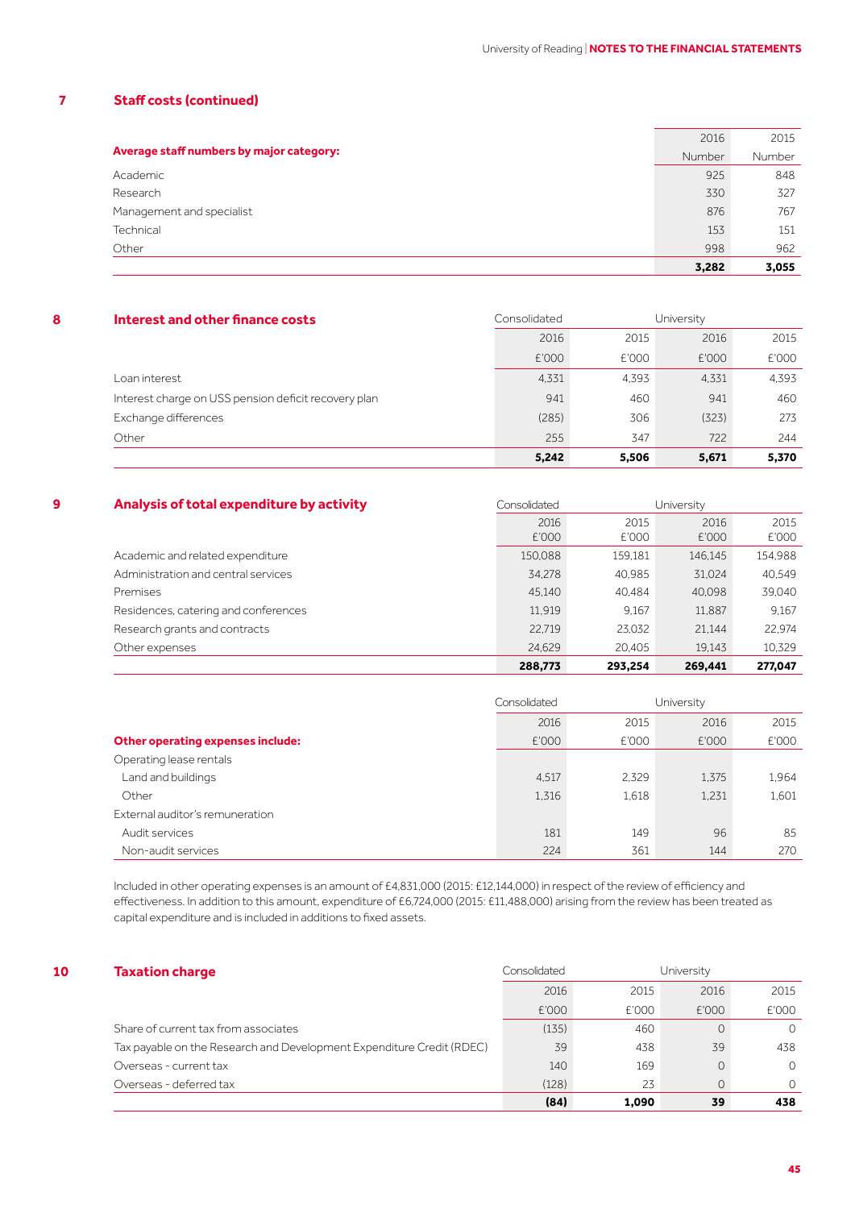## 7 Staff costs (continued)

| **Average staff numbers by major category:** | 2016 Number | 2015 Number |
|---|---|---|
| Academic | 925 | 848 |
| Research | 330 | 327 |
| Management and specialist | 876 | 767 |
| Technical | 153 | 151 |
| Other | 998 | 962 |
| | **3,282** | **3,055** |

## 8 Interest and other finance costs

| | Consolidated | | University | |
|---|---|---|---|---|
| | 2016 | 2015 | 2016 | 2015 |
| | £'000 | £'000 | £'000 | £'000 |
| Loan interest | 4,331 | 4,393 | 4,331 | 4,393 |
| Interest charge on USS pension deficit recovery plan | 941 | 460 | 941 | 460 |
| Exchange differences | (285) | 306 | (323) | 273 |
| Other | 255 | 347 | 722 | 244 |
| | **5,242** | **5,506** | **5,671** | **5,370** |

## 9 Analysis of total expenditure by activity

| | Consolidated | | University | |
|---|---|---|---|---|
| | 2016 £'000 | 2015 £'000 | 2016 £'000 | 2015 £'000 |
| Academic and related expenditure | 150,088 | 159,181 | 146,145 | 154,988 |
| Administration and central services | 34,278 | 40,985 | 31,024 | 40,549 |
| Premises | 45,140 | 40,484 | 40,098 | 39,040 |
| Residences, catering and conferences | 11,919 | 9,167 | 11,887 | 9,167 |
| Research grants and contracts | 22,719 | 23,032 | 21,144 | 22,974 |
| Other expenses | 24,629 | 20,405 | 19,143 | 10,329 |
| | **288,773** | **293,254** | **269,441** | **277,047** |

| | Consolidated | | University | |
|---|---|---|---|---|
| | 2016 | 2015 | 2016 | 2015 |
| **Other operating expenses include:** | £'000 | £'000 | £'000 | £'000 |
| Operating lease rentals | | | | |
| Land and buildings | 4,517 | 2,329 | 1,375 | 1,964 |
| Other | 1,316 | 1,618 | 1,231 | 1,601 |
| External auditor's remuneration | | | | |
| Audit services | 181 | 149 | 96 | 85 |
| Non-audit services | 224 | 361 | 144 | 270 |

Included in other operating expenses is an amount of £4,831,000 (2015: £12,144,000) in respect of the review of efficiency and effectiveness. In addition to this amount, expenditure of £6,724,000 (2015: £11,488,000) arising from the review has been treated as capital expenditure and is included in additions to fixed assets.

## 10 Taxation charge

| | Consolidated | | University | |
|---|---|---|---|---|
| | 2016 | 2015 | 2016 | 2015 |
| | £'000 | £'000 | £'000 | £'000 |
| Share of current tax from associates | (135) | 460 | 0 | 0 |
| Tax payable on the Research and Development Expenditure Credit (RDEC) | 39 | 438 | 39 | 438 |
| Overseas - current tax | 140 | 169 | 0 | 0 |
| Overseas - deferred tax | (128) | 23 | 0 | 0 |
| | **(84)** | **1,090** | **39** | **438** |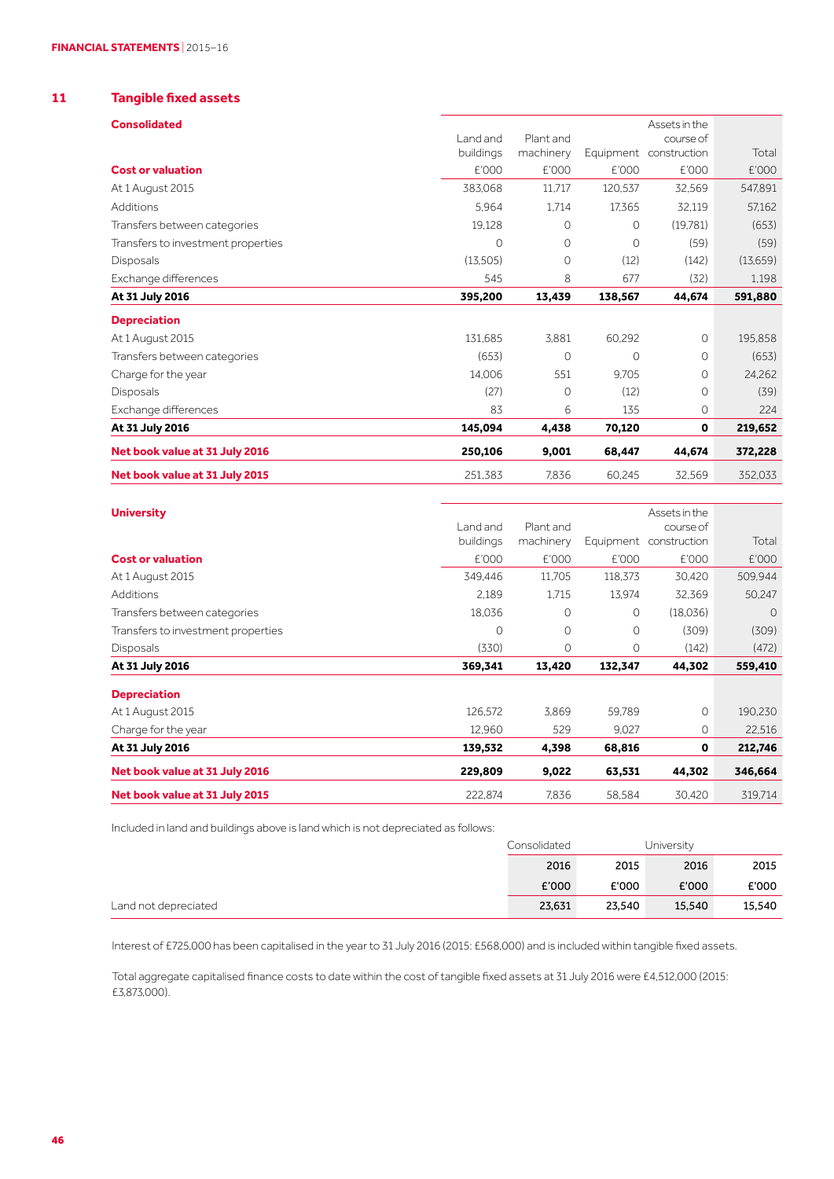## 11 Tangible fixed assets

| Consolidated | Land and buildings | Plant and machinery | Equipment | Assets in the course of construction | Total |
|---|---|---|---|---|---|
| **Cost or valuation** | £'000 | £'000 | £'000 | £'000 | £'000 |
| At 1 August 2015 | 383,068 | 11,717 | 120,537 | 32,569 | 547,891 |
| Additions | 5,964 | 1,714 | 17,365 | 32,119 | 57,162 |
| Transfers between categories | 19,128 | 0 | 0 | (19,781) | (653) |
| Transfers to investment properties | 0 | 0 | 0 | (59) | (59) |
| Disposals | (13,505) | 0 | (12) | (142) | (13,659) |
| Exchange differences | 545 | 8 | 677 | (32) | 1,198 |
| **At 31 July 2016** | **395,200** | **13,439** | **138,567** | **44,674** | **591,880** |
| **Depreciation** | | | | | |
| At 1 August 2015 | 131,685 | 3,881 | 60,292 | 0 | 195,858 |
| Transfers between categories | (653) | 0 | 0 | 0 | (653) |
| Charge for the year | 14,006 | 551 | 9,705 | 0 | 24,262 |
| Disposals | (27) | 0 | (12) | 0 | (39) |
| Exchange differences | 83 | 6 | 135 | 0 | 224 |
| **At 31 July 2016** | **145,094** | **4,438** | **70,120** | **0** | **219,652** |
| **Net book value at 31 July 2016** | **250,106** | **9,001** | **68,447** | **44,674** | **372,228** |
| **Net book value at 31 July 2015** | 251,383 | 7,836 | 60,245 | 32,569 | 352,033 |

| University | Land and buildings | Plant and machinery | Equipment | Assets in the course of construction | Total |
|---|---|---|---|---|---|
| **Cost or valuation** | £'000 | £'000 | £'000 | £'000 | £'000 |
| At 1 August 2015 | 349,446 | 11,705 | 118,373 | 30,420 | 509,944 |
| Additions | 2,189 | 1,715 | 13,974 | 32,369 | 50,247 |
| Transfers between categories | 18,036 | 0 | 0 | (18,036) | 0 |
| Transfers to investment properties | 0 | 0 | 0 | (309) | (309) |
| Disposals | (330) | 0 | 0 | (142) | (472) |
| **At 31 July 2016** | **369,341** | **13,420** | **132,347** | **44,302** | **559,410** |
| **Depreciation** | | | | | |
| At 1 August 2015 | 126,572 | 3,869 | 59,789 | 0 | 190,230 |
| Charge for the year | 12,960 | 529 | 9,027 | 0 | 22,516 |
| **At 31 July 2016** | **139,532** | **4,398** | **68,816** | **0** | **212,746** |
| **Net book value at 31 July 2016** | **229,809** | **9,022** | **63,531** | **44,302** | **346,664** |
| **Net book value at 31 July 2015** | 222,874 | 7,836 | 58,584 | 30,420 | 319,714 |

Included in land and buildings above is land which is not depreciated as follows:

| | Consolidated | | University | |
|---|---|---|---|---|
| | 2016 | 2015 | 2016 | 2015 |
| | £'000 | £'000 | £'000 | £'000 |
| Land not depreciated | 23,631 | 23,540 | 15,540 | 15,540 |

Interest of £725,000 has been capitalised in the year to 31 July 2016 (2015: £568,000) and is included within tangible fixed assets.

Total aggregate capitalised finance costs to date within the cost of tangible fixed assets at 31 July 2016 were £4,512,000 (2015: £3,873,000).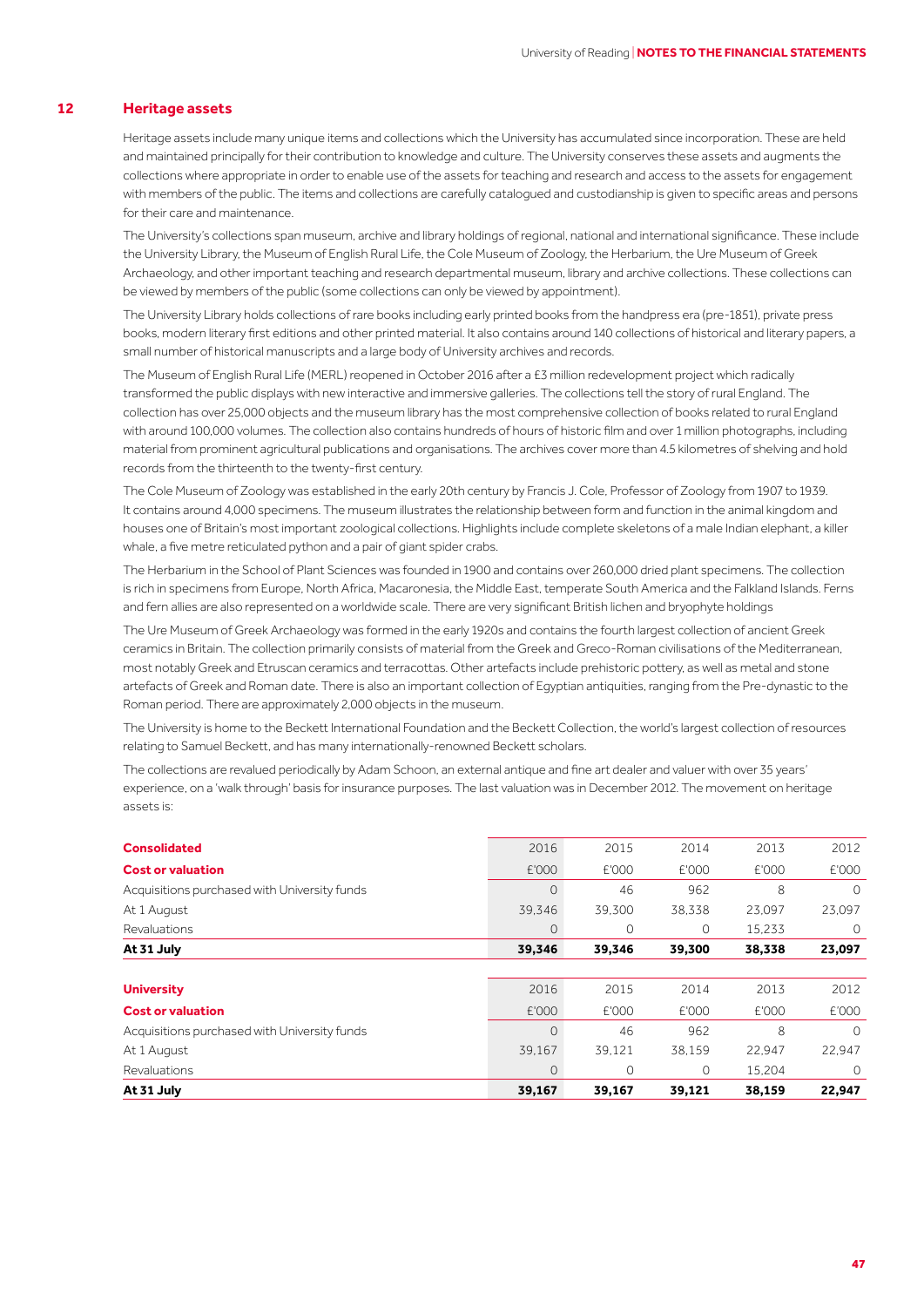## 12 Heritage assets

Heritage assets include many unique items and collections which the University has accumulated since incorporation. These are held and maintained principally for their contribution to knowledge and culture. The University conserves these assets and augments the collections where appropriate in order to enable use of the assets for teaching and research and access to the assets for engagement with members of the public. The items and collections are carefully catalogued and custodianship is given to specific areas and persons for their care and maintenance.

The University's collections span museum, archive and library holdings of regional, national and international significance. These include the University Library, the Museum of English Rural Life, the Cole Museum of Zoology, the Herbarium, the Ure Museum of Greek Archaeology, and other important teaching and research departmental museum, library and archive collections. These collections can be viewed by members of the public (some collections can only be viewed by appointment).

The University Library holds collections of rare books including early printed books from the handpress era (pre-1851), private press books, modern literary first editions and other printed material. It also contains around 140 collections of historical and literary papers, a small number of historical manuscripts and a large body of University archives and records.

The Museum of English Rural Life (MERL) reopened in October 2016 after a £3 million redevelopment project which radically transformed the public displays with new interactive and immersive galleries. The collections tell the story of rural England. The collection has over 25,000 objects and the museum library has the most comprehensive collection of books related to rural England with around 100,000 volumes. The collection also contains hundreds of hours of historic film and over 1 million photographs, including material from prominent agricultural publications and organisations. The archives cover more than 4.5 kilometres of shelving and hold records from the thirteenth to the twenty-first century.

The Cole Museum of Zoology was established in the early 20th century by Francis J. Cole, Professor of Zoology from 1907 to 1939. It contains around 4,000 specimens. The museum illustrates the relationship between form and function in the animal kingdom and houses one of Britain's most important zoological collections. Highlights include complete skeletons of a male Indian elephant, a killer whale, a five metre reticulated python and a pair of giant spider crabs.

The Herbarium in the School of Plant Sciences was founded in 1900 and contains over 260,000 dried plant specimens. The collection is rich in specimens from Europe, North Africa, Macaronesia, the Middle East, temperate South America and the Falkland Islands. Ferns and fern allies are also represented on a worldwide scale. There are very significant British lichen and bryophyte holdings

The Ure Museum of Greek Archaeology was formed in the early 1920s and contains the fourth largest collection of ancient Greek ceramics in Britain. The collection primarily consists of material from the Greek and Greco-Roman civilisations of the Mediterranean, most notably Greek and Etruscan ceramics and terracottas. Other artefacts include prehistoric pottery, as well as metal and stone artefacts of Greek and Roman date. There is also an important collection of Egyptian antiquities, ranging from the Pre-dynastic to the Roman period. There are approximately 2,000 objects in the museum.

The University is home to the Beckett International Foundation and the Beckett Collection, the world's largest collection of resources relating to Samuel Beckett, and has many internationally-renowned Beckett scholars.

The collections are revalued periodically by Adam Schoon, an external antique and fine art dealer and valuer with over 35 years' experience, on a 'walk through' basis for insurance purposes. The last valuation was in December 2012. The movement on heritage assets is:

| **Consolidated** | 2016 | 2015 | 2014 | 2013 | 2012 |
|---|---|---|---|---|---|
| **Cost or valuation** | £'000 | £'000 | £'000 | £'000 | £'000 |
| Acquisitions purchased with University funds | 0 | 46 | 962 | 8 | 0 |
| At 1 August | 39,346 | 39,300 | 38,338 | 23,097 | 23,097 |
| Revaluations | 0 | 0 | 0 | 15,233 | 0 |
| **At 31 July** | **39,346** | **39,346** | **39,300** | **38,338** | **23,097** |

| **University** | 2016 | 2015 | 2014 | 2013 | 2012 |
|---|---|---|---|---|---|
| **Cost or valuation** | £'000 | £'000 | £'000 | £'000 | £'000 |
| Acquisitions purchased with University funds | 0 | 46 | 962 | 8 | 0 |
| At 1 August | 39,167 | 39,121 | 38,159 | 22,947 | 22,947 |
| Revaluations | 0 | 0 | 0 | 15,204 | 0 |
| **At 31 July** | **39,167** | **39,167** | **39,121** | **38,159** | **22,947** |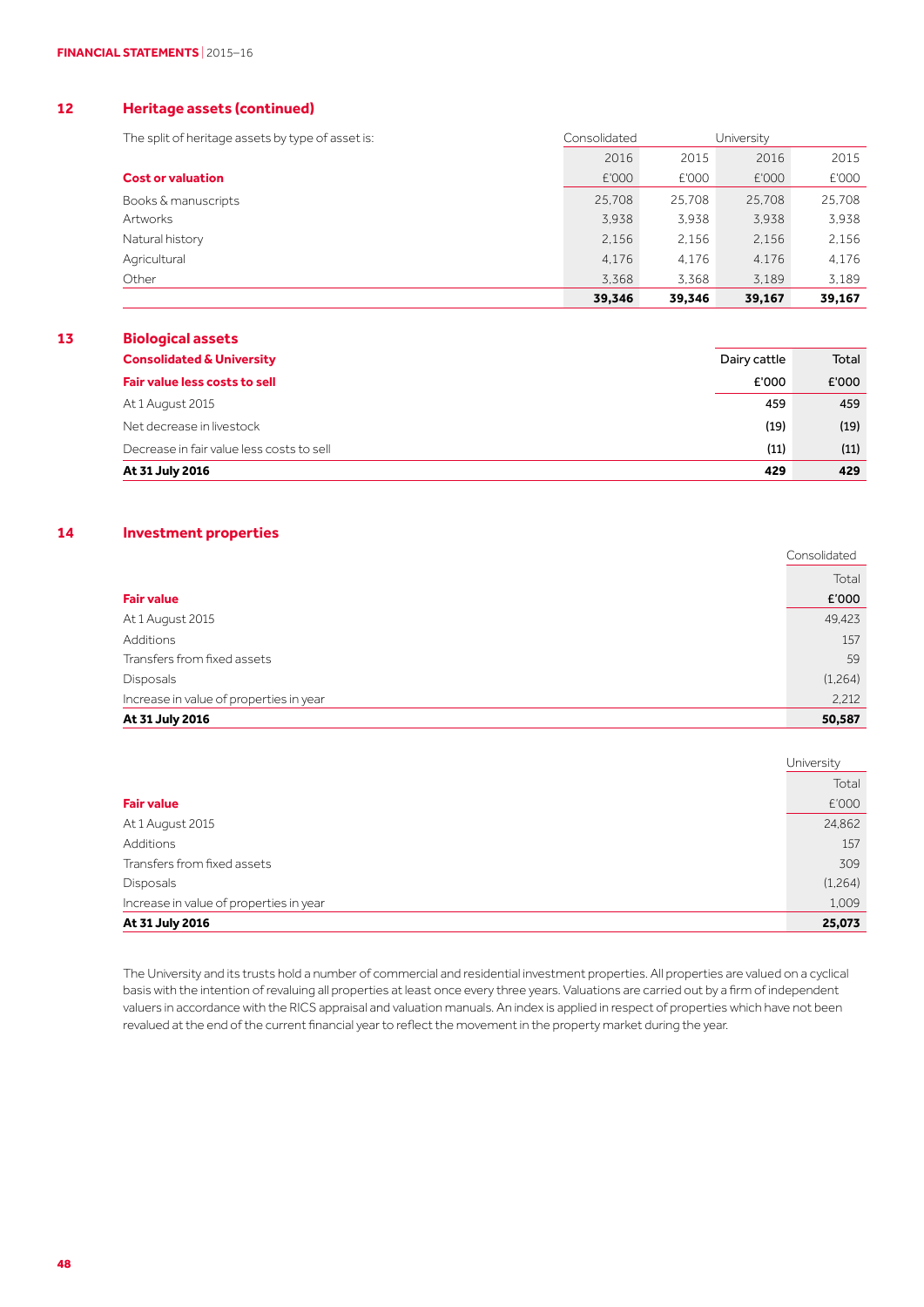## 12 Heritage assets (continued)

The split of heritage assets by type of asset is:

| | Consolidated | | University | |
|---|---|---|---|---|
| | 2016 | 2015 | 2016 | 2015 |
| **Cost or valuation** | £'000 | £'000 | £'000 | £'000 |
| Books & manuscripts | 25,708 | 25,708 | 25,708 | 25,708 |
| Artworks | 3,938 | 3,938 | 3,938 | 3,938 |
| Natural history | 2,156 | 2,156 | 2,156 | 2,156 |
| Agricultural | 4,176 | 4,176 | 4,176 | 4,176 |
| Other | 3,368 | 3,368 | 3,189 | 3,189 |
| | **39,346** | **39,346** | **39,167** | **39,167** |

## 13 Biological assets

| **Consolidated & University** | Dairy cattle | Total |
|---|---|---|
| **Fair value less costs to sell** | £'000 | £'000 |
| At 1 August 2015 | 459 | 459 |
| Net decrease in livestock | (19) | (19) |
| Decrease in fair value less costs to sell | (11) | (11) |
| **At 31 July 2016** | **429** | **429** |

## 14 Investment properties

| | Consolidated |
|---|---|
| | Total |
| **Fair value** | **£'000** |
| At 1 August 2015 | 49,423 |
| Additions | 157 |
| Transfers from fixed assets | 59 |
| Disposals | (1,264) |
| Increase in value of properties in year | 2,212 |
| **At 31 July 2016** | **50,587** |

| | University |
|---|---|
| | Total |
| **Fair value** | £'000 |
| At 1 August 2015 | 24,862 |
| Additions | 157 |
| Transfers from fixed assets | 309 |
| Disposals | (1,264) |
| Increase in value of properties in year | 1,009 |
| **At 31 July 2016** | **25,073** |

The University and its trusts hold a number of commercial and residential investment properties. All properties are valued on a cyclical basis with the intention of revaluing all properties at least once every three years. Valuations are carried out by a firm of independent valuers in accordance with the RICS appraisal and valuation manuals. An index is applied in respect of properties which have not been revalued at the end of the current financial year to reflect the movement in the property market during the year.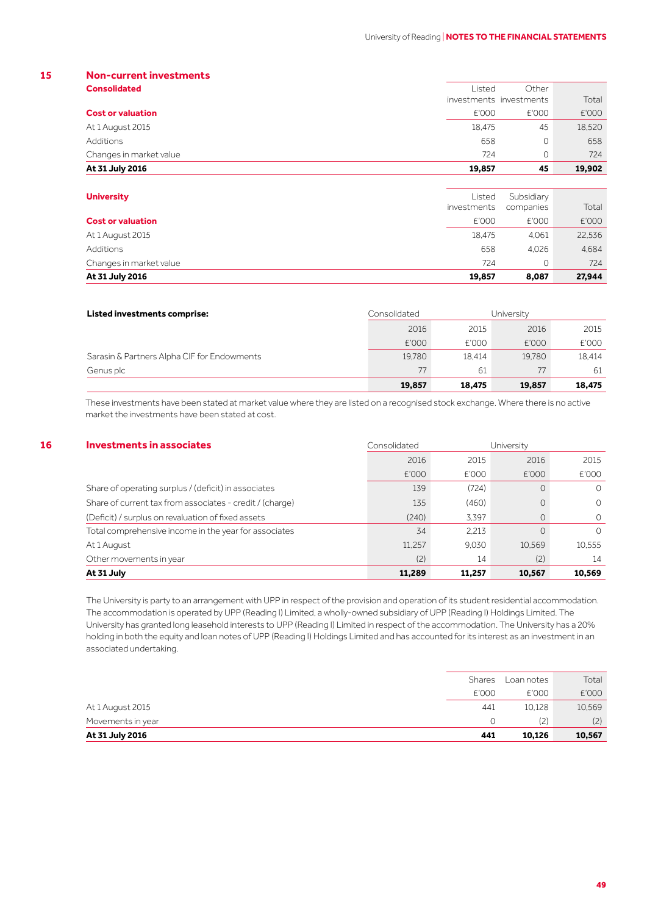## 15 Non-current investments

**Consolidated**

| | Listed investments | Other investments | Total |
|---|---|---|---|
| **Cost or valuation** | £'000 | £'000 | £'000 |
| At 1 August 2015 | 18,475 | 45 | 18,520 |
| Additions | 658 | 0 | 658 |
| Changes in market value | 724 | 0 | 724 |
| **At 31 July 2016** | **19,857** | **45** | **19,902** |

**University**

| | Listed investments | Subsidiary companies | Total |
|---|---|---|---|
| **Cost or valuation** | £'000 | £'000 | £'000 |
| At 1 August 2015 | 18,475 | 4,061 | 22,536 |
| Additions | 658 | 4,026 | 4,684 |
| Changes in market value | 724 | 0 | 724 |
| **At 31 July 2016** | **19,857** | **8,087** | **27,944** |

| **Listed investments comprise:** | Consolidated | | University | |
|---|---|---|---|---|
| | 2016 | 2015 | 2016 | 2015 |
| | £'000 | £'000 | £'000 | £'000 |
| Sarasin & Partners Alpha CIF for Endowments | 19,780 | 18,414 | 19,780 | 18,414 |
| Genus plc | 77 | 61 | 77 | 61 |
| | **19,857** | **18,475** | **19,857** | **18,475** |

These investments have been stated at market value where they are listed on a recognised stock exchange. Where there is no active market the investments have been stated at cost.

## 16 Investments in associates

| | Consolidated | | University | |
|---|---|---|---|---|
| | 2016 | 2015 | 2016 | 2015 |
| | £'000 | £'000 | £'000 | £'000 |
| Share of operating surplus / (deficit) in associates | 139 | (724) | 0 | 0 |
| Share of current tax from associates - credit / (charge) | 135 | (460) | 0 | 0 |
| (Deficit) / surplus on revaluation of fixed assets | (240) | 3,397 | 0 | 0 |
| Total comprehensive income in the year for associates | 34 | 2,213 | 0 | 0 |
| At 1 August | 11,257 | 9,030 | 10,569 | 10,555 |
| Other movements in year | (2) | 14 | (2) | 14 |
| **At 31 July** | **11,289** | **11,257** | **10,567** | **10,569** |

The University is party to an arrangement with UPP in respect of the provision and operation of its student residential accommodation. The accommodation is operated by UPP (Reading I) Limited, a wholly-owned subsidiary of UPP (Reading I) Holdings Limited. The University has granted long leasehold interests to UPP (Reading I) Limited in respect of the accommodation. The University has a 20% holding in both the equity and loan notes of UPP (Reading I) Holdings Limited and has accounted for its interest as an investment in an associated undertaking.

| | Shares | Loan notes | Total |
|---|---|---|---|
| | £'000 | £'000 | £'000 |
| At 1 August 2015 | 441 | 10,128 | 10,569 |
| Movements in year | 0 | (2) | (2) |
| **At 31 July 2016** | **441** | **10,126** | **10,567** |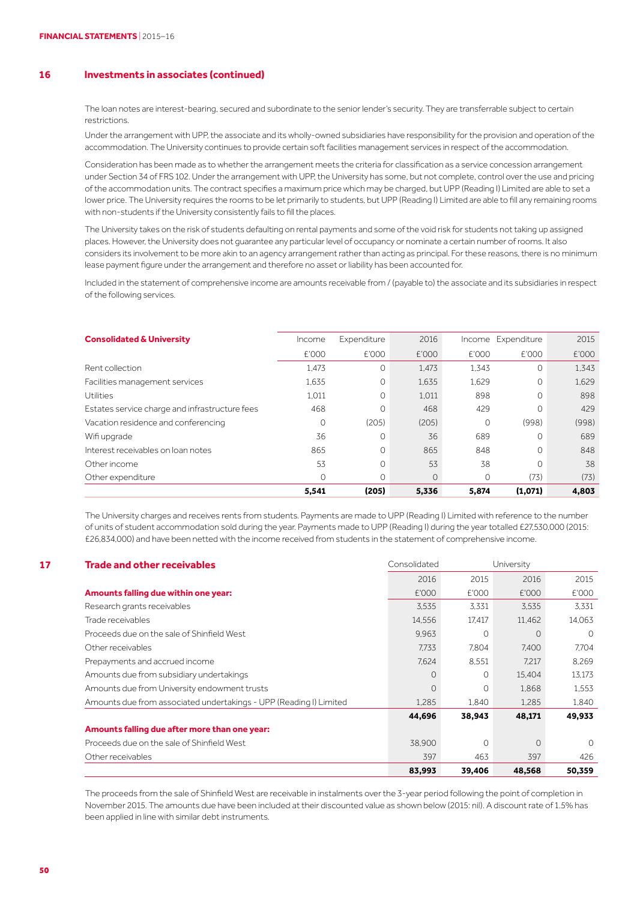## 16 Investments in associates (continued)

The loan notes are interest-bearing, secured and subordinate to the senior lender's security. They are transferrable subject to certain restrictions.

Under the arrangement with UPP, the associate and its wholly-owned subsidiaries have responsibility for the provision and operation of the accommodation. The University continues to provide certain soft facilities management services in respect of the accommodation.

Consideration has been made as to whether the arrangement meets the criteria for classification as a service concession arrangement under Section 34 of FRS 102. Under the arrangement with UPP, the University has some, but not complete, control over the use and pricing of the accommodation units. The contract specifies a maximum price which may be charged, but UPP (Reading I) Limited are able to set a lower price. The University requires the rooms to be let primarily to students, but UPP (Reading I) Limited are able to fill any remaining rooms with non-students if the University consistently fails to fill the places.

The University takes on the risk of students defaulting on rental payments and some of the void risk for students not taking up assigned places. However, the University does not guarantee any particular level of occupancy or nominate a certain number of rooms. It also considers its involvement to be more akin to an agency arrangement rather than acting as principal. For these reasons, there is no minimum lease payment figure under the arrangement and therefore no asset or liability has been accounted for.

Included in the statement of comprehensive income are amounts receivable from / (payable to) the associate and its subsidiaries in respect of the following services.

| **Consolidated & University** | Income | Expenditure | 2016 | Income | Expenditure | 2015 |
|---|---|---|---|---|---|---|
| | £'000 | £'000 | £'000 | £'000 | £'000 | £'000 |
| Rent collection | 1,473 | 0 | 1,473 | 1,343 | 0 | 1,343 |
| Facilities management services | 1,635 | 0 | 1,635 | 1,629 | 0 | 1,629 |
| Utilities | 1,011 | 0 | 1,011 | 898 | 0 | 898 |
| Estates service charge and infrastructure fees | 468 | 0 | 468 | 429 | 0 | 429 |
| Vacation residence and conferencing | 0 | (205) | (205) | 0 | (998) | (998) |
| Wifi upgrade | 36 | 0 | 36 | 689 | 0 | 689 |
| Interest receivables on loan notes | 865 | 0 | 865 | 848 | 0 | 848 |
| Other income | 53 | 0 | 53 | 38 | 0 | 38 |
| Other expenditure | 0 | 0 | 0 | 0 | (73) | (73) |
| | **5,541** | **(205)** | **5,336** | **5,874** | **(1,071)** | **4,803** |

The University charges and receives rents from students. Payments are made to UPP (Reading I) Limited with reference to the number of units of student accommodation sold during the year. Payments made to UPP (Reading I) during the year totalled £27,530,000 (2015: £26,834,000) and have been netted with the income received from students in the statement of comprehensive income.

## 17 Trade and other receivables

| | Consolidated | | University | |
|---|---|---|---|---|
| | 2016 | 2015 | 2016 | 2015 |
| **Amounts falling due within one year:** | £'000 | £'000 | £'000 | £'000 |
| Research grants receivables | 3,535 | 3,331 | 3,535 | 3,331 |
| Trade receivables | 14,556 | 17,417 | 11,462 | 14,063 |
| Proceeds due on the sale of Shinfield West | 9,963 | 0 | 0 | 0 |
| Other receivables | 7,733 | 7,804 | 7,400 | 7,704 |
| Prepayments and accrued income | 7,624 | 8,551 | 7,217 | 8,269 |
| Amounts due from subsidiary undertakings | 0 | 0 | 15,404 | 13,173 |
| Amounts due from University endowment trusts | 0 | 0 | 1,868 | 1,553 |
| Amounts due from associated undertakings - UPP (Reading I) Limited | 1,285 | 1,840 | 1,285 | 1,840 |
| | **44,696** | **38,943** | **48,171** | **49,933** |
| **Amounts falling due after more than one year:** | | | | |
| Proceeds due on the sale of Shinfield West | 38,900 | 0 | 0 | 0 |
| Other receivables | 397 | 463 | 397 | 426 |
| | **83,993** | **39,406** | **48,568** | **50,359** |

The proceeds from the sale of Shinfield West are receivable in instalments over the 3-year period following the point of completion in November 2015. The amounts due have been included at their discounted value as shown below (2015: nil). A discount rate of 1.5% has been applied in line with similar debt instruments.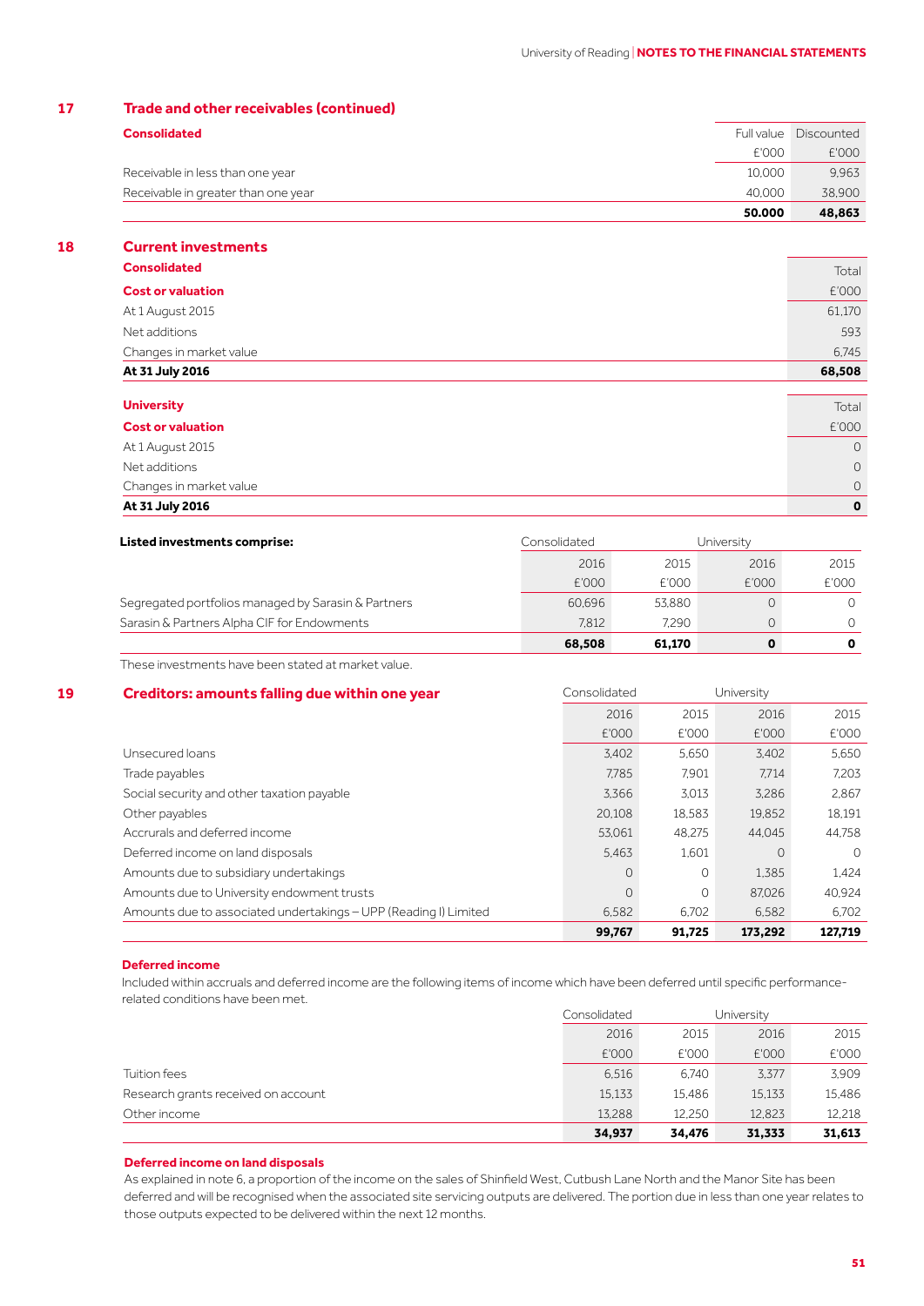## 17 Trade and other receivables (continued)

**Consolidated**

| | Full value | Discounted |
|---|---|---|
| | £'000 | £'000 |
| Receivable in less than one year | 10,000 | 9,963 |
| Receivable in greater than one year | 40,000 | 38,900 |
| | **50,000** | **48,863** |

## 18 Current investments

**Consolidated**

| Cost or valuation | Total |
|---|---|
| | £'000 |
| At 1 August 2015 | 61,170 |
| Net additions | 593 |
| Changes in market value | 6,745 |
| **At 31 July 2016** | **68,508** |

**University**

| Cost or valuation | Total |
|---|---|
| | £'000 |
| At 1 August 2015 | 0 |
| Net additions | 0 |
| Changes in market value | 0 |
| **At 31 July 2016** | **0** |

| **Listed investments comprise:** | Consolidated | | University | |
|---|---|---|---|---|
| | 2016 | 2015 | 2016 | 2015 |
| | £'000 | £'000 | £'000 | £'000 |
| Segregated portfolios managed by Sarasin & Partners | 60,696 | 53,880 | 0 | 0 |
| Sarasin & Partners Alpha CIF for Endowments | 7,812 | 7,290 | 0 | 0 |
| | **68,508** | **61,170** | **0** | **0** |

These investments have been stated at market value.

## 19 Creditors: amounts falling due within one year

| | Consolidated | | University | |
|---|---|---|---|---|
| | 2016 | 2015 | 2016 | 2015 |
| | £'000 | £'000 | £'000 | £'000 |
| Unsecured loans | 3,402 | 5,650 | 3,402 | 5,650 |
| Trade payables | 7,785 | 7,901 | 7,714 | 7,203 |
| Social security and other taxation payable | 3,366 | 3,013 | 3,286 | 2,867 |
| Other payables | 20,108 | 18,583 | 19,852 | 18,191 |
| Accruals and deferred income | 53,061 | 48,275 | 44,045 | 44,758 |
| Deferred income on land disposals | 5,463 | 1,601 | 0 | 0 |
| Amounts due to subsidiary undertakings | 0 | 0 | 1,385 | 1,424 |
| Amounts due to University endowment trusts | 0 | 0 | 87,026 | 40,924 |
| Amounts due to associated undertakings – UPP (Reading I) Limited | 6,582 | 6,702 | 6,582 | 6,702 |
| | **99,767** | **91,725** | **173,292** | **127,719** |

**Deferred income**

Included within accruals and deferred income are the following items of income which have been deferred until specific performance-related conditions have been met.

| | Consolidated | | University | |
|---|---|---|---|---|
| | 2016 | 2015 | 2016 | 2015 |
| | £'000 | £'000 | £'000 | £'000 |
| Tuition fees | 6,516 | 6,740 | 3,377 | 3,909 |
| Research grants received on account | 15,133 | 15,486 | 15,133 | 15,486 |
| Other income | 13,288 | 12,250 | 12,823 | 12,218 |
| | **34,937** | **34,476** | **31,333** | **31,613** |

**Deferred income on land disposals**

As explained in note 6, a proportion of the income on the sales of Shinfield West, Cutbush Lane North and the Manor Site has been deferred and will be recognised when the associated site servicing outputs are delivered. The portion due in less than one year relates to those outputs expected to be delivered within the next 12 months.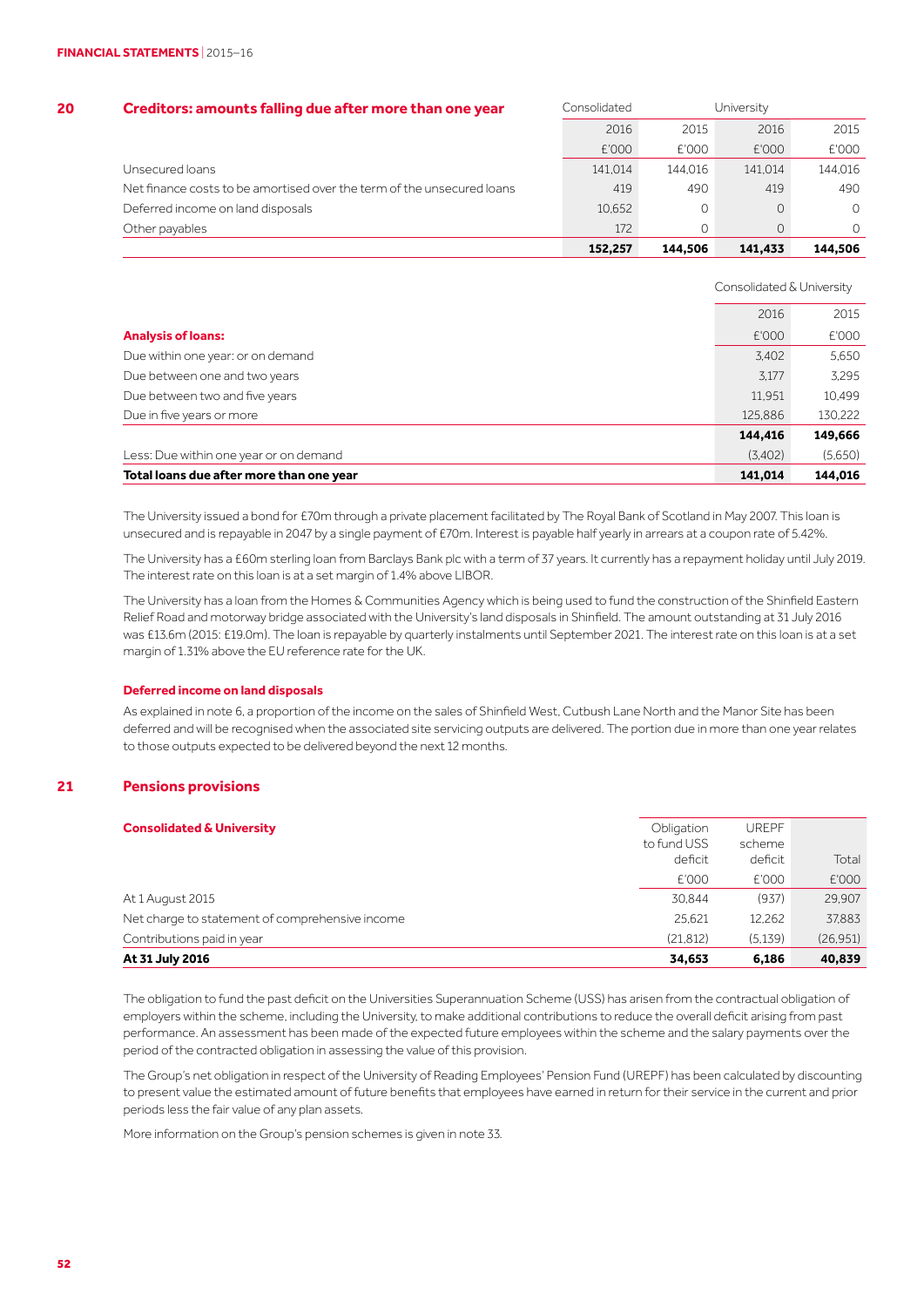## 20 Creditors: amounts falling due after more than one year

| | Consolidated | | University | |
|---|---|---|---|---|
| | 2016 | 2015 | 2016 | 2015 |
| | £'000 | £'000 | £'000 | £'000 |
| Unsecured loans | 141,014 | 144,016 | 141,014 | 144,016 |
| Net finance costs to be amortised over the term of the unsecured loans | 419 | 490 | 419 | 490 |
| Deferred income on land disposals | 10,652 | 0 | 0 | 0 |
| Other payables | 172 | 0 | 0 | 0 |
| | **152,257** | **144,506** | **141,433** | **144,506** |

| | Consolidated & University | |
|---|---|---|
| | 2016 | 2015 |
| **Analysis of loans:** | £'000 | £'000 |
| Due within one year: or on demand | 3,402 | 5,650 |
| Due between one and two years | 3,177 | 3,295 |
| Due between two and five years | 11,951 | 10,499 |
| Due in five years or more | 125,886 | 130,222 |
| | **144,416** | **149,666** |
| Less: Due within one year or on demand | (3,402) | (5,650) |
| **Total loans due after more than one year** | **141,014** | **144,016** |

The University issued a bond for £70m through a private placement facilitated by The Royal Bank of Scotland in May 2007. This loan is unsecured and is repayable in 2047 by a single payment of £70m. Interest is payable half yearly in arrears at a coupon rate of 5.42%.

The University has a £60m sterling loan from Barclays Bank plc with a term of 37 years. It currently has a repayment holiday until July 2019. The interest rate on this loan is at a set margin of 1.4% above LIBOR.

The University has a loan from the Homes & Communities Agency which is being used to fund the construction of the Shinfield Eastern Relief Road and motorway bridge associated with the University's land disposals in Shinfield. The amount outstanding at 31 July 2016 was £13.6m (2015: £19.0m). The loan is repayable by quarterly instalments until September 2021. The interest rate on this loan is at a set margin of 1.31% above the EU reference rate for the UK.

### Deferred income on land disposals

As explained in note 6, a proportion of the income on the sales of Shinfield West, Cutbush Lane North and the Manor Site has been deferred and will be recognised when the associated site servicing outputs are delivered. The portion due in more than one year relates to those outputs expected to be delivered beyond the next 12 months.

## 21 Pensions provisions

| **Consolidated & University** | Obligation to fund USS deficit | UREPF scheme deficit | Total |
|---|---|---|---|
| | £'000 | £'000 | £'000 |
| At 1 August 2015 | 30,844 | (937) | 29,907 |
| Net charge to statement of comprehensive income | 25,621 | 12,262 | 37,883 |
| Contributions paid in year | (21,812) | (5,139) | (26,951) |
| **At 31 July 2016** | **34,653** | **6,186** | **40,839** |

The obligation to fund the past deficit on the Universities Superannuation Scheme (USS) has arisen from the contractual obligation of employers within the scheme, including the University, to make additional contributions to reduce the overall deficit arising from past performance. An assessment has been made of the expected future employees within the scheme and the salary payments over the period of the contracted obligation in assessing the value of this provision.

The Group's net obligation in respect of the University of Reading Employees' Pension Fund (UREPF) has been calculated by discounting to present value the estimated amount of future benefits that employees have earned in return for their service in the current and prior periods less the fair value of any plan assets.

More information on the Group's pension schemes is given in note 33.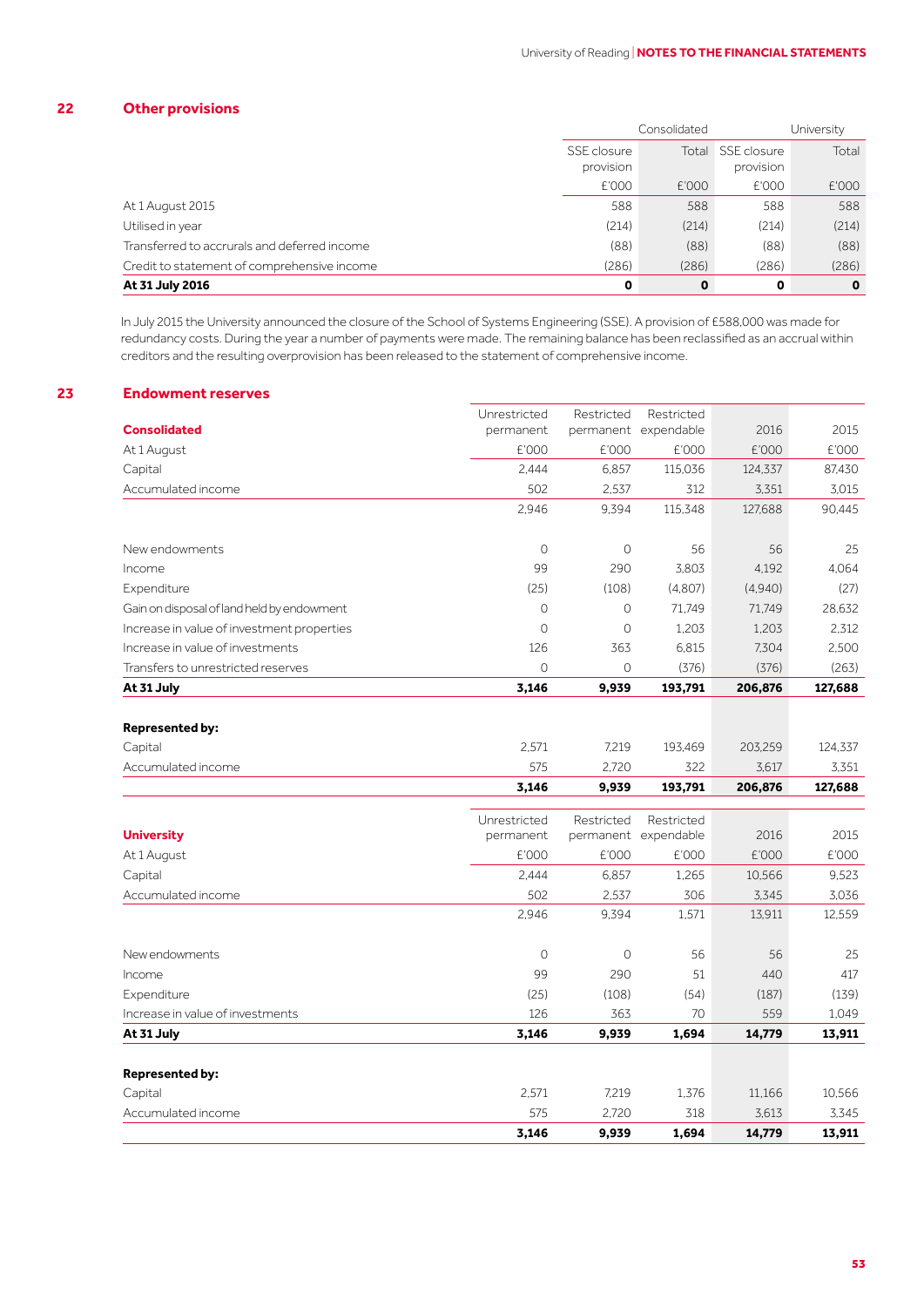## 22 Other provisions

| | Consolidated | | University | |
|---|---|---|---|---|
| | SSE closure provision | Total | SSE closure provision | Total |
| | £'000 | £'000 | £'000 | £'000 |
| At 1 August 2015 | 588 | 588 | 588 | 588 |
| Utilised in year | (214) | (214) | (214) | (214) |
| Transferred to accruals and deferred income | (88) | (88) | (88) | (88) |
| Credit to statement of comprehensive income | (286) | (286) | (286) | (286) |
| **At 31 July 2016** | **0** | **0** | **0** | **0** |

In July 2015 the University announced the closure of the School of Systems Engineering (SSE). A provision of £588,000 was made for redundancy costs. During the year a number of payments were made. The remaining balance has been reclassified as an accrual within creditors and the resulting overprovision has been released to the statement of comprehensive income.

## 23 Endowment reserves

| **Consolidated** | Unrestricted permanent | Restricted permanent | Restricted expendable | 2016 | 2015 |
|---|---|---|---|---|---|
| At 1 August | £'000 | £'000 | £'000 | £'000 | £'000 |
| Capital | 2,444 | 6,857 | 115,036 | 124,337 | 87,430 |
| Accumulated income | 502 | 2,537 | 312 | 3,351 | 3,015 |
| | 2,946 | 9,394 | 115,348 | 127,688 | 90,445 |
| | | | | | |
| New endowments | 0 | 0 | 56 | 56 | 25 |
| Income | 99 | 290 | 3,803 | 4,192 | 4,064 |
| Expenditure | (25) | (108) | (4,807) | (4,940) | (27) |
| Gain on disposal of land held by endowment | 0 | 0 | 71,749 | 71,749 | 28,632 |
| Increase in value of investment properties | 0 | 0 | 1,203 | 1,203 | 2,312 |
| Increase in value of investments | 126 | 363 | 6,815 | 7,304 | 2,500 |
| Transfers to unrestricted reserves | 0 | 0 | (376) | (376) | (263) |
| **At 31 July** | **3,146** | **9,939** | **193,791** | **206,876** | **127,688** |
| | | | | | |
| **Represented by:** | | | | | |
| Capital | 2,571 | 7,219 | 193,469 | 203,259 | 124,337 |
| Accumulated income | 575 | 2,720 | 322 | 3,617 | 3,351 |
| | **3,146** | **9,939** | **193,791** | **206,876** | **127,688** |

| **University** | Unrestricted permanent | Restricted permanent | Restricted expendable | 2016 | 2015 |
|---|---|---|---|---|---|
| At 1 August | £'000 | £'000 | £'000 | £'000 | £'000 |
| Capital | 2,444 | 6,857 | 1,265 | 10,566 | 9,523 |
| Accumulated income | 502 | 2,537 | 306 | 3,345 | 3,036 |
| | 2,946 | 9,394 | 1,571 | 13,911 | 12,559 |
| | | | | | |
| New endowments | 0 | 0 | 56 | 56 | 25 |
| Income | 99 | 290 | 51 | 440 | 417 |
| Expenditure | (25) | (108) | (54) | (187) | (139) |
| Increase in value of investments | 126 | 363 | 70 | 559 | 1,049 |
| **At 31 July** | **3,146** | **9,939** | **1,694** | **14,779** | **13,911** |
| | | | | | |
| **Represented by:** | | | | | |
| Capital | 2,571 | 7,219 | 1,376 | 11,166 | 10,566 |
| Accumulated income | 575 | 2,720 | 318 | 3,613 | 3,345 |
| | **3,146** | **9,939** | **1,694** | **14,779** | **13,911** |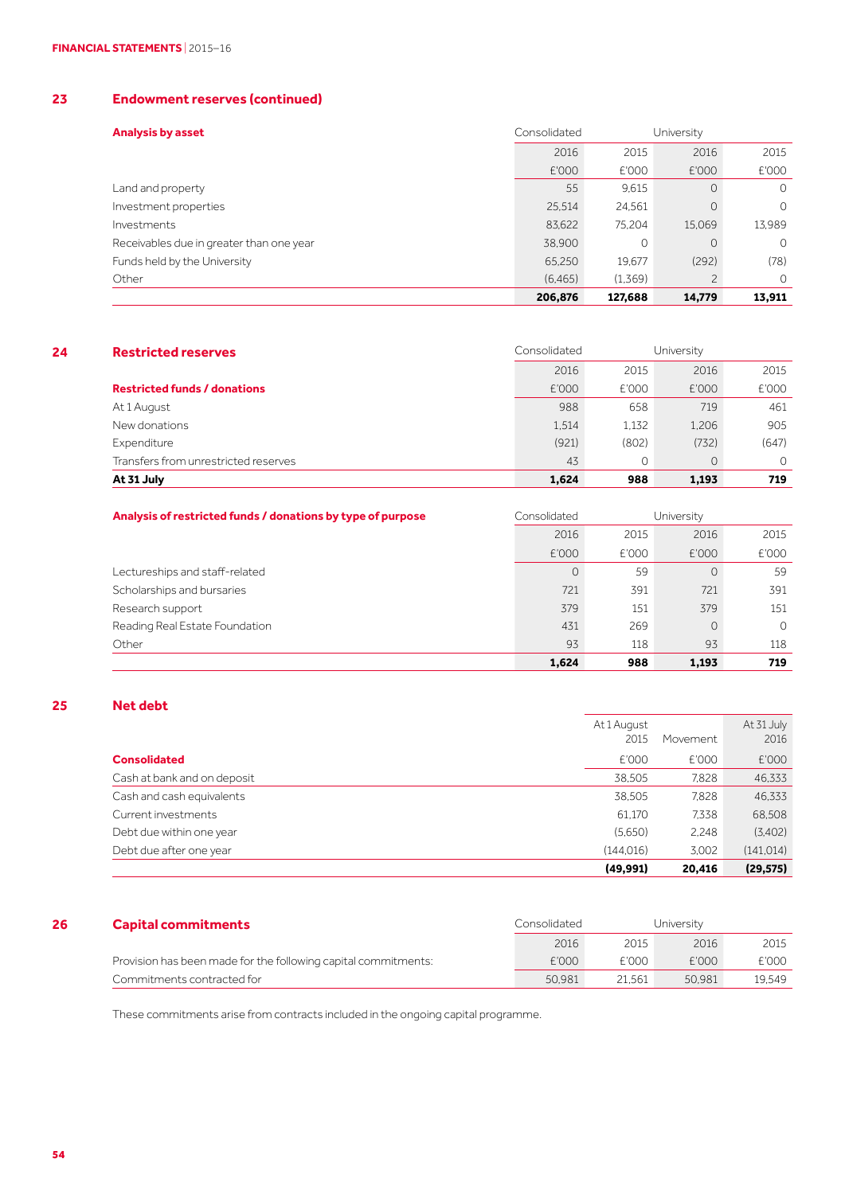## 23 Endowment reserves (continued)

| Analysis by asset | Consolidated | | University | |
|---|---|---|---|---|
| | 2016 | 2015 | 2016 | 2015 |
| | £'000 | £'000 | £'000 | £'000 |
| Land and property | 55 | 9,615 | 0 | 0 |
| Investment properties | 25,514 | 24,561 | 0 | 0 |
| Investments | 83,622 | 75,204 | 15,069 | 13,989 |
| Receivables due in greater than one year | 38,900 | 0 | 0 | 0 |
| Funds held by the University | 65,250 | 19,677 | (292) | (78) |
| Other | (6,465) | (1,369) | 2 | 0 |
| | **206,876** | **127,688** | **14,779** | **13,911** |

## 24 Restricted reserves

| | Consolidated | | University | |
|---|---|---|---|---|
| | 2016 | 2015 | 2016 | 2015 |
| **Restricted funds / donations** | £'000 | £'000 | £'000 | £'000 |
| At 1 August | 988 | 658 | 719 | 461 |
| New donations | 1,514 | 1,132 | 1,206 | 905 |
| Expenditure | (921) | (802) | (732) | (647) |
| Transfers from unrestricted reserves | 43 | 0 | 0 | 0 |
| **At 31 July** | **1,624** | **988** | **1,193** | **719** |

| Analysis of restricted funds / donations by type of purpose | Consolidated | | University | |
|---|---|---|---|---|
| | 2016 | 2015 | 2016 | 2015 |
| | £'000 | £'000 | £'000 | £'000 |
| Lectureships and staff-related | 0 | 59 | 0 | 59 |
| Scholarships and bursaries | 721 | 391 | 721 | 391 |
| Research support | 379 | 151 | 379 | 151 |
| Reading Real Estate Foundation | 431 | 269 | 0 | 0 |
| Other | 93 | 118 | 93 | 118 |
| | **1,624** | **988** | **1,193** | **719** |

## 25 Net debt

| | At 1 August 2015 | Movement | At 31 July 2016 |
|---|---|---|---|
| **Consolidated** | £'000 | £'000 | £'000 |
| Cash at bank and on deposit | 38,505 | 7,828 | 46,333 |
| Cash and cash equivalents | 38,505 | 7,828 | 46,333 |
| Current investments | 61,170 | 7,338 | 68,508 |
| Debt due within one year | (5,650) | 2,248 | (3,402) |
| Debt due after one year | (144,016) | 3,002 | (141,014) |
| | **(49,991)** | **20,416** | **(29,575)** |

## 26 Capital commitments

| | Consolidated | | University | |
|---|---|---|---|---|
| | 2016 | 2015 | 2016 | 2015 |
| Provision has been made for the following capital commitments: | £'000 | £'000 | £'000 | £'000 |
| Commitments contracted for | 50,981 | 21,561 | 50,981 | 19,549 |

These commitments arise from contracts included in the ongoing capital programme.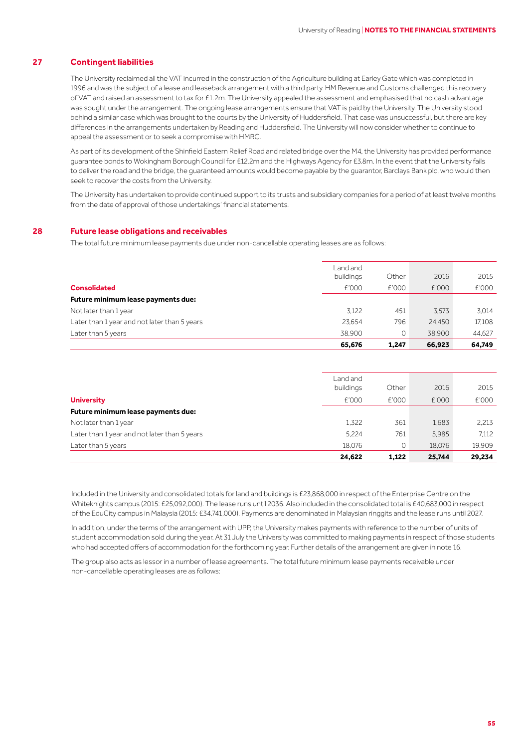## 27 Contingent liabilities

The University reclaimed all the VAT incurred in the construction of the Agriculture building at Earley Gate which was completed in 1996 and was the subject of a lease and leaseback arrangement with a third party. HM Revenue and Customs challenged this recovery of VAT and raised an assessment to tax for £1.2m. The University appealed the assessment and emphasised that no cash advantage was sought under the arrangement. The ongoing lease arrangements ensure that VAT is paid by the University. The University stood behind a similar case which was brought to the courts by the University of Huddersfield. That case was unsuccessful, but there are key differences in the arrangements undertaken by Reading and Huddersfield. The University will now consider whether to continue to appeal the assessment or to seek a compromise with HMRC.

As part of its development of the Shinfield Eastern Relief Road and related bridge over the M4, the University has provided performance guarantee bonds to Wokingham Borough Council for £12.2m and the Highways Agency for £3.8m. In the event that the University fails to deliver the road and the bridge, the guaranteed amounts would become payable by the guarantor, Barclays Bank plc, who would then seek to recover the costs from the University.

The University has undertaken to provide continued support to its trusts and subsidiary companies for a period of at least twelve months from the date of approval of those undertakings' financial statements.

## 28 Future lease obligations and receivables

The total future minimum lease payments due under non-cancellable operating leases are as follows:

| | Land and buildings | Other | 2016 | 2015 |
|---|---|---|---|---|
| **Consolidated** | £'000 | £'000 | £'000 | £'000 |
| **Future minimum lease payments due:** | | | | |
| Not later than 1 year | 3,122 | 451 | 3,573 | 3,014 |
| Later than 1 year and not later than 5 years | 23,654 | 796 | 24,450 | 17,108 |
| Later than 5 years | 38,900 | 0 | 38,900 | 44,627 |
| | **65,676** | **1,247** | **66,923** | **64,749** |

| | Land and buildings | Other | 2016 | 2015 |
|---|---|---|---|---|
| **University** | £'000 | £'000 | £'000 | £'000 |
| **Future minimum lease payments due:** | | | | |
| Not later than 1 year | 1,322 | 361 | 1,683 | 2,213 |
| Later than 1 year and not later than 5 years | 5,224 | 761 | 5,985 | 7,112 |
| Later than 5 years | 18,076 | 0 | 18,076 | 19,909 |
| | **24,622** | **1,122** | **25,744** | **29,234** |

Included in the University and consolidated totals for land and buildings is £23,868,000 in respect of the Enterprise Centre on the Whiteknights campus (2015: £25,092,000). The lease runs until 2036. Also included in the consolidated total is £40,683,000 in respect of the EduCity campus in Malaysia (2015: £34,741,000). Payments are denominated in Malaysian ringgits and the lease runs until 2027.

In addition, under the terms of the arrangement with UPP, the University makes payments with reference to the number of units of student accommodation sold during the year. At 31 July the University was committed to making payments in respect of those students who had accepted offers of accommodation for the forthcoming year. Further details of the arrangement are given in note 16.

The group also acts as lessor in a number of lease agreements. The total future minimum lease payments receivable under non-cancellable operating leases are as follows: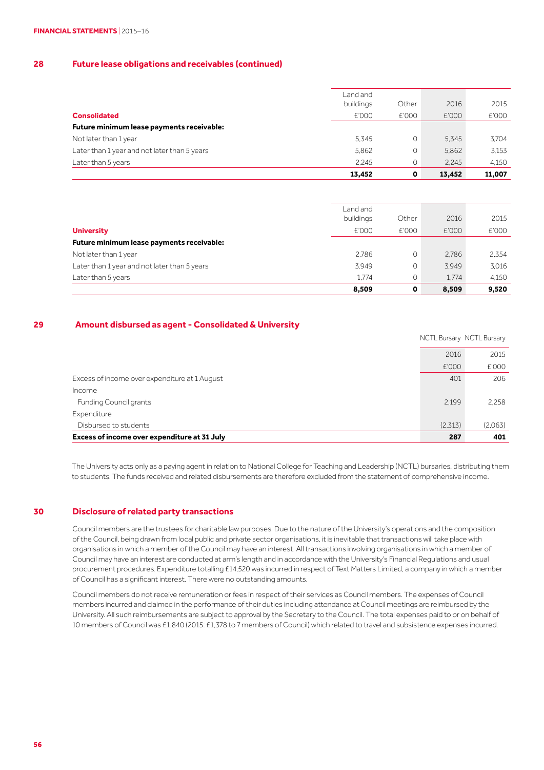## 28 Future lease obligations and receivables (continued)

| Consolidated | Land and buildings £'000 | Other £'000 | 2016 £'000 | 2015 £'000 |
|---|---|---|---|---|
| **Future minimum lease payments receivable:** | | | | |
| Not later than 1 year | 5,345 | 0 | 5,345 | 3,704 |
| Later than 1 year and not later than 5 years | 5,862 | 0 | 5,862 | 3,153 |
| Later than 5 years | 2,245 | 0 | 2,245 | 4,150 |
| | **13,452** | **0** | **13,452** | **11,007** |

| University | Land and buildings £'000 | Other £'000 | 2016 £'000 | 2015 £'000 |
|---|---|---|---|---|
| **Future minimum lease payments receivable:** | | | | |
| Not later than 1 year | 2,786 | 0 | 2,786 | 2,354 |
| Later than 1 year and not later than 5 years | 3,949 | 0 | 3,949 | 3,016 |
| Later than 5 years | 1,774 | 0 | 1,774 | 4,150 |
| | **8,509** | **0** | **8,509** | **9,520** |

## 29 Amount disbursed as agent - Consolidated & University

| | NCTL Bursary 2016 £'000 | NCTL Bursary 2015 £'000 |
|---|---|---|
| Excess of income over expenditure at 1 August | 401 | 206 |
| Income | | |
| Funding Council grants | 2,199 | 2,258 |
| Expenditure | | |
| Disbursed to students | (2,313) | (2,063) |
| **Excess of income over expenditure at 31 July** | **287** | **401** |

The University acts only as a paying agent in relation to National College for Teaching and Leadership (NCTL) bursaries, distributing them to students. The funds received and related disbursements are therefore excluded from the statement of comprehensive income.

## 30 Disclosure of related party transactions

Council members are the trustees for charitable law purposes. Due to the nature of the University's operations and the composition of the Council, being drawn from local public and private sector organisations, it is inevitable that transactions will take place with organisations in which a member of the Council may have an interest. All transactions involving organisations in which a member of Council may have an interest are conducted at arm's length and in accordance with the University's Financial Regulations and usual procurement procedures. Expenditure totalling £14,520 was incurred in respect of Text Matters Limited, a company in which a member of Council has a significant interest. There were no outstanding amounts.

Council members do not receive remuneration or fees in respect of their services as Council members. The expenses of Council members incurred and claimed in the performance of their duties including attendance at Council meetings are reimbursed by the University. All such reimbursements are subject to approval by the Secretary to the Council. The total expenses paid to or on behalf of 10 members of Council was £1,840 (2015: £1,378 to 7 members of Council) which related to travel and subsistence expenses incurred.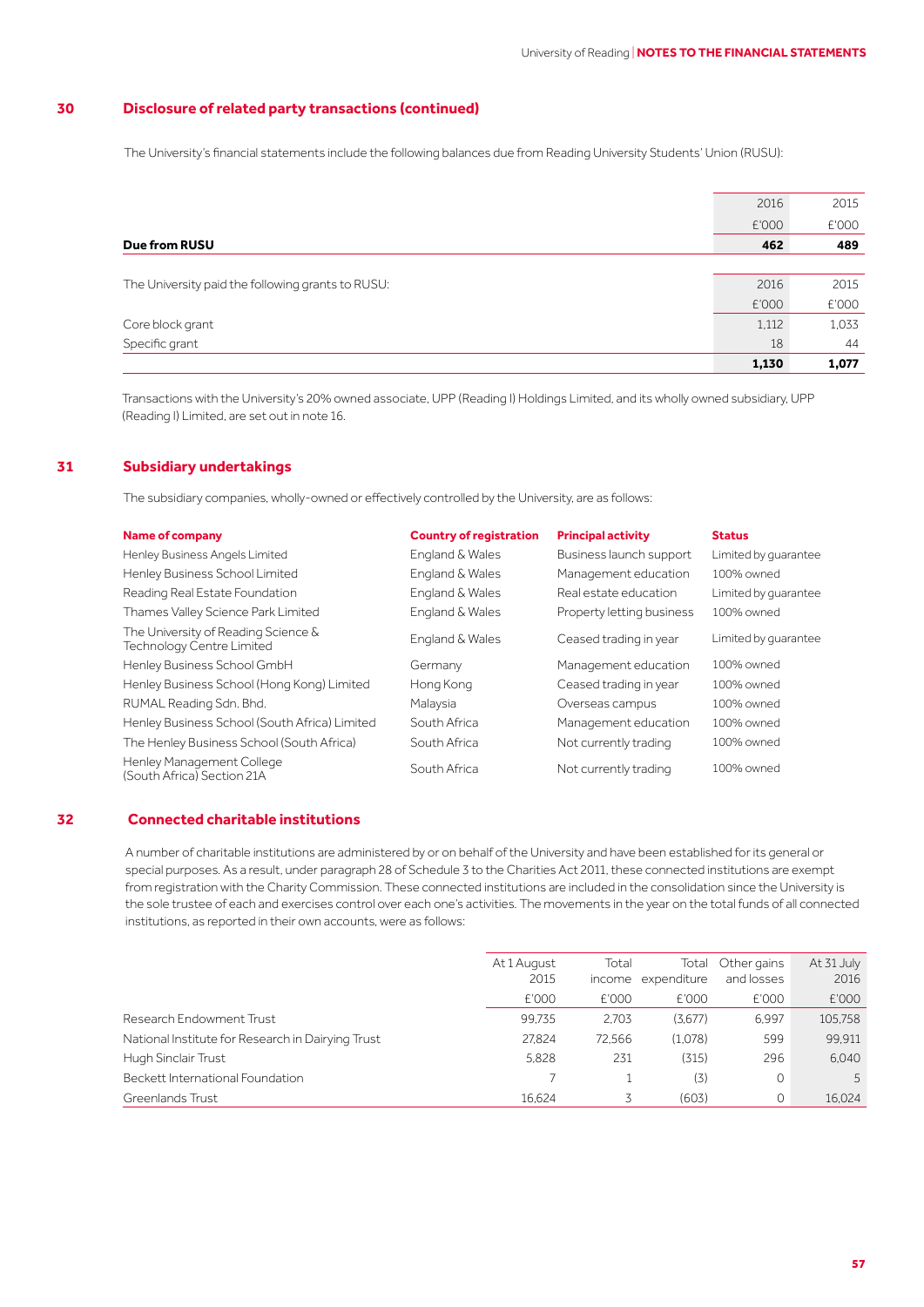## 30 Disclosure of related party transactions (continued)

The University's financial statements include the following balances due from Reading University Students' Union (RUSU):

| | 2016 | 2015 |
|---|---|---|
| | £'000 | £'000 |
| **Due from RUSU** | **462** | **489** |

| The University paid the following grants to RUSU: | 2016 | 2015 |
|---|---|---|
| | £'000 | £'000 |
| Core block grant | 1,112 | 1,033 |
| Specific grant | 18 | 44 |
| | **1,130** | **1,077** |

Transactions with the University's 20% owned associate, UPP (Reading I) Holdings Limited, and its wholly owned subsidiary, UPP (Reading I) Limited, are set out in note 16.

## 31 Subsidiary undertakings

The subsidiary companies, wholly-owned or effectively controlled by the University, are as follows:

| Name of company | Country of registration | Principal activity | Status |
|---|---|---|---|
| Henley Business Angels Limited | England & Wales | Business launch support | Limited by guarantee |
| Henley Business School Limited | England & Wales | Management education | 100% owned |
| Reading Real Estate Foundation | England & Wales | Real estate education | Limited by guarantee |
| Thames Valley Science Park Limited | England & Wales | Property letting business | 100% owned |
| The University of Reading Science & Technology Centre Limited | England & Wales | Ceased trading in year | Limited by guarantee |
| Henley Business School GmbH | Germany | Management education | 100% owned |
| Henley Business School (Hong Kong) Limited | Hong Kong | Ceased trading in year | 100% owned |
| RUMAL Reading Sdn. Bhd. | Malaysia | Overseas campus | 100% owned |
| Henley Business School (South Africa) Limited | South Africa | Management education | 100% owned |
| The Henley Business School (South Africa) | South Africa | Not currently trading | 100% owned |
| Henley Management College (South Africa) Section 21A | South Africa | Not currently trading | 100% owned |

## 32 Connected charitable institutions

A number of charitable institutions are administered by or on behalf of the University and have been established for its general or special purposes. As a result, under paragraph 28 of Schedule 3 to the Charities Act 2011, these connected institutions are exempt from registration with the Charity Commission. These connected institutions are included in the consolidation since the University is the sole trustee of each and exercises control over each one's activities. The movements in the year on the total funds of all connected institutions, as reported in their own accounts, were as follows:

| | At 1 August 2015 | Total income | Total expenditure | Other gains and losses | At 31 July 2016 |
|---|---|---|---|---|---|
| | £'000 | £'000 | £'000 | £'000 | £'000 |
| Research Endowment Trust | 99,735 | 2,703 | (3,677) | 6,997 | 105,758 |
| National Institute for Research in Dairying Trust | 27,824 | 72,566 | (1,078) | 599 | 99,911 |
| Hugh Sinclair Trust | 5,828 | 231 | (315) | 296 | 6,040 |
| Beckett International Foundation | 7 | 1 | (3) | 0 | 5 |
| Greenlands Trust | 16,624 | 3 | (603) | 0 | 16,024 |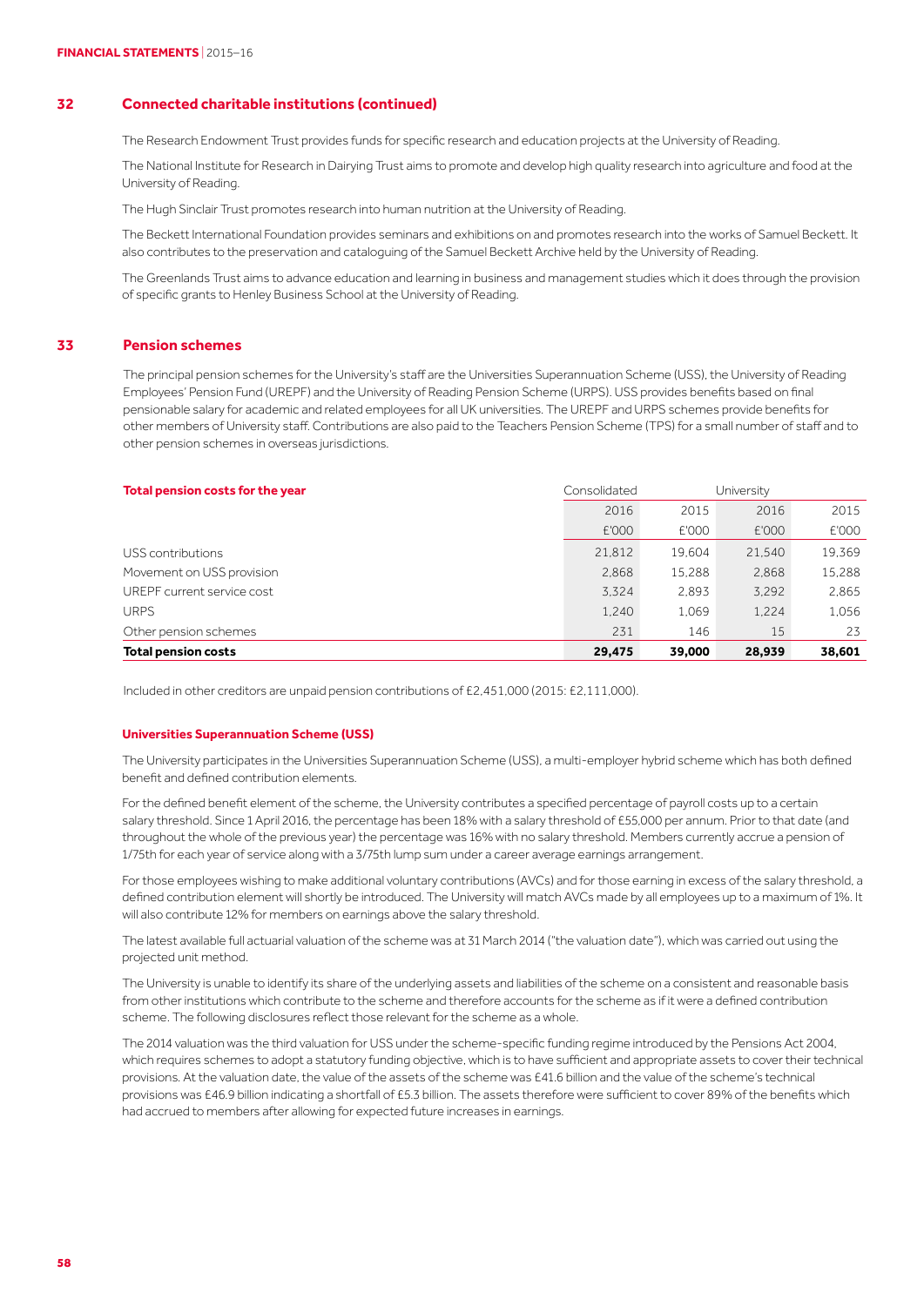## 32 Connected charitable institutions (continued)

The Research Endowment Trust provides funds for specific research and education projects at the University of Reading.

The National Institute for Research in Dairying Trust aims to promote and develop high quality research into agriculture and food at the University of Reading.

The Hugh Sinclair Trust promotes research into human nutrition at the University of Reading.

The Beckett International Foundation provides seminars and exhibitions on and promotes research into the works of Samuel Beckett. It also contributes to the preservation and cataloguing of the Samuel Beckett Archive held by the University of Reading.

The Greenlands Trust aims to advance education and learning in business and management studies which it does through the provision of specific grants to Henley Business School at the University of Reading.

## 33 Pension schemes

The principal pension schemes for the University's staff are the Universities Superannuation Scheme (USS), the University of Reading Employees' Pension Fund (UREPF) and the University of Reading Pension Scheme (URPS). USS provides benefits based on final pensionable salary for academic and related employees for all UK universities. The UREPF and URPS schemes provide benefits for other members of University staff. Contributions are also paid to the Teachers Pension Scheme (TPS) for a small number of staff and to other pension schemes in overseas jurisdictions.

| **Total pension costs for the year** | Consolidated | | University | |
|---|---|---|---|---|
| | 2016 | 2015 | 2016 | 2015 |
| | £'000 | £'000 | £'000 | £'000 |
| USS contributions | 21,812 | 19,604 | 21,540 | 19,369 |
| Movement on USS provision | 2,868 | 15,288 | 2,868 | 15,288 |
| UREPF current service cost | 3,324 | 2,893 | 3,292 | 2,865 |
| URPS | 1,240 | 1,069 | 1,224 | 1,056 |
| Other pension schemes | 231 | 146 | 15 | 23 |
| **Total pension costs** | **29,475** | **39,000** | **28,939** | **38,601** |

Included in other creditors are unpaid pension contributions of £2,451,000 (2015: £2,111,000).

### Universities Superannuation Scheme (USS)

The University participates in the Universities Superannuation Scheme (USS), a multi-employer hybrid scheme which has both defined benefit and defined contribution elements.

For the defined benefit element of the scheme, the University contributes a specified percentage of payroll costs up to a certain salary threshold. Since 1 April 2016, the percentage has been 18% with a salary threshold of £55,000 per annum. Prior to that date (and throughout the whole of the previous year) the percentage was 16% with no salary threshold. Members currently accrue a pension of 1/75th for each year of service along with a 3/75th lump sum under a career average earnings arrangement.

For those employees wishing to make additional voluntary contributions (AVCs) and for those earning in excess of the salary threshold, a defined contribution element will shortly be introduced. The University will match AVCs made by all employees up to a maximum of 1%. It will also contribute 12% for members on earnings above the salary threshold.

The latest available full actuarial valuation of the scheme was at 31 March 2014 ("the valuation date"), which was carried out using the projected unit method.

The University is unable to identify its share of the underlying assets and liabilities of the scheme on a consistent and reasonable basis from other institutions which contribute to the scheme and therefore accounts for the scheme as if it were a defined contribution scheme. The following disclosures reflect those relevant for the scheme as a whole.

The 2014 valuation was the third valuation for USS under the scheme-specific funding regime introduced by the Pensions Act 2004, which requires schemes to adopt a statutory funding objective, which is to have sufficient and appropriate assets to cover their technical provisions. At the valuation date, the value of the assets of the scheme was £41.6 billion and the value of the scheme's technical provisions was £46.9 billion indicating a shortfall of £5.3 billion. The assets therefore were sufficient to cover 89% of the benefits which had accrued to members after allowing for expected future increases in earnings.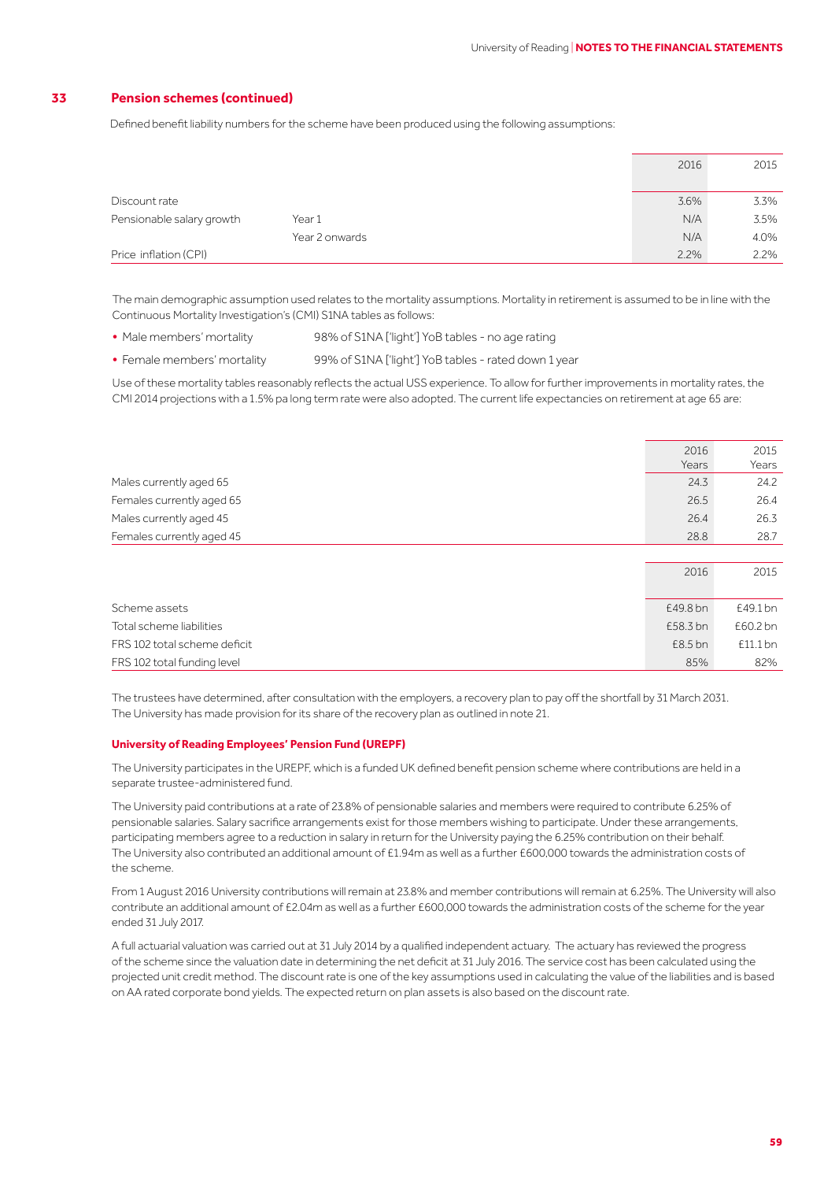## 33 Pension schemes (continued)

Defined benefit liability numbers for the scheme have been produced using the following assumptions:

| | | 2016 | 2015 |
|---|---|---|---|
| Discount rate | | 3.6% | 3.3% |
| Pensionable salary growth | Year 1 | N/A | 3.5% |
| | Year 2 onwards | N/A | 4.0% |
| Price inflation (CPI) | | 2.2% | 2.2% |

The main demographic assumption used relates to the mortality assumptions. Mortality in retirement is assumed to be in line with the Continuous Mortality Investigation's (CMI) S1NA tables as follows:

- Male members' mortality — 98% of S1NA ['light'] YoB tables - no age rating
- Female members' mortality — 99% of S1NA ['light'] YoB tables - rated down 1 year

Use of these mortality tables reasonably reflects the actual USS experience. To allow for further improvements in mortality rates, the CMI 2014 projections with a 1.5% pa long term rate were also adopted. The current life expectancies on retirement at age 65 are:

| | 2016 Years | 2015 Years |
|---|---|---|
| Males currently aged 65 | 24.3 | 24.2 |
| Females currently aged 65 | 26.5 | 26.4 |
| Males currently aged 45 | 26.4 | 26.3 |
| Females currently aged 45 | 28.8 | 28.7 |

| | 2016 | 2015 |
|---|---|---|
| Scheme assets | £49.8 bn | £49.1 bn |
| Total scheme liabilities | £58.3 bn | £60.2 bn |
| FRS 102 total scheme deficit | £8.5 bn | £11.1 bn |
| FRS 102 total funding level | 85% | 82% |

The trustees have determined, after consultation with the employers, a recovery plan to pay off the shortfall by 31 March 2031. The University has made provision for its share of the recovery plan as outlined in note 21.

### University of Reading Employees' Pension Fund (UREPF)

The University participates in the UREPF, which is a funded UK defined benefit pension scheme where contributions are held in a separate trustee-administered fund.

The University paid contributions at a rate of 23.8% of pensionable salaries and members were required to contribute 6.25% of pensionable salaries. Salary sacrifice arrangements exist for those members wishing to participate. Under these arrangements, participating members agree to a reduction in salary in return for the University paying the 6.25% contribution on their behalf. The University also contributed an additional amount of £1.94m as well as a further £600,000 towards the administration costs of the scheme.

From 1 August 2016 University contributions will remain at 23.8% and member contributions will remain at 6.25%. The University will also contribute an additional amount of £2.04m as well as a further £600,000 towards the administration costs of the scheme for the year ended 31 July 2017.

A full actuarial valuation was carried out at 31 July 2014 by a qualified independent actuary. The actuary has reviewed the progress of the scheme since the valuation date in determining the net deficit at 31 July 2016. The service cost has been calculated using the projected unit credit method. The discount rate is one of the key assumptions used in calculating the value of the liabilities and is based on AA rated corporate bond yields. The expected return on plan assets is also based on the discount rate.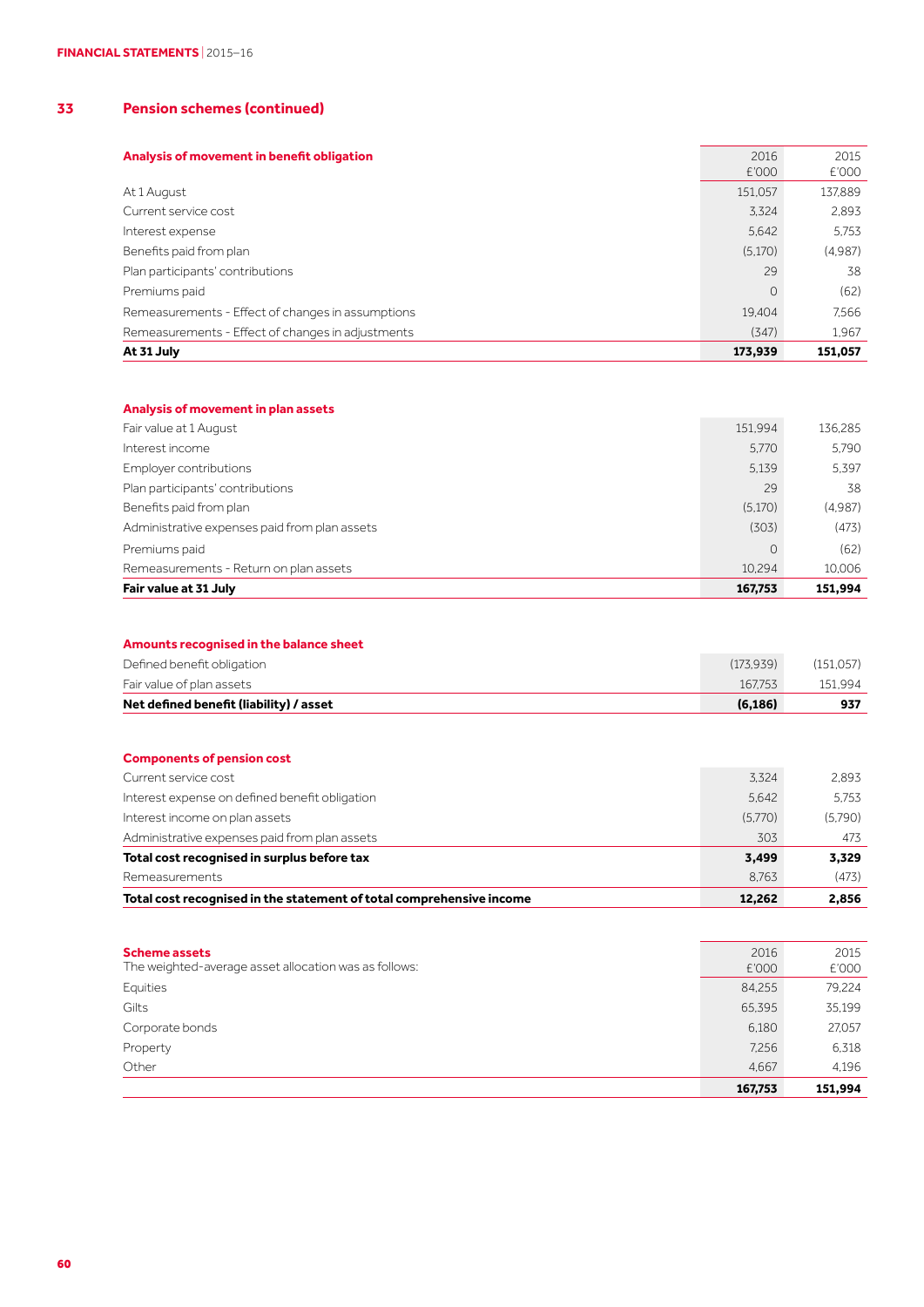## 33 Pension schemes (continued)

| Analysis of movement in benefit obligation | 2016 £'000 | 2015 £'000 |
|---|---|---|
| At 1 August | 151,057 | 137,889 |
| Current service cost | 3,324 | 2,893 |
| Interest expense | 5,642 | 5,753 |
| Benefits paid from plan | (5,170) | (4,987) |
| Plan participants' contributions | 29 | 38 |
| Premiums paid | 0 | (62) |
| Remeasurements - Effect of changes in assumptions | 19,404 | 7,566 |
| Remeasurements - Effect of changes in adjustments | (347) | 1,967 |
| **At 31 July** | **173,939** | **151,057** |

| Analysis of movement in plan assets | | |
|---|---|---|
| Fair value at 1 August | 151,994 | 136,285 |
| Interest income | 5,770 | 5,790 |
| Employer contributions | 5,139 | 5,397 |
| Plan participants' contributions | 29 | 38 |
| Benefits paid from plan | (5,170) | (4,987) |
| Administrative expenses paid from plan assets | (303) | (473) |
| Premiums paid | 0 | (62) |
| Remeasurements - Return on plan assets | 10,294 | 10,006 |
| **Fair value at 31 July** | **167,753** | **151,994** |

| Amounts recognised in the balance sheet | | |
|---|---|---|
| Defined benefit obligation | (173,939) | (151,057) |
| Fair value of plan assets | 167,753 | 151,994 |
| **Net defined benefit (liability) / asset** | **(6,186)** | **937** |

| Components of pension cost | | |
|---|---|---|
| Current service cost | 3,324 | 2,893 |
| Interest expense on defined benefit obligation | 5,642 | 5,753 |
| Interest income on plan assets | (5,770) | (5,790) |
| Administrative expenses paid from plan assets | 303 | 473 |
| **Total cost recognised in surplus before tax** | **3,499** | **3,329** |
| Remeasurements | 8,763 | (473) |
| **Total cost recognised in the statement of total comprehensive income** | **12,262** | **2,856** |

| Scheme assets<br>The weighted-average asset allocation was as follows: | 2016 £'000 | 2015 £'000 |
|---|---|---|
| Equities | 84,255 | 79,224 |
| Gilts | 65,395 | 35,199 |
| Corporate bonds | 6,180 | 27,057 |
| Property | 7,256 | 6,318 |
| Other | 4,667 | 4,196 |
| | **167,753** | **151,994** |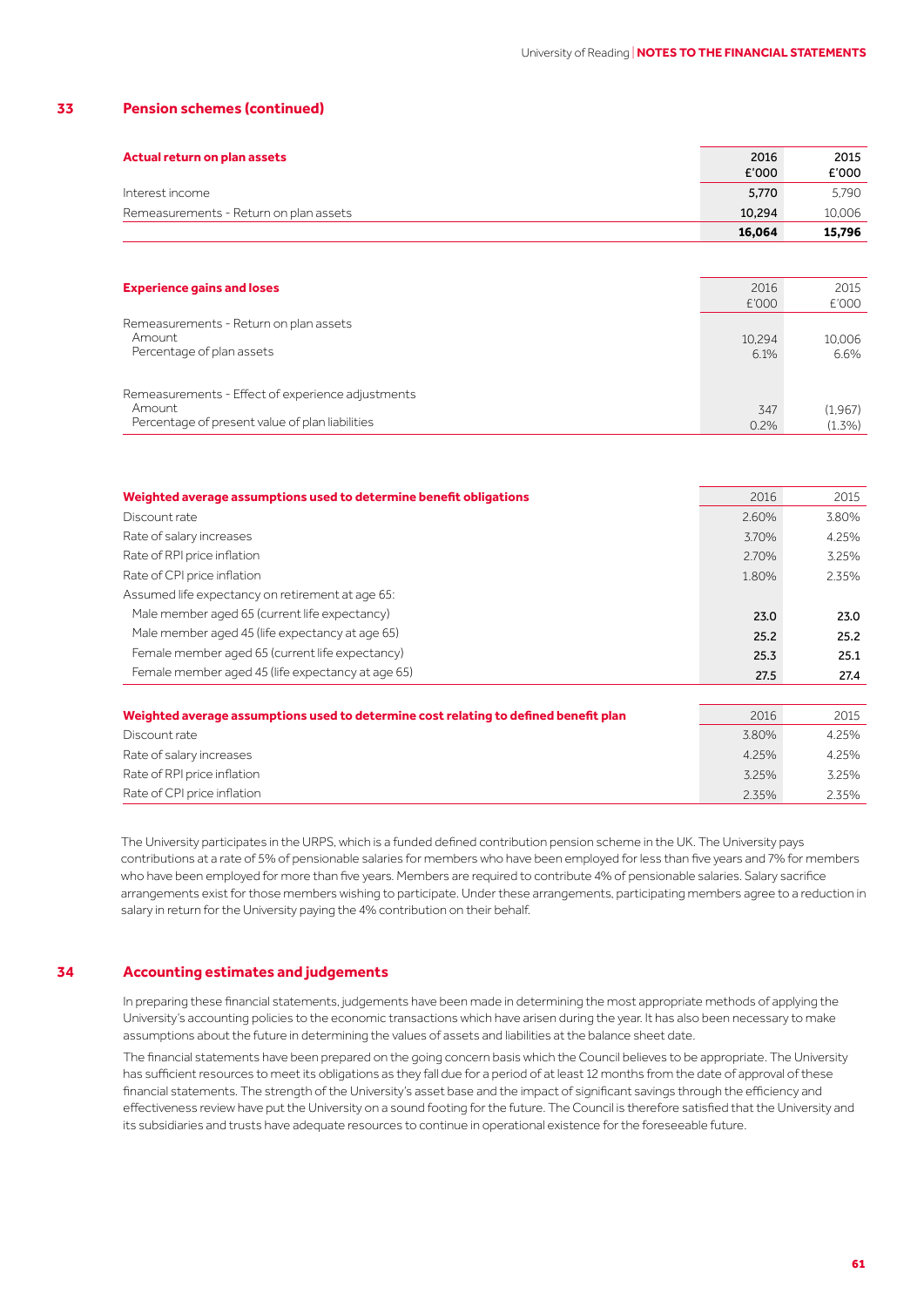## 33 Pension schemes (continued)

| Actual return on plan assets | 2016 £'000 | 2015 £'000 |
|---|---|---|
| Interest income | **5,770** | 5,790 |
| Remeasurements - Return on plan assets | **10,294** | 10,006 |
| | **16,064** | **15,796** |

| Experience gains and loses | 2016 £'000 | 2015 £'000 |
|---|---|---|
| Remeasurements - Return on plan assets | | |
| Amount | 10,294 | 10,006 |
| Percentage of plan assets | 6.1% | 6.6% |
| Remeasurements - Effect of experience adjustments | | |
| Amount | 347 | (1,967) |
| Percentage of present value of plan liabilities | 0.2% | (1.3%) |

| Weighted average assumptions used to determine benefit obligations | 2016 | 2015 |
|---|---|---|
| Discount rate | 2.60% | 3.80% |
| Rate of salary increases | 3.70% | 4.25% |
| Rate of RPI price inflation | 2.70% | 3.25% |
| Rate of CPI price inflation | 1.80% | 2.35% |
| Assumed life expectancy on retirement at age 65: | | |
| Male member aged 65 (current life expectancy) | **23.0** | **23.0** |
| Male member aged 45 (life expectancy at age 65) | **25.2** | **25.2** |
| Female member aged 65 (current life expectancy) | **25.3** | **25.1** |
| Female member aged 45 (life expectancy at age 65) | **27.5** | **27.4** |

| Weighted average assumptions used to determine cost relating to defined benefit plan | 2016 | 2015 |
|---|---|---|
| Discount rate | 3.80% | 4.25% |
| Rate of salary increases | 4.25% | 4.25% |
| Rate of RPI price inflation | 3.25% | 3.25% |
| Rate of CPI price inflation | 2.35% | 2.35% |

The University participates in the URPS, which is a funded defined contribution pension scheme in the UK. The University pays contributions at a rate of 5% of pensionable salaries for members who have been employed for less than five years and 7% for members who have been employed for more than five years. Members are required to contribute 4% of pensionable salaries. Salary sacrifice arrangements exist for those members wishing to participate. Under these arrangements, participating members agree to a reduction in salary in return for the University paying the 4% contribution on their behalf.

## 34 Accounting estimates and judgements

In preparing these financial statements, judgements have been made in determining the most appropriate methods of applying the University's accounting policies to the economic transactions which have arisen during the year. It has also been necessary to make assumptions about the future in determining the values of assets and liabilities at the balance sheet date.

The financial statements have been prepared on the going concern basis which the Council believes to be appropriate. The University has sufficient resources to meet its obligations as they fall due for a period of at least 12 months from the date of approval of these financial statements. The strength of the University's asset base and the impact of significant savings through the efficiency and effectiveness review have put the University on a sound footing for the future. The Council is therefore satisfied that the University and its subsidiaries and trusts have adequate resources to continue in operational existence for the foreseeable future.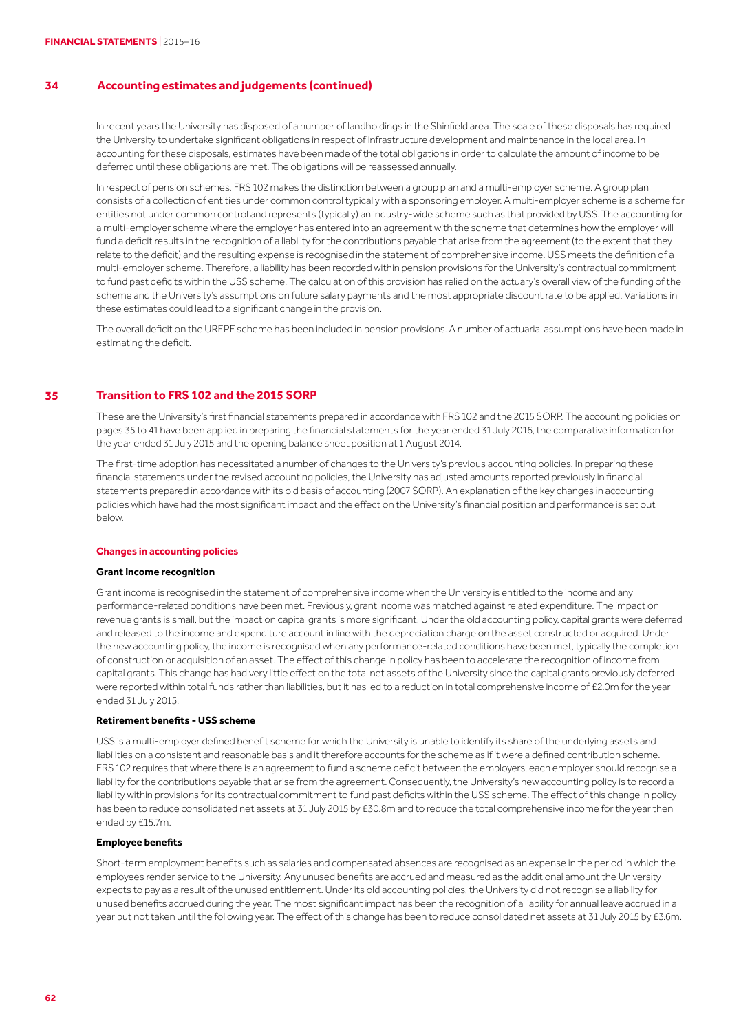## 34 Accounting estimates and judgements (continued)

In recent years the University has disposed of a number of landholdings in the Shinfield area. The scale of these disposals has required the University to undertake significant obligations in respect of infrastructure development and maintenance in the local area. In accounting for these disposals, estimates have been made of the total obligations in order to calculate the amount of income to be deferred until these obligations are met. The obligations will be reassessed annually.

In respect of pension schemes, FRS 102 makes the distinction between a group plan and a multi-employer scheme. A group plan consists of a collection of entities under common control typically with a sponsoring employer. A multi-employer scheme is a scheme for entities not under common control and represents (typically) an industry-wide scheme such as that provided by USS. The accounting for a multi-employer scheme where the employer has entered into an agreement with the scheme that determines how the employer will fund a deficit results in the recognition of a liability for the contributions payable that arise from the agreement (to the extent that they relate to the deficit) and the resulting expense is recognised in the statement of comprehensive income. USS meets the definition of a multi-employer scheme. Therefore, a liability has been recorded within pension provisions for the University's contractual commitment to fund past deficits within the USS scheme. The calculation of this provision has relied on the actuary's overall view of the funding of the scheme and the University's assumptions on future salary payments and the most appropriate discount rate to be applied. Variations in these estimates could lead to a significant change in the provision.

The overall deficit on the UREPF scheme has been included in pension provisions. A number of actuarial assumptions have been made in estimating the deficit.

## 35 Transition to FRS 102 and the 2015 SORP

These are the University's first financial statements prepared in accordance with FRS 102 and the 2015 SORP. The accounting policies on pages 35 to 41 have been applied in preparing the financial statements for the year ended 31 July 2016, the comparative information for the year ended 31 July 2015 and the opening balance sheet position at 1 August 2014.

The first-time adoption has necessitated a number of changes to the University's previous accounting policies. In preparing these financial statements under the revised accounting policies, the University has adjusted amounts reported previously in financial statements prepared in accordance with its old basis of accounting (2007 SORP). An explanation of the key changes in accounting policies which have had the most significant impact and the effect on the University's financial position and performance is set out below.

### Changes in accounting policies

#### Grant income recognition

Grant income is recognised in the statement of comprehensive income when the University is entitled to the income and any performance-related conditions have been met. Previously, grant income was matched against related expenditure. The impact on revenue grants is small, but the impact on capital grants is more significant. Under the old accounting policy, capital grants were deferred and released to the income and expenditure account in line with the depreciation charge on the asset constructed or acquired. Under the new accounting policy, the income is recognised when any performance-related conditions have been met, typically the completion of construction or acquisition of an asset. The effect of this change in policy has been to accelerate the recognition of income from capital grants. This change has had very little effect on the total net assets of the University since the capital grants previously deferred were reported within total funds rather than liabilities, but it has led to a reduction in total comprehensive income of £2.0m for the year ended 31 July 2015.

#### Retirement benefits - USS scheme

USS is a multi-employer defined benefit scheme for which the University is unable to identify its share of the underlying assets and liabilities on a consistent and reasonable basis and it therefore accounts for the scheme as if it were a defined contribution scheme. FRS 102 requires that where there is an agreement to fund a scheme deficit between the employers, each employer should recognise a liability for the contributions payable that arise from the agreement. Consequently, the University's new accounting policy is to record a liability within provisions for its contractual commitment to fund past deficits within the USS scheme. The effect of this change in policy has been to reduce consolidated net assets at 31 July 2015 by £30.8m and to reduce the total comprehensive income for the year then ended by £15.7m.

#### Employee benefits

Short-term employment benefits such as salaries and compensated absences are recognised as an expense in the period in which the employees render service to the University. Any unused benefits are accrued and measured as the additional amount the University expects to pay as a result of the unused entitlement. Under its old accounting policies, the University did not recognise a liability for unused benefits accrued during the year. The most significant impact has been the recognition of a liability for annual leave accrued in a year but not taken until the following year. The effect of this change has been to reduce consolidated net assets at 31 July 2015 by £3.6m.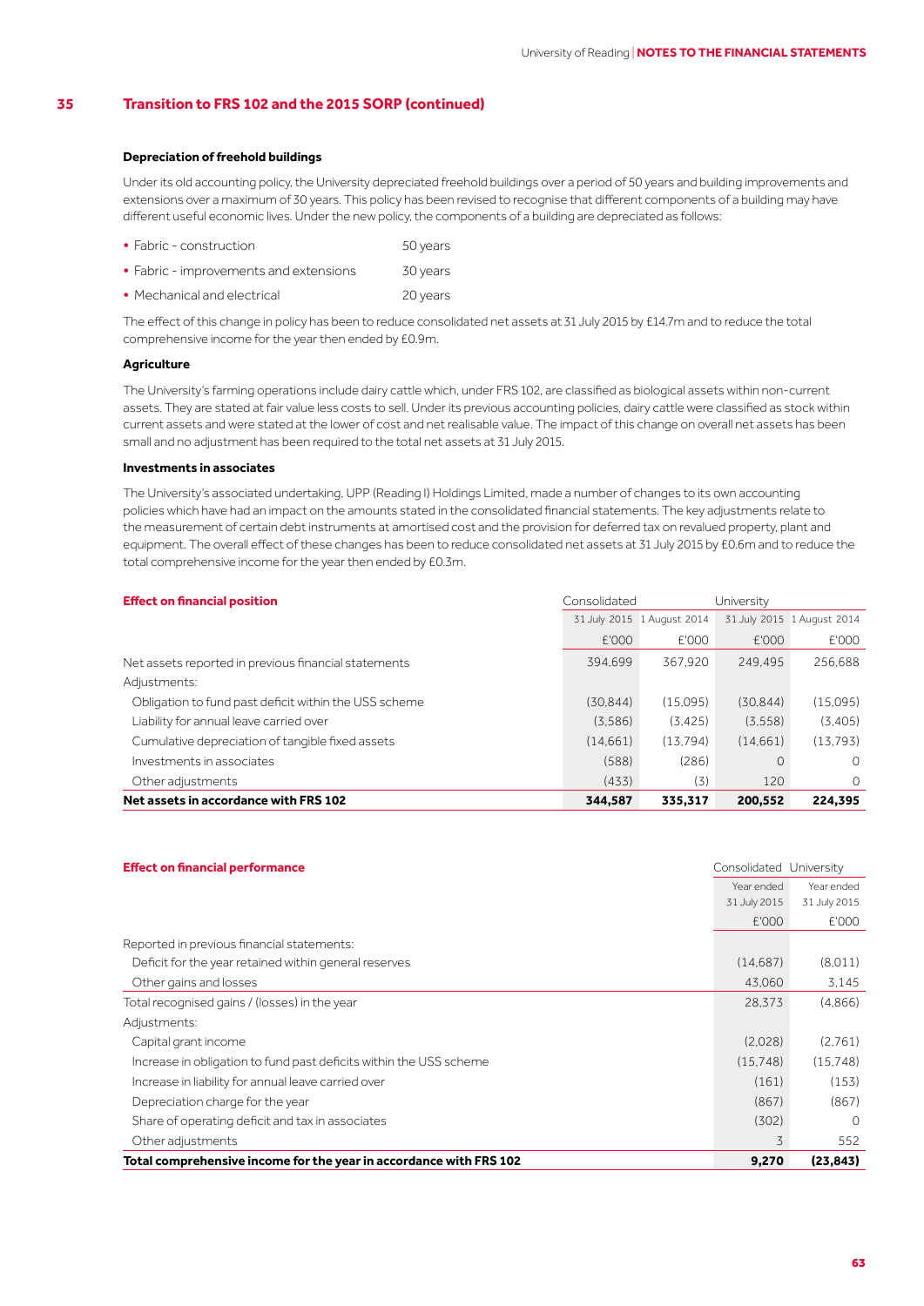## 35 Transition to FRS 102 and the 2015 SORP (continued)

**Depreciation of freehold buildings**

Under its old accounting policy, the University depreciated freehold buildings over a period of 50 years and building improvements and extensions over a maximum of 30 years. This policy has been revised to recognise that different components of a building may have different useful economic lives. Under the new policy, the components of a building are depreciated as follows:

- Fabric - construction 50 years
- Fabric - improvements and extensions 30 years
- Mechanical and electrical 20 years

The effect of this change in policy has been to reduce consolidated net assets at 31 July 2015 by £14.7m and to reduce the total comprehensive income for the year then ended by £0.9m.

**Agriculture**

The University's farming operations include dairy cattle which, under FRS 102, are classified as biological assets within non-current assets. They are stated at fair value less costs to sell. Under its previous accounting policies, dairy cattle were classified as stock within current assets and were stated at the lower of cost and net realisable value. The impact of this change on overall net assets has been small and no adjustment has been required to the total net assets at 31 July 2015.

**Investments in associates**

The University's associated undertaking, UPP (Reading I) Holdings Limited, made a number of changes to its own accounting policies which have had an impact on the amounts stated in the consolidated financial statements. The key adjustments relate to the measurement of certain debt instruments at amortised cost and the provision for deferred tax on revalued property, plant and equipment. The overall effect of these changes has been to reduce consolidated net assets at 31 July 2015 by £0.6m and to reduce the total comprehensive income for the year then ended by £0.3m.

| Effect on financial position | Consolidated | | University | |
|---|---|---|---|---|
| | 31 July 2015 | 1 August 2014 | 31 July 2015 | 1 August 2014 |
| | £'000 | £'000 | £'000 | £'000 |
| Net assets reported in previous financial statements | 394,699 | 367,920 | 249,495 | 256,688 |
| Adjustments: | | | | |
| Obligation to fund past deficit within the USS scheme | (30,844) | (15,095) | (30,844) | (15,095) |
| Liability for annual leave carried over | (3,586) | (3,425) | (3,558) | (3,405) |
| Cumulative depreciation of tangible fixed assets | (14,661) | (13,794) | (14,661) | (13,793) |
| Investments in associates | (588) | (286) | 0 | 0 |
| Other adjustments | (433) | (3) | 120 | 0 |
| **Net assets in accordance with FRS 102** | **344,587** | **335,317** | **200,552** | **224,395** |

| Effect on financial performance | Consolidated | University |
|---|---|---|
| | Year ended 31 July 2015 | Year ended 31 July 2015 |
| | £'000 | £'000 |
| Reported in previous financial statements: | | |
| Deficit for the year retained within general reserves | (14,687) | (8,011) |
| Other gains and losses | 43,060 | 3,145 |
| Total recognised gains / (losses) in the year | 28,373 | (4,866) |
| Adjustments: | | |
| Capital grant income | (2,028) | (2,761) |
| Increase in obligation to fund past deficits within the USS scheme | (15,748) | (15,748) |
| Increase in liability for annual leave carried over | (161) | (153) |
| Depreciation charge for the year | (867) | (867) |
| Share of operating deficit and tax in associates | (302) | 0 |
| Other adjustments | 3 | 552 |
| **Total comprehensive income for the year in accordance with FRS 102** | **9,270** | **(23,843)** |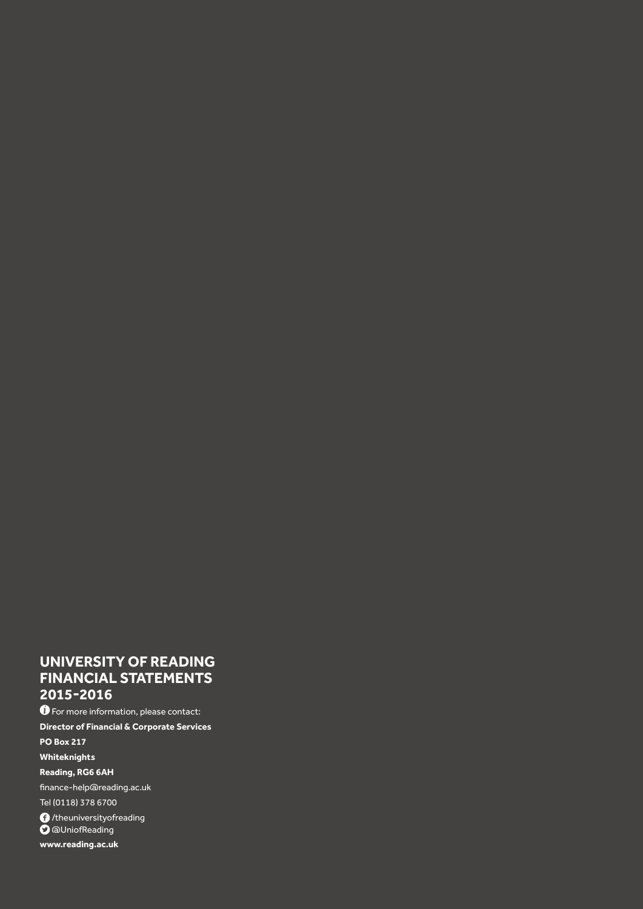# UNIVERSITY OF READING FINANCIAL STATEMENTS 2015-2016

For more information, please contact:

**Director of Financial & Corporate Services**

**PO Box 217**

**Whiteknights**

**Reading, RG6 6AH**

finance-help@reading.ac.uk

Tel (0118) 378 6700

/theuniversityofreading

@UniofReading

**www.reading.ac.uk**